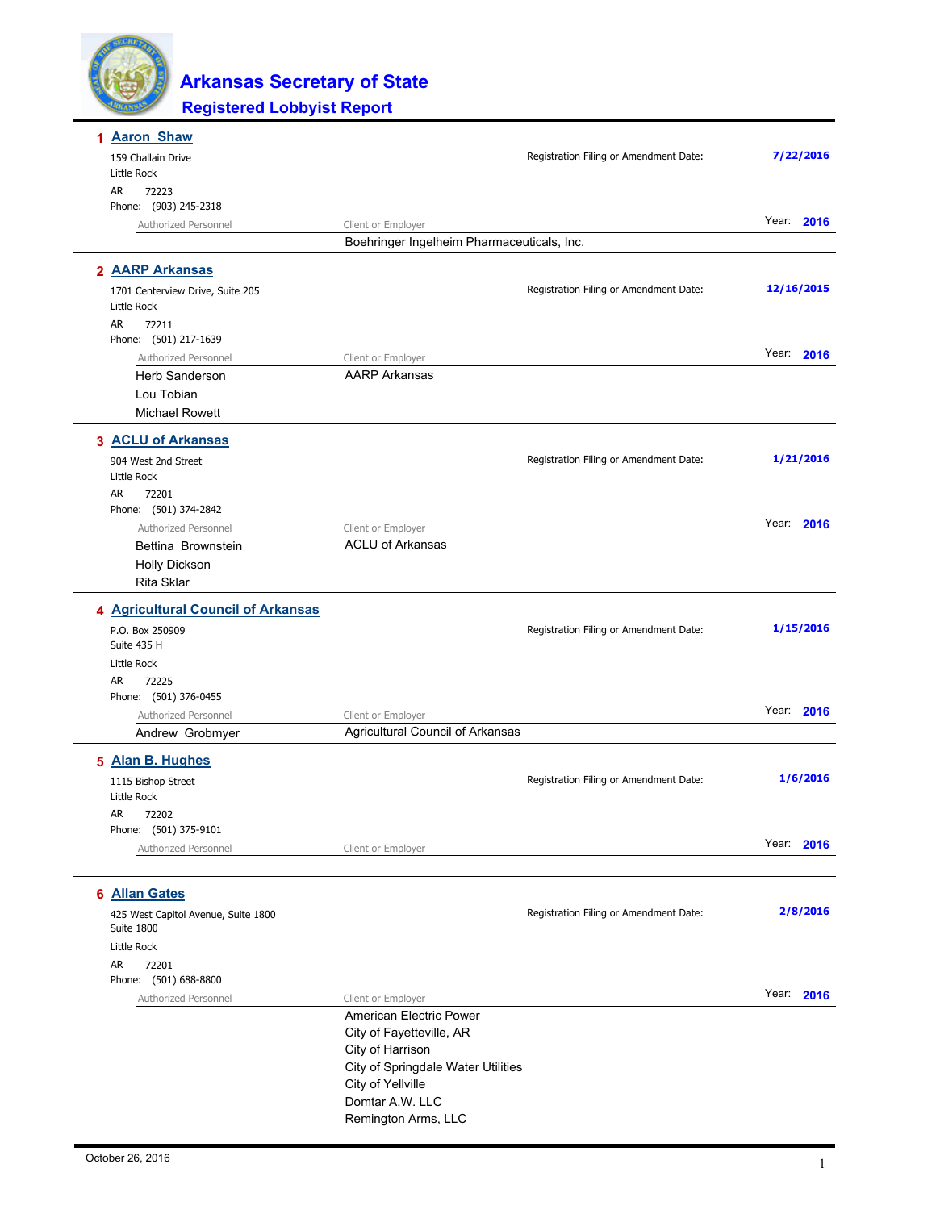# Arkansas Secretary of State

## Registered Lobbyist Report

### 1 Aaron Shaw

159 Challain Drive
Little Rock
AR 72223
Phone: (903) 245-2318

Registration Filing or Amendment Date: **7/22/2016**

Year: **2016**

| Authorized Personnel | Client or Employer |
|---|---|
| | Boehringer Ingelheim Pharmaceuticals, Inc. |

### 2 AARP Arkansas

1701 Centerview Drive, Suite 205
Little Rock
AR 72211
Phone: (501) 217-1639

Registration Filing or Amendment Date: **12/16/2015**

Year: **2016**

| Authorized Personnel | Client or Employer |
|---|---|
| Herb Sanderson | AARP Arkansas |
| Lou Tobian | |
| Michael Rowett | |

### 3 ACLU of Arkansas

904 West 2nd Street
Little Rock
AR 72201
Phone: (501) 374-2842

Registration Filing or Amendment Date: **1/21/2016**

Year: **2016**

| Authorized Personnel | Client or Employer |
|---|---|
| Bettina Brownstein | ACLU of Arkansas |
| Holly Dickson | |
| Rita Sklar | |

### 4 Agricultural Council of Arkansas

P.O. Box 250909
Suite 435 H
Little Rock
AR 72225
Phone: (501) 376-0455

Registration Filing or Amendment Date: **1/15/2016**

Year: **2016**

| Authorized Personnel | Client or Employer |
|---|---|
| Andrew Grobmyer | Agricultural Council of Arkansas |

### 5 Alan B. Hughes

1115 Bishop Street
Little Rock
AR 72202
Phone: (501) 375-9101

Registration Filing or Amendment Date: **1/6/2016**

Year: **2016**

| Authorized Personnel | Client or Employer |
|---|---|
| | |

### 6 Allan Gates

425 West Capitol Avenue, Suite 1800
Suite 1800
Little Rock
AR 72201
Phone: (501) 688-8800

Registration Filing or Amendment Date: **2/8/2016**

Year: **2016**

| Authorized Personnel | Client or Employer |
|---|---|
| | American Electric Power |
| | City of Fayetteville, AR |
| | City of Harrison |
| | City of Springdale Water Utilities |
| | City of Yellville |
| | Domtar A.W. LLC |
| | Remington Arms, LLC |

October 26, 2016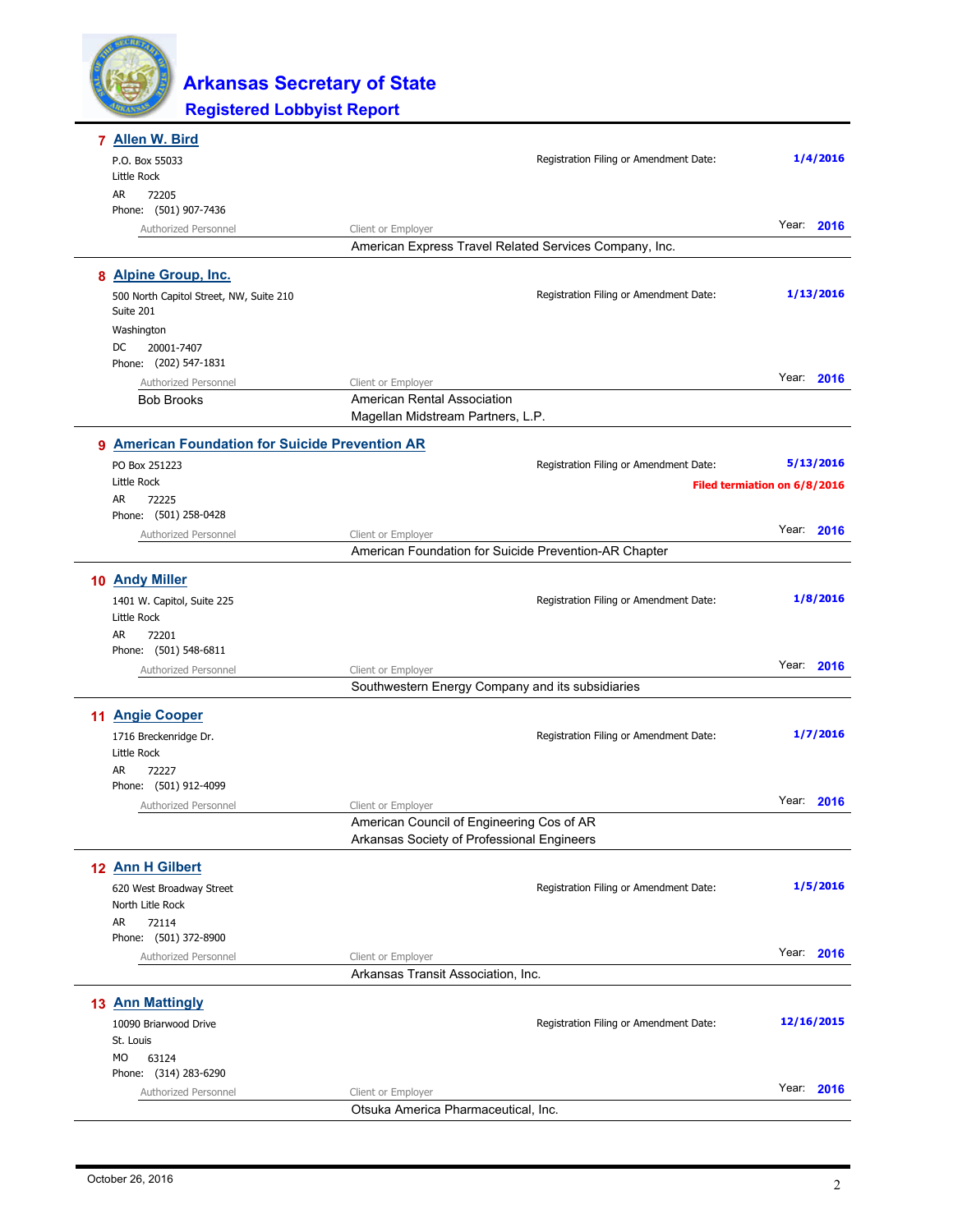# Arkansas Secretary of State

## Registered Lobbyist Report

### 7 Allen W. Bird

P.O. Box 55033
Little Rock
AR 72205
Phone: (501) 907-7436

Registration Filing or Amendment Date: **1/4/2016**

Year: **2016**

| Authorized Personnel | Client or Employer |
|---|---|
| | American Express Travel Related Services Company, Inc. |

### 8 Alpine Group, Inc.

500 North Capitol Street, NW, Suite 210
Suite 201
Washington
DC 20001-7407
Phone: (202) 547-1831

Registration Filing or Amendment Date: **1/13/2016**

Year: **2016**

| Authorized Personnel | Client or Employer |
|---|---|
| Bob Brooks | American Rental Association |
| | Magellan Midstream Partners, L.P. |

### 9 American Foundation for Suicide Prevention AR

PO Box 251223
Little Rock
AR 72225
Phone: (501) 258-0428

Registration Filing or Amendment Date: **5/13/2016**

**Filed termiation on 6/8/2016**

Year: **2016**

| Authorized Personnel | Client or Employer |
|---|---|
| | American Foundation for Suicide Prevention-AR Chapter |

### 10 Andy Miller

1401 W. Capitol, Suite 225
Little Rock
AR 72201
Phone: (501) 548-6811

Registration Filing or Amendment Date: **1/8/2016**

Year: **2016**

| Authorized Personnel | Client or Employer |
|---|---|
| | Southwestern Energy Company and its subsidiaries |

### 11 Angie Cooper

1716 Breckenridge Dr.
Little Rock
AR 72227
Phone: (501) 912-4099

Registration Filing or Amendment Date: **1/7/2016**

Year: **2016**

| Authorized Personnel | Client or Employer |
|---|---|
| | American Council of Engineering Cos of AR |
| | Arkansas Society of Professional Engineers |

### 12 Ann H Gilbert

620 West Broadway Street
North Litle Rock
AR 72114
Phone: (501) 372-8900

Registration Filing or Amendment Date: **1/5/2016**

Year: **2016**

| Authorized Personnel | Client or Employer |
|---|---|
| | Arkansas Transit Association, Inc. |

### 13 Ann Mattingly

10090 Briarwood Drive
St. Louis
MO 63124
Phone: (314) 283-6290

Registration Filing or Amendment Date: **12/16/2015**

Year: **2016**

| Authorized Personnel | Client or Employer |
|---|---|
| | Otsuka America Pharmaceutical, Inc. |

October 26, 2016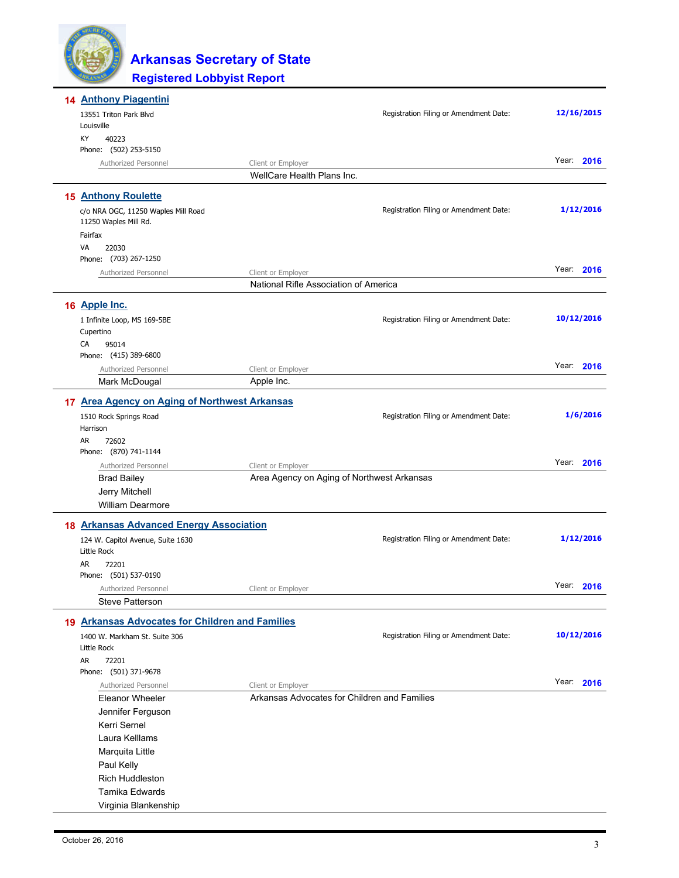# Arkansas Secretary of State

## Registered Lobbyist Report

### 14 Anthony Piagentini

13551 Triton Park Blvd
Louisville
KY 40223
Phone: (502) 253-5150

Registration Filing or Amendment Date: **12/16/2015**

Year: **2016**

| Authorized Personnel | Client or Employer |
|---|---|
| | WellCare Health Plans Inc. |

### 15 Anthony Roulette

c/o NRA OGC, 11250 Waples Mill Road
11250 Waples Mill Rd.
Fairfax
VA 22030
Phone: (703) 267-1250

Registration Filing or Amendment Date: **1/12/2016**

Year: **2016**

| Authorized Personnel | Client or Employer |
|---|---|
| | National Rifle Association of America |

### 16 Apple Inc.

1 Infinite Loop, MS 169-5BE
Cupertino
CA 95014
Phone: (415) 389-6800

Registration Filing or Amendment Date: **10/12/2016**

Year: **2016**

| Authorized Personnel | Client or Employer |
|---|---|
| Mark McDougal | Apple Inc. |

### 17 Area Agency on Aging of Northwest Arkansas

1510 Rock Springs Road
Harrison
AR 72602
Phone: (870) 741-1144

Registration Filing or Amendment Date: **1/6/2016**

Year: **2016**

| Authorized Personnel | Client or Employer |
|---|---|
| Brad Bailey | Area Agency on Aging of Northwest Arkansas |
| Jerry Mitchell | |
| William Dearmore | |

### 18 Arkansas Advanced Energy Association

124 W. Capitol Avenue, Suite 1630
Little Rock
AR 72201
Phone: (501) 537-0190

Registration Filing or Amendment Date: **1/12/2016**

Year: **2016**

| Authorized Personnel | Client or Employer |
|---|---|
| Steve Patterson | |

### 19 Arkansas Advocates for Children and Families

1400 W. Markham St. Suite 306
Little Rock
AR 72201
Phone: (501) 371-9678

Registration Filing or Amendment Date: **10/12/2016**

Year: **2016**

| Authorized Personnel | Client or Employer |
|---|---|
| Eleanor Wheeler | Arkansas Advocates for Children and Families |
| Jennifer Ferguson | |
| Kerri Sernel | |
| Laura Kelllams | |
| Marquita Little | |
| Paul Kelly | |
| Rich Huddleston | |
| Tamika Edwards | |
| Virginia Blankenship | |

October 26, 2016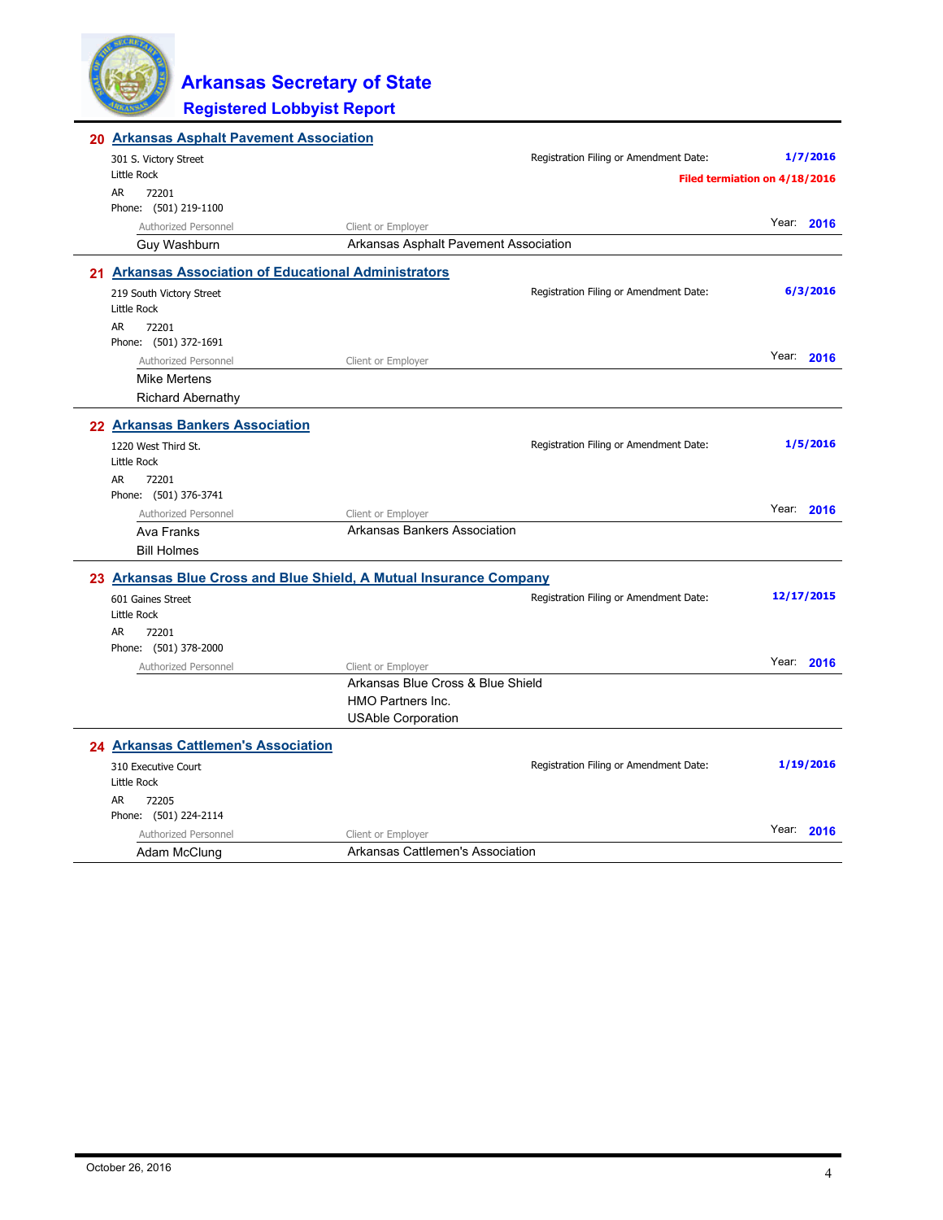# Arkansas Secretary of State

## Registered Lobbyist Report

### 20 Arkansas Asphalt Pavement Association

301 S. Victory Street
Little Rock
AR 72201
Phone: (501) 219-1100

Registration Filing or Amendment Date: **1/7/2016**

**Filed termiation on 4/18/2016**

Year: **2016**

| Authorized Personnel | Client or Employer |
|---|---|
| Guy Washburn | Arkansas Asphalt Pavement Association |

### 21 Arkansas Association of Educational Administrators

219 South Victory Street
Little Rock
AR 72201
Phone: (501) 372-1691

Registration Filing or Amendment Date: **6/3/2016**

Year: **2016**

| Authorized Personnel | Client or Employer |
|---|---|
| Mike Mertens | |
| Richard Abernathy | |

### 22 Arkansas Bankers Association

1220 West Third St.
Little Rock
AR 72201
Phone: (501) 376-3741

Registration Filing or Amendment Date: **1/5/2016**

Year: **2016**

| Authorized Personnel | Client or Employer |
|---|---|
| Ava Franks | Arkansas Bankers Association |
| Bill Holmes | |

### 23 Arkansas Blue Cross and Blue Shield, A Mutual Insurance Company

601 Gaines Street
Little Rock
AR 72201
Phone: (501) 378-2000

Registration Filing or Amendment Date: **12/17/2015**

Year: **2016**

| Authorized Personnel | Client or Employer |
|---|---|
| | Arkansas Blue Cross & Blue Shield |
| | HMO Partners Inc. |
| | USAble Corporation |

### 24 Arkansas Cattlemen's Association

310 Executive Court
Little Rock
AR 72205
Phone: (501) 224-2114

Registration Filing or Amendment Date: **1/19/2016**

Year: **2016**

| Authorized Personnel | Client or Employer |
|---|---|
| Adam McClung | Arkansas Cattlemen's Association |

October 26, 2016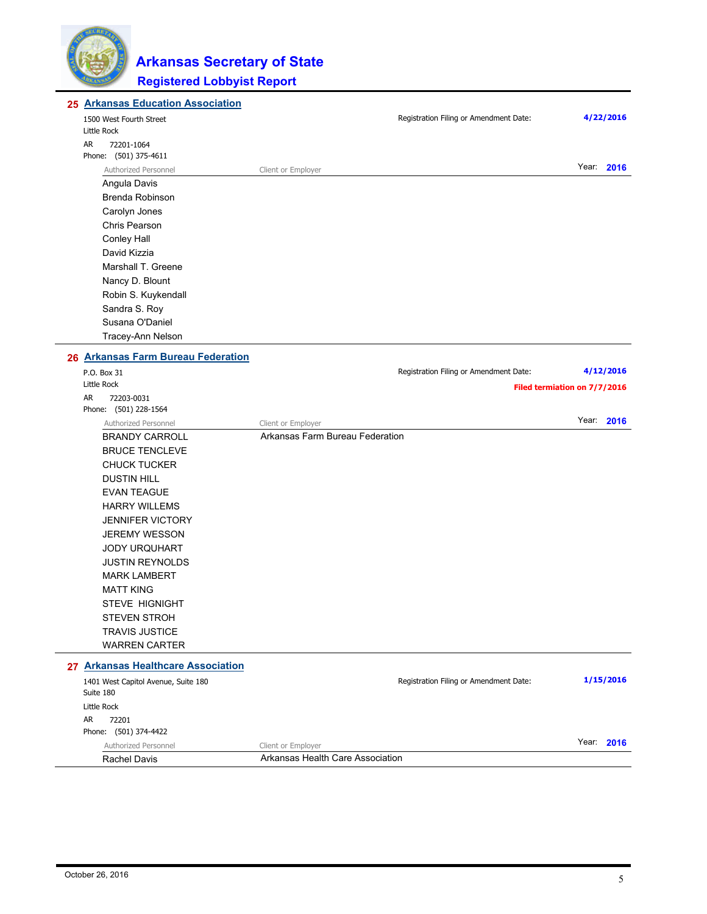# Arkansas Secretary of State

## Registered Lobbyist Report

### 25 Arkansas Education Association

1500 West Fourth Street
Little Rock
AR 72201-1064
Phone: (501) 375-4611

Registration Filing or Amendment Date: **4/22/2016**

Year: **2016**

| Authorized Personnel | Client or Employer |
|---|---|
| Angula Davis | |
| Brenda Robinson | |
| Carolyn Jones | |
| Chris Pearson | |
| Conley Hall | |
| David Kizzia | |
| Marshall T. Greene | |
| Nancy D. Blount | |
| Robin S. Kuykendall | |
| Sandra S. Roy | |
| Susana O'Daniel | |
| Tracey-Ann Nelson | |

### 26 Arkansas Farm Bureau Federation

P.O. Box 31
Little Rock
AR 72203-0031
Phone: (501) 228-1564

Registration Filing or Amendment Date: **4/12/2016**

**Filed termiation on 7/7/2016**

Year: **2016**

| Authorized Personnel | Client or Employer |
|---|---|
| BRANDY CARROLL | Arkansas Farm Bureau Federation |
| BRUCE TENCLEVE | |
| CHUCK TUCKER | |
| DUSTIN HILL | |
| EVAN TEAGUE | |
| HARRY WILLEMS | |
| JENNIFER VICTORY | |
| JEREMY WESSON | |
| JODY URQUHART | |
| JUSTIN REYNOLDS | |
| MARK LAMBERT | |
| MATT KING | |
| STEVE HIGNIGHT | |
| STEVEN STROH | |
| TRAVIS JUSTICE | |
| WARREN CARTER | |

### 27 Arkansas Healthcare Association

1401 West Capitol Avenue, Suite 180
Suite 180
Little Rock
AR 72201
Phone: (501) 374-4422

Registration Filing or Amendment Date: **1/15/2016**

Year: **2016**

| Authorized Personnel | Client or Employer |
|---|---|
| Rachel Davis | Arkansas Health Care Association |

October 26, 2016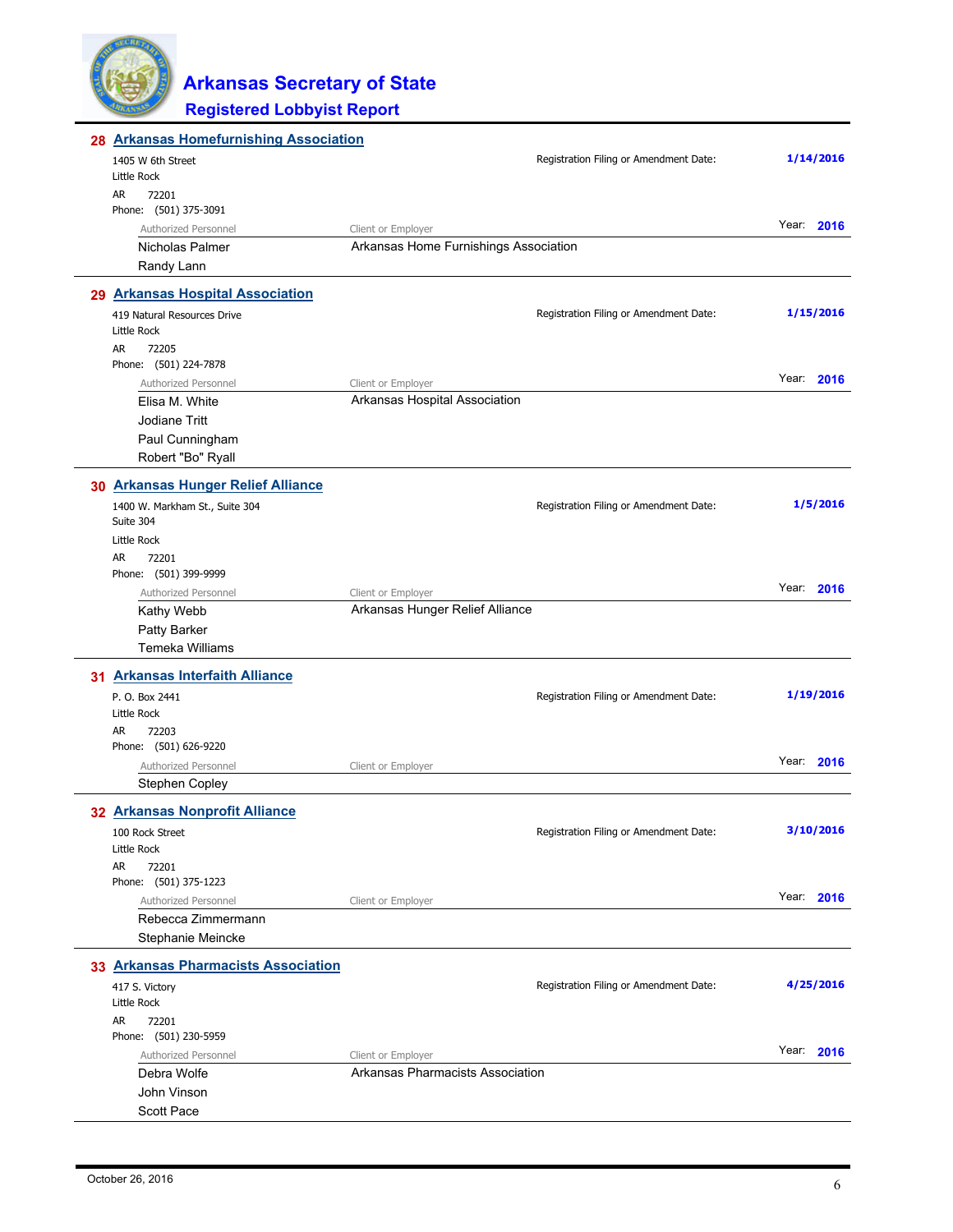# Arkansas Secretary of State

## Registered Lobbyist Report

### 28 Arkansas Homefurnishing Association

1405 W 6th Street
Little Rock
AR 72201
Phone: (501) 375-3091

Registration Filing or Amendment Date: **1/14/2016**

Year: **2016**

| Authorized Personnel | Client or Employer |
|---|---|
| Nicholas Palmer | Arkansas Home Furnishings Association |
| Randy Lann | |

### 29 Arkansas Hospital Association

419 Natural Resources Drive
Little Rock
AR 72205
Phone: (501) 224-7878

Registration Filing or Amendment Date: **1/15/2016**

Year: **2016**

| Authorized Personnel | Client or Employer |
|---|---|
| Elisa M. White | Arkansas Hospital Association |
| Jodiane Tritt | |
| Paul Cunningham | |
| Robert "Bo" Ryall | |

### 30 Arkansas Hunger Relief Alliance

1400 W. Markham St., Suite 304
Suite 304
Little Rock
AR 72201
Phone: (501) 399-9999

Registration Filing or Amendment Date: **1/5/2016**

Year: **2016**

| Authorized Personnel | Client or Employer |
|---|---|
| Kathy Webb | Arkansas Hunger Relief Alliance |
| Patty Barker | |
| Temeka Williams | |

### 31 Arkansas Interfaith Alliance

P. O. Box 2441
Little Rock
AR 72203
Phone: (501) 626-9220

Registration Filing or Amendment Date: **1/19/2016**

Year: **2016**

| Authorized Personnel | Client or Employer |
|---|---|
| Stephen Copley | |

### 32 Arkansas Nonprofit Alliance

100 Rock Street
Little Rock
AR 72201
Phone: (501) 375-1223

Registration Filing or Amendment Date: **3/10/2016**

Year: **2016**

| Authorized Personnel | Client or Employer |
|---|---|
| Rebecca Zimmermann | |
| Stephanie Meincke | |

### 33 Arkansas Pharmacists Association

417 S. Victory
Little Rock
AR 72201
Phone: (501) 230-5959

Registration Filing or Amendment Date: **4/25/2016**

Year: **2016**

| Authorized Personnel | Client or Employer |
|---|---|
| Debra Wolfe | Arkansas Pharmacists Association |
| John Vinson | |
| Scott Pace | |

October 26, 2016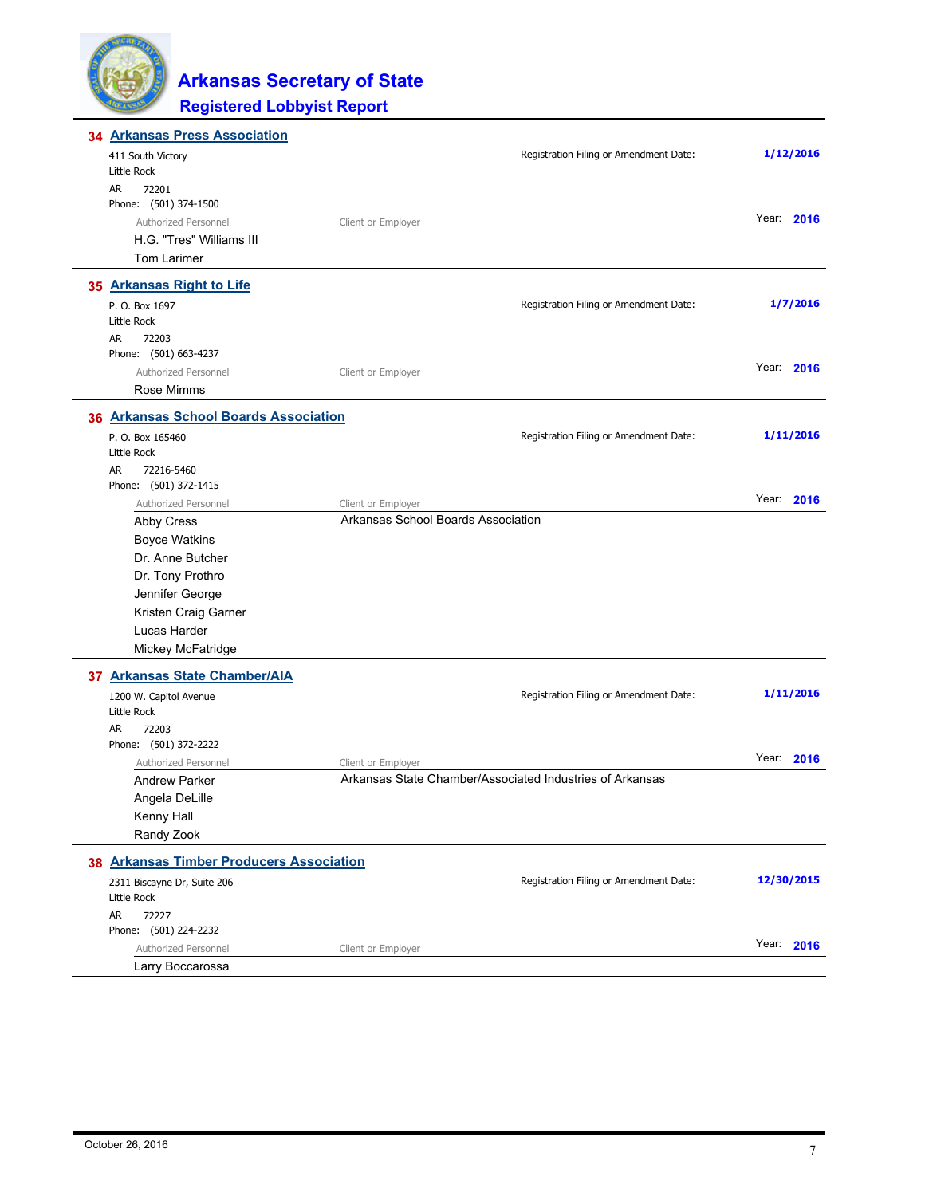# Arkansas Secretary of State

## Registered Lobbyist Report

### 34 Arkansas Press Association

411 South Victory
Little Rock
AR 72201
Phone: (501) 374-1500

Registration Filing or Amendment Date: **1/12/2016**

Year: **2016**

| Authorized Personnel | Client or Employer |
|---|---|
| H.G. "Tres" Williams III | |
| Tom Larimer | |

### 35 Arkansas Right to Life

P. O. Box 1697
Little Rock
AR 72203
Phone: (501) 663-4237

Registration Filing or Amendment Date: **1/7/2016**

Year: **2016**

| Authorized Personnel | Client or Employer |
|---|---|
| Rose Mimms | |

### 36 Arkansas School Boards Association

P. O. Box 165460
Little Rock
AR 72216-5460
Phone: (501) 372-1415

Registration Filing or Amendment Date: **1/11/2016**

Year: **2016**

| Authorized Personnel | Client or Employer |
|---|---|
| Abby Cress | Arkansas School Boards Association |
| Boyce Watkins | |
| Dr. Anne Butcher | |
| Dr. Tony Prothro | |
| Jennifer George | |
| Kristen Craig Garner | |
| Lucas Harder | |
| Mickey McFatridge | |

### 37 Arkansas State Chamber/AIA

1200 W. Capitol Avenue
Little Rock
AR 72203
Phone: (501) 372-2222

Registration Filing or Amendment Date: **1/11/2016**

Year: **2016**

| Authorized Personnel | Client or Employer |
|---|---|
| Andrew Parker | Arkansas State Chamber/Associated Industries of Arkansas |
| Angela DeLille | |
| Kenny Hall | |
| Randy Zook | |

### 38 Arkansas Timber Producers Association

2311 Biscayne Dr, Suite 206
Little Rock
AR 72227
Phone: (501) 224-2232

Registration Filing or Amendment Date: **12/30/2015**

Year: **2016**

| Authorized Personnel | Client or Employer |
|---|---|
| Larry Boccarossa | |

October 26, 2016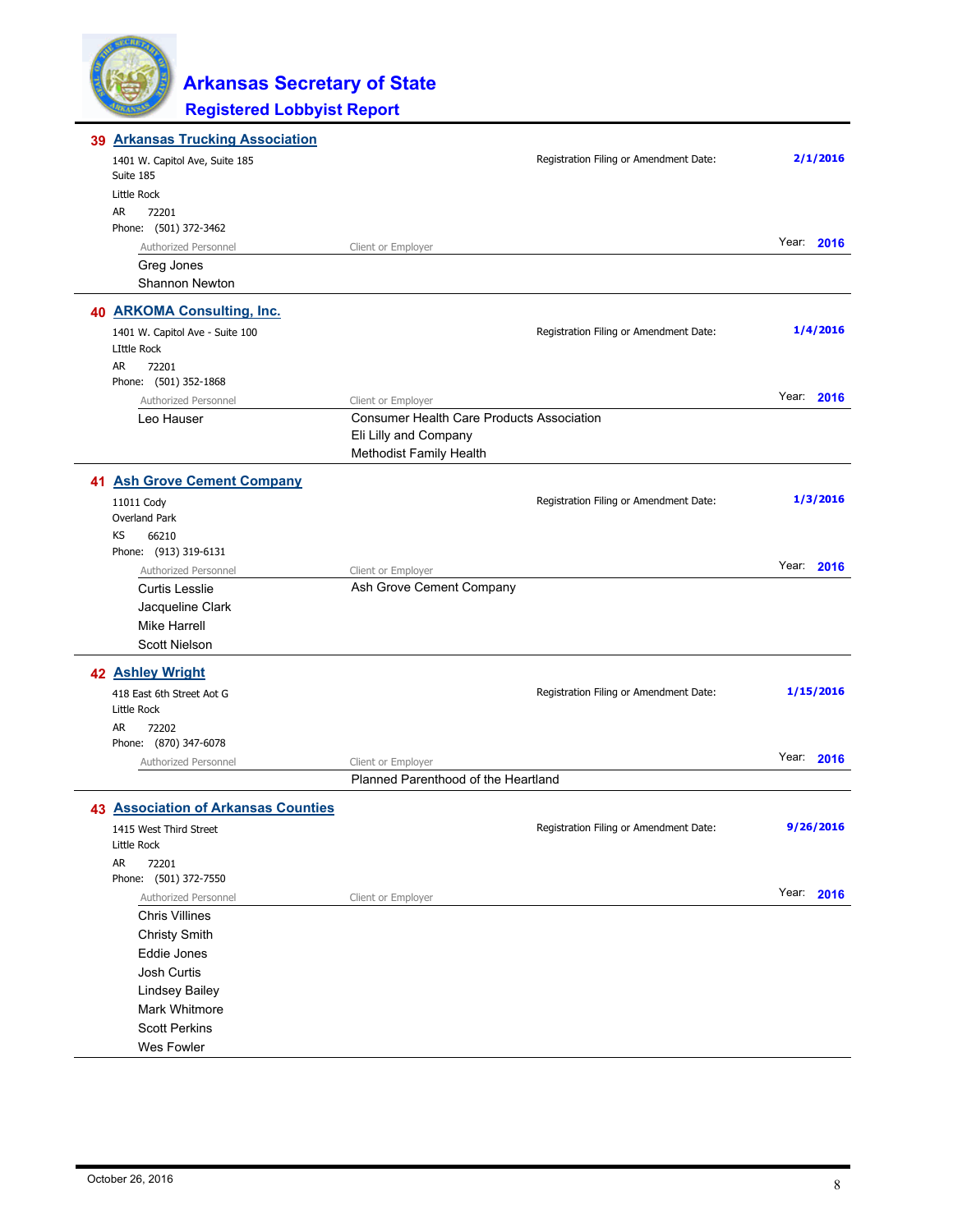# Arkansas Secretary of State
## Registered Lobbyist Report

### 39 Arkansas Trucking Association

1401 W. Capitol Ave, Suite 185
Suite 185
Little Rock
AR 72201
Phone: (501) 372-3462

Registration Filing or Amendment Date: **2/1/2016**

Year: **2016**

| Authorized Personnel | Client or Employer |
|---|---|
| Greg Jones | |
| Shannon Newton | |

### 40 ARKOMA Consulting, Inc.

1401 W. Capitol Ave - Suite 100
LIttle Rock
AR 72201
Phone: (501) 352-1868

Registration Filing or Amendment Date: **1/4/2016**

Year: **2016**

| Authorized Personnel | Client or Employer |
|---|---|
| Leo Hauser | Consumer Health Care Products Association |
| | Eli Lilly and Company |
| | Methodist Family Health |

### 41 Ash Grove Cement Company

11011 Cody
Overland Park
KS 66210
Phone: (913) 319-6131

Registration Filing or Amendment Date: **1/3/2016**

Year: **2016**

| Authorized Personnel | Client or Employer |
|---|---|
| Curtis Lesslie | Ash Grove Cement Company |
| Jacqueline Clark | |
| Mike Harrell | |
| Scott Nielson | |

### 42 Ashley Wright

418 East 6th Street Aot G
Little Rock
AR 72202
Phone: (870) 347-6078

Registration Filing or Amendment Date: **1/15/2016**

Year: **2016**

| Authorized Personnel | Client or Employer |
|---|---|
| | Planned Parenthood of the Heartland |

### 43 Association of Arkansas Counties

1415 West Third Street
Little Rock
AR 72201
Phone: (501) 372-7550

Registration Filing or Amendment Date: **9/26/2016**

Year: **2016**

| Authorized Personnel | Client or Employer |
|---|---|
| Chris Villines | |
| Christy Smith | |
| Eddie Jones | |
| Josh Curtis | |
| Lindsey Bailey | |
| Mark Whitmore | |
| Scott Perkins | |
| Wes Fowler | |

October 26, 2016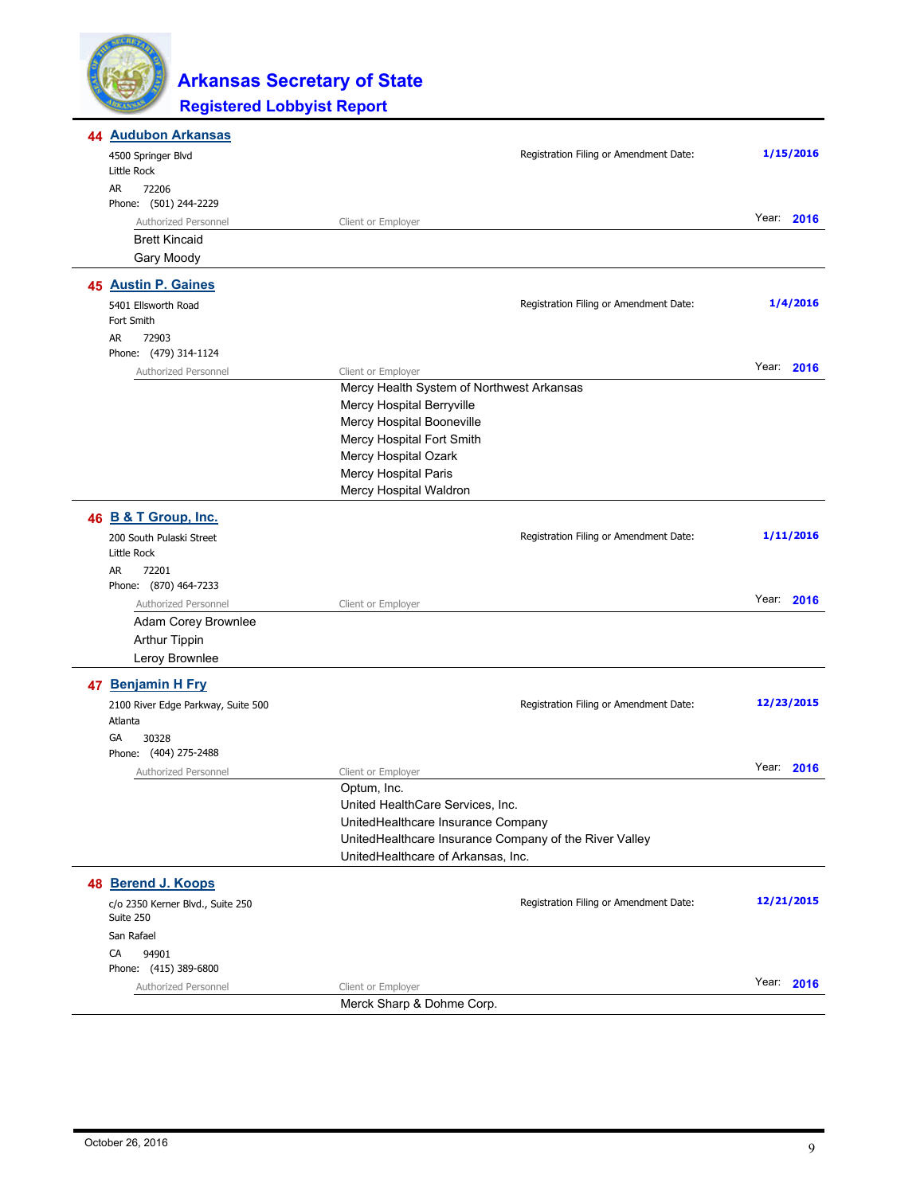# Arkansas Secretary of State
## Registered Lobbyist Report

---

### 44 Audubon Arkansas

4500 Springer Blvd
Little Rock
AR 72206
Phone: (501) 244-2229

Registration Filing or Amendment Date: **1/15/2016**

Year: **2016**

| Authorized Personnel | Client or Employer |
|---|---|
| Brett Kincaid | |
| Gary Moody | |

---

### 45 Austin P. Gaines

5401 Ellsworth Road
Fort Smith
AR 72903
Phone: (479) 314-1124

Registration Filing or Amendment Date: **1/4/2016**

Year: **2016**

| Authorized Personnel | Client or Employer |
|---|---|
| | Mercy Health System of Northwest Arkansas |
| | Mercy Hospital Berryville |
| | Mercy Hospital Booneville |
| | Mercy Hospital Fort Smith |
| | Mercy Hospital Ozark |
| | Mercy Hospital Paris |
| | Mercy Hospital Waldron |

---

### 46 B & T Group, Inc.

200 South Pulaski Street
Little Rock
AR 72201
Phone: (870) 464-7233

Registration Filing or Amendment Date: **1/11/2016**

Year: **2016**

| Authorized Personnel | Client or Employer |
|---|---|
| Adam Corey Brownlee | |
| Arthur Tippin | |
| Leroy Brownlee | |

---

### 47 Benjamin H Fry

2100 River Edge Parkway, Suite 500
Atlanta
GA 30328
Phone: (404) 275-2488

Registration Filing or Amendment Date: **12/23/2015**

Year: **2016**

| Authorized Personnel | Client or Employer |
|---|---|
| | Optum, Inc. |
| | United HealthCare Services, Inc. |
| | UnitedHealthcare Insurance Company |
| | UnitedHealthcare Insurance Company of the River Valley |
| | UnitedHealthcare of Arkansas, Inc. |

---

### 48 Berend J. Koops

c/o 2350 Kerner Blvd., Suite 250
Suite 250
San Rafael
CA 94901
Phone: (415) 389-6800

Registration Filing or Amendment Date: **12/21/2015**

Year: **2016**

| Authorized Personnel | Client or Employer |
|---|---|
| | Merck Sharp & Dohme Corp. |

---

October 26, 2016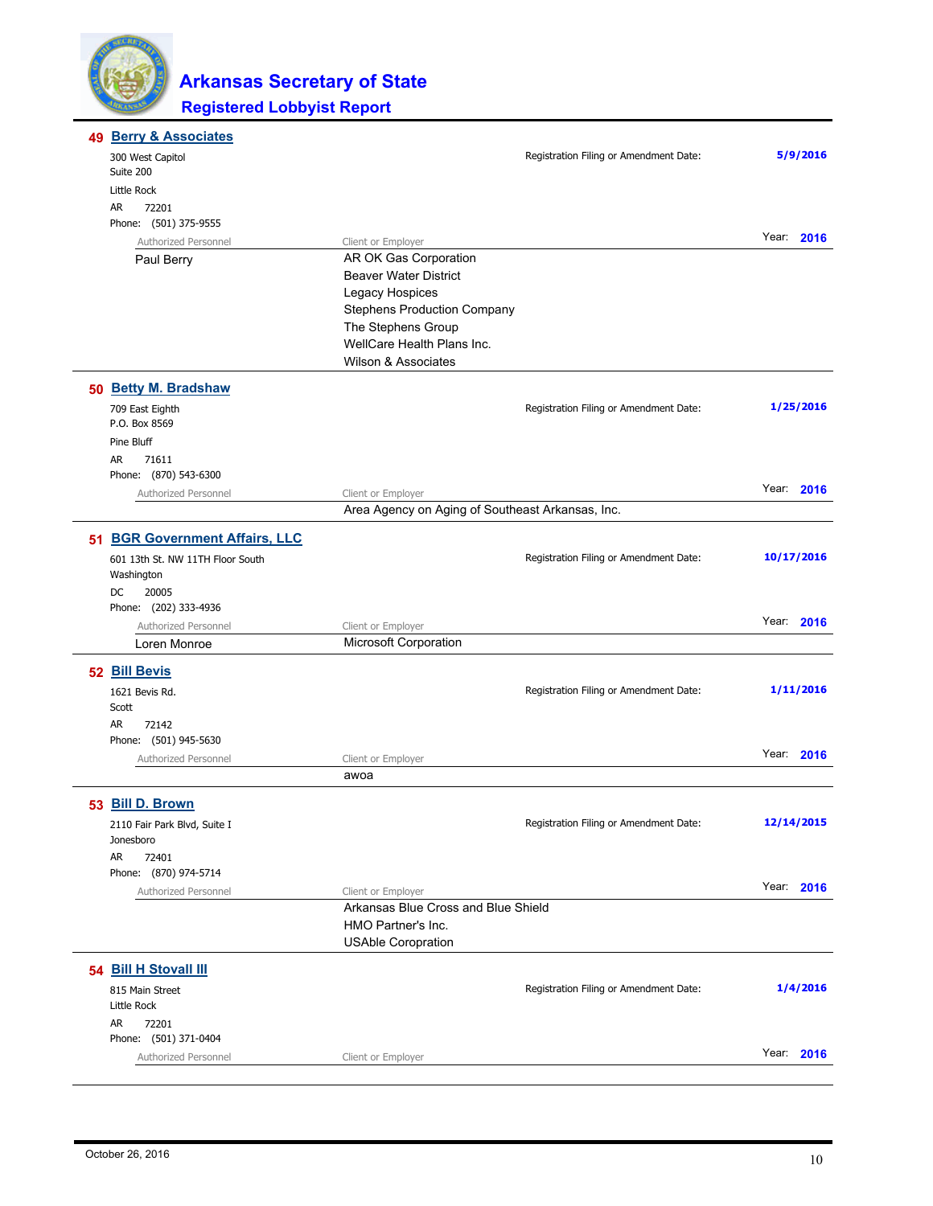# Arkansas Secretary of State

## Registered Lobbyist Report

### 49 Berry & Associates

300 West Capitol
Suite 200
Little Rock
AR 72201
Phone: (501) 375-9555

Registration Filing or Amendment Date: **5/9/2016**

Year: **2016**

| Authorized Personnel | Client or Employer |
| --- | --- |
| Paul Berry | AR OK Gas Corporation |
| | Beaver Water District |
| | Legacy Hospices |
| | Stephens Production Company |
| | The Stephens Group |
| | WellCare Health Plans Inc. |
| | Wilson & Associates |

### 50 Betty M. Bradshaw

709 East Eighth
P.O. Box 8569
Pine Bluff
AR 71611
Phone: (870) 543-6300

Registration Filing or Amendment Date: **1/25/2016**

Year: **2016**

| Authorized Personnel | Client or Employer |
| --- | --- |
| | Area Agency on Aging of Southeast Arkansas, Inc. |

### 51 BGR Government Affairs, LLC

601 13th St. NW 11TH Floor South
Washington
DC 20005
Phone: (202) 333-4936

Registration Filing or Amendment Date: **10/17/2016**

Year: **2016**

| Authorized Personnel | Client or Employer |
| --- | --- |
| Loren Monroe | Microsoft Corporation |

### 52 Bill Bevis

1621 Bevis Rd.
Scott
AR 72142
Phone: (501) 945-5630

Registration Filing or Amendment Date: **1/11/2016**

Year: **2016**

| Authorized Personnel | Client or Employer |
| --- | --- |
| | awoa |

### 53 Bill D. Brown

2110 Fair Park Blvd, Suite I
Jonesboro
AR 72401
Phone: (870) 974-5714

Registration Filing or Amendment Date: **12/14/2015**

Year: **2016**

| Authorized Personnel | Client or Employer |
| --- | --- |
| | Arkansas Blue Cross and Blue Shield |
| | HMO Partner's Inc. |
| | USAble Coropration |

### 54 Bill H Stovall III

815 Main Street
Little Rock
AR 72201
Phone: (501) 371-0404

Registration Filing or Amendment Date: **1/4/2016**

Year: **2016**

| Authorized Personnel | Client or Employer |
| --- | --- |

October 26, 2016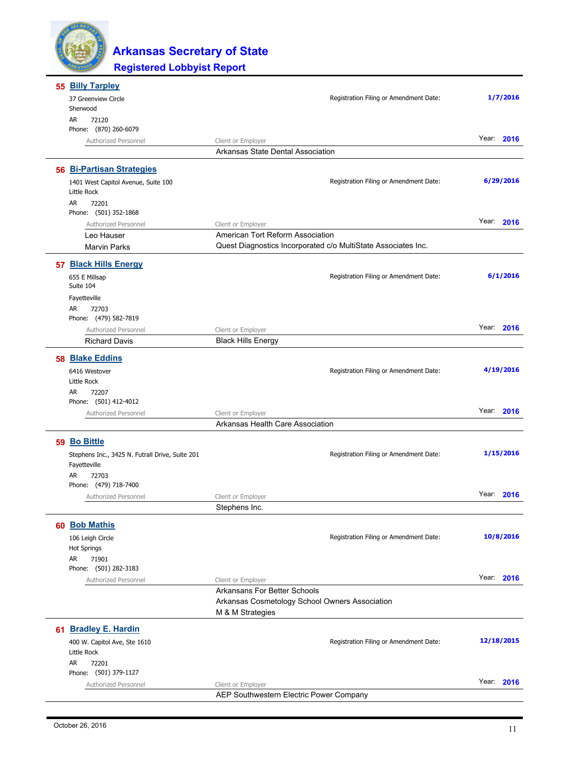# Arkansas Secretary of State

## Registered Lobbyist Report

### 55 Billy Tarpley

37 Greenview Circle
Sherwood
AR 72120
Phone: (870) 260-6079

Registration Filing or Amendment Date: **1/7/2016**

Year: **2016**

| Authorized Personnel | Client or Employer |
|---|---|
| | Arkansas State Dental Association |

### 56 Bi-Partisan Strategies

1401 West Capitol Avenue, Suite 100
Little Rock
AR 72201
Phone: (501) 352-1868

Registration Filing or Amendment Date: **6/29/2016**

Year: **2016**

| Authorized Personnel | Client or Employer |
|---|---|
| Leo Hauser | American Tort Reform Association |
| Marvin Parks | Quest Diagnostics Incorporated c/o MultiState Associates Inc. |

### 57 Black Hills Energy

655 E Millsap
Suite 104
Fayetteville
AR 72703
Phone: (479) 582-7819

Registration Filing or Amendment Date: **6/1/2016**

Year: **2016**

| Authorized Personnel | Client or Employer |
|---|---|
| Richard Davis | Black Hills Energy |

### 58 Blake Eddins

6416 Westover
Little Rock
AR 72207
Phone: (501) 412-4012

Registration Filing or Amendment Date: **4/19/2016**

Year: **2016**

| Authorized Personnel | Client or Employer |
|---|---|
| | Arkansas Health Care Association |

### 59 Bo Bittle

Stephens Inc., 3425 N. Futrall Drive, Suite 201
Fayetteville
AR 72703
Phone: (479) 718-7400

Registration Filing or Amendment Date: **1/15/2016**

Year: **2016**

| Authorized Personnel | Client or Employer |
|---|---|
| | Stephens Inc. |

### 60 Bob Mathis

106 Leigh Circle
Hot Springs
AR 71901
Phone: (501) 282-3183

Registration Filing or Amendment Date: **10/8/2016**

Year: **2016**

| Authorized Personnel | Client or Employer |
|---|---|
| | Arkansans For Better Schools |
| | Arkansas Cosmetology School Owners Association |
| | M & M Strategies |

### 61 Bradley E. Hardin

400 W. Capitol Ave, Ste 1610
Little Rock
AR 72201
Phone: (501) 379-1127

Registration Filing or Amendment Date: **12/18/2015**

Year: **2016**

| Authorized Personnel | Client or Employer |
|---|---|
| | AEP Southwestern Electric Power Company |

October 26, 2016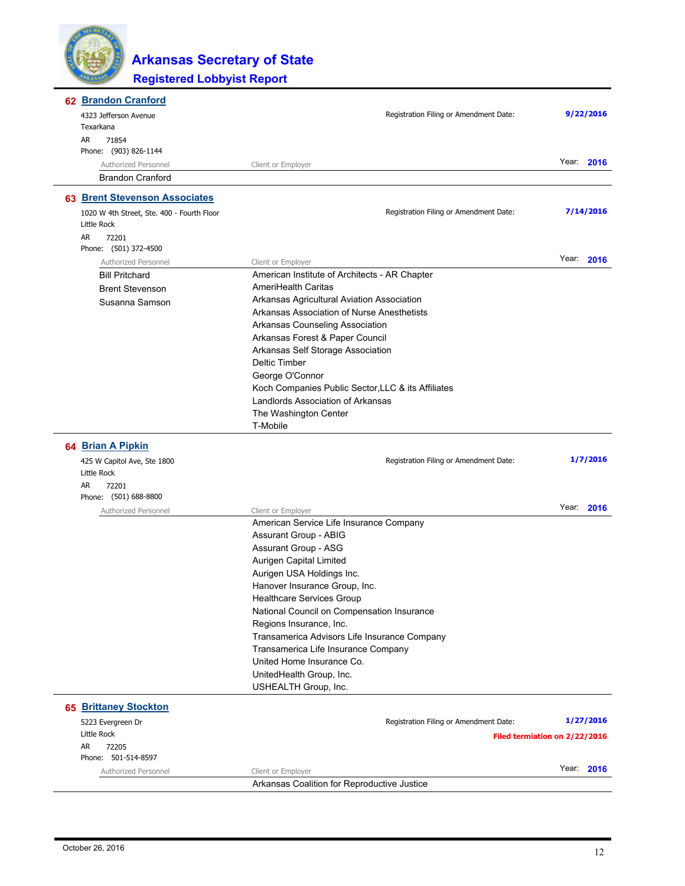# Arkansas Secretary of State

## Registered Lobbyist Report

### 62 Brandon Cranford

4323 Jefferson Avenue
Texarkana
AR 71854
Phone: (903) 826-1144

Registration Filing or Amendment Date: **9/22/2016**

Year: **2016**

| Authorized Personnel | Client or Employer |
|---|---|
| Brandon Cranford | |

### 63 Brent Stevenson Associates

1020 W 4th Street, Ste. 400 - Fourth Floor
Little Rock
AR 72201
Phone: (501) 372-4500

Registration Filing or Amendment Date: **7/14/2016**

Year: **2016**

| Authorized Personnel | Client or Employer |
|---|---|
| Bill Pritchard | American Institute of Architects - AR Chapter |
| Brent Stevenson | AmeriHealth Caritas |
| Susanna Samson | Arkansas Agricultural Aviation Association |
| | Arkansas Association of Nurse Anesthetists |
| | Arkansas Counseling Association |
| | Arkansas Forest & Paper Council |
| | Arkansas Self Storage Association |
| | Deltic Timber |
| | George O'Connor |
| | Koch Companies Public Sector,LLC & its Affiliates |
| | Landlords Association of Arkansas |
| | The Washington Center |
| | T-Mobile |

### 64 Brian A Pipkin

425 W Capitol Ave, Ste 1800
Little Rock
AR 72201
Phone: (501) 688-8800

Registration Filing or Amendment Date: **1/7/2016**

Year: **2016**

| Authorized Personnel | Client or Employer |
|---|---|
| | American Service Life Insurance Company |
| | Assurant Group - ABIG |
| | Assurant Group - ASG |
| | Aurigen Capital Limited |
| | Aurigen USA Holdings Inc. |
| | Hanover Insurance Group, Inc. |
| | Healthcare Services Group |
| | National Council on Compensation Insurance |
| | Regions Insurance, Inc. |
| | Transamerica Advisors Life Insurance Company |
| | Transamerica Life Insurance Company |
| | United Home Insurance Co. |
| | UnitedHealth Group, Inc. |
| | USHEALTH Group, Inc. |

### 65 Brittaney Stockton

5223 Evergreen Dr
Little Rock
AR 72205
Phone: 501-514-8597

Registration Filing or Amendment Date: **1/27/2016**

**Filed termiation on 2/22/2016**

Year: **2016**

| Authorized Personnel | Client or Employer |
|---|---|
| | Arkansas Coalition for Reproductive Justice |

October 26, 2016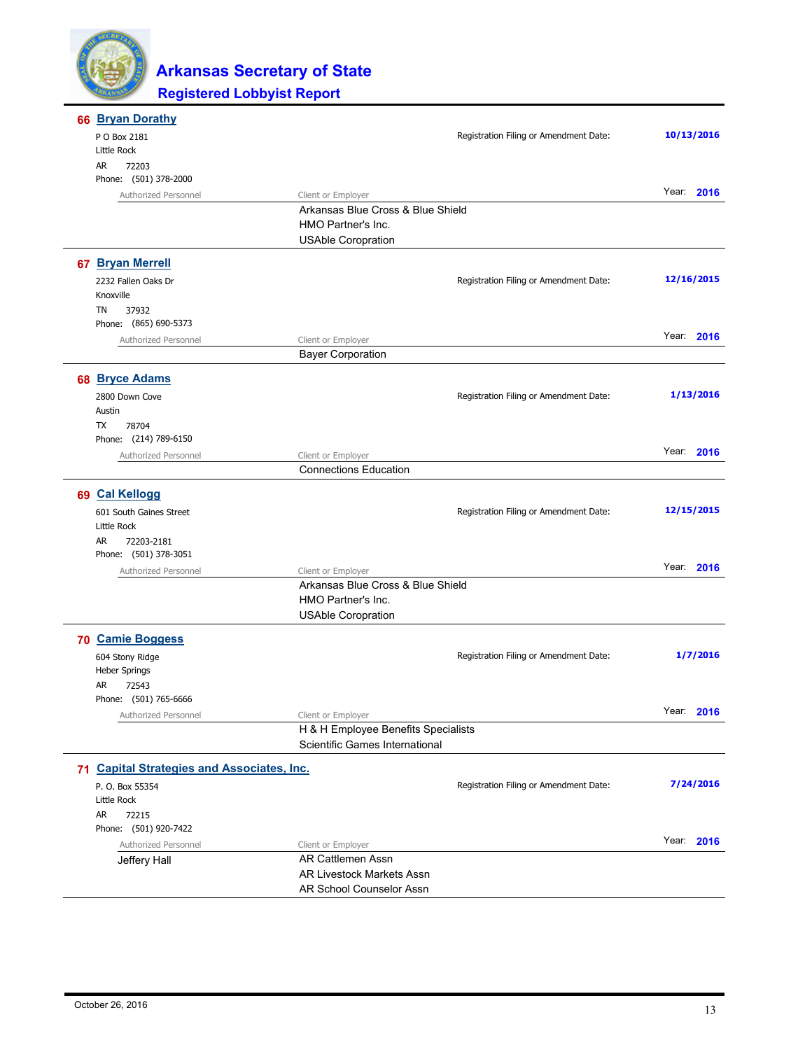# Arkansas Secretary of State

## Registered Lobbyist Report

### 66 Bryan Dorathy

P O Box 2181
Little Rock
AR 72203
Phone: (501) 378-2000

Registration Filing or Amendment Date: **10/13/2016**

Year: **2016**

| Authorized Personnel | Client or Employer |
|---|---|
| | Arkansas Blue Cross & Blue Shield |
| | HMO Partner's Inc. |
| | USAble Coropration |

### 67 Bryan Merrell

2232 Fallen Oaks Dr
Knoxville
TN 37932
Phone: (865) 690-5373

Registration Filing or Amendment Date: **12/16/2015**

Year: **2016**

| Authorized Personnel | Client or Employer |
|---|---|
| | Bayer Corporation |

### 68 Bryce Adams

2800 Down Cove
Austin
TX 78704
Phone: (214) 789-6150

Registration Filing or Amendment Date: **1/13/2016**

Year: **2016**

| Authorized Personnel | Client or Employer |
|---|---|
| | Connections Education |

### 69 Cal Kellogg

601 South Gaines Street
Little Rock
AR 72203-2181
Phone: (501) 378-3051

Registration Filing or Amendment Date: **12/15/2015**

Year: **2016**

| Authorized Personnel | Client or Employer |
|---|---|
| | Arkansas Blue Cross & Blue Shield |
| | HMO Partner's Inc. |
| | USAble Coropration |

### 70 Camie Boggess

604 Stony Ridge
Heber Springs
AR 72543
Phone: (501) 765-6666

Registration Filing or Amendment Date: **1/7/2016**

Year: **2016**

| Authorized Personnel | Client or Employer |
|---|---|
| | H & H Employee Benefits Specialists |
| | Scientific Games International |

### 71 Capital Strategies and Associates, Inc.

P. O. Box 55354
Little Rock
AR 72215
Phone: (501) 920-7422

Registration Filing or Amendment Date: **7/24/2016**

Year: **2016**

| Authorized Personnel | Client or Employer |
|---|---|
| Jeffery Hall | AR Cattlemen Assn |
| | AR Livestock Markets Assn |
| | AR School Counselor Assn |

October 26, 2016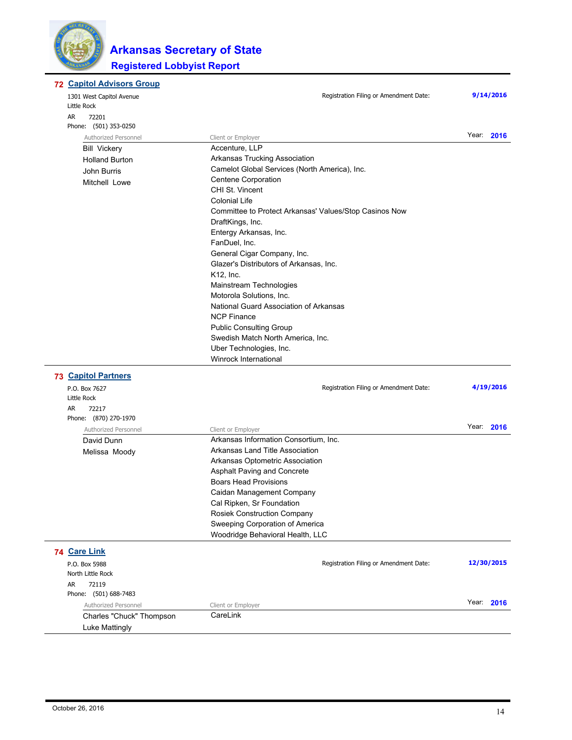# Arkansas Secretary of State

## Registered Lobbyist Report

### 72 Capitol Advisors Group

1301 West Capitol Avenue
Little Rock
AR 72201
Phone: (501) 353-0250

Registration Filing or Amendment Date: **9/14/2016**

Year: **2016**

| Authorized Personnel | Client or Employer |
|---|---|
| Bill Vickery | Accenture, LLP |
| Holland Burton | Arkansas Trucking Association |
| John Burris | Camelot Global Services (North America), Inc. |
| Mitchell Lowe | Centene Corporation |
| | CHI St. Vincent |
| | Colonial Life |
| | Committee to Protect Arkansas' Values/Stop Casinos Now |
| | DraftKings, Inc. |
| | Entergy Arkansas, Inc. |
| | FanDuel, Inc. |
| | General Cigar Company, Inc. |
| | Glazer's Distributors of Arkansas, Inc. |
| | K12, Inc. |
| | Mainstream Technologies |
| | Motorola Solutions, Inc. |
| | National Guard Association of Arkansas |
| | NCP Finance |
| | Public Consulting Group |
| | Swedish Match North America, Inc. |
| | Uber Technologies, Inc. |
| | Winrock International |

### 73 Capitol Partners

P.O. Box 7627
Little Rock
AR 72217
Phone: (870) 270-1970

Registration Filing or Amendment Date: **4/19/2016**

Year: **2016**

| Authorized Personnel | Client or Employer |
|---|---|
| David Dunn | Arkansas Information Consortium, Inc. |
| Melissa Moody | Arkansas Land Title Association |
| | Arkansas Optometric Association |
| | Asphalt Paving and Concrete |
| | Boars Head Provisions |
| | Caidan Management Company |
| | Cal Ripken, Sr Foundation |
| | Rosiek Construction Company |
| | Sweeping Corporation of America |
| | Woodridge Behavioral Health, LLC |

### 74 Care Link

P.O. Box 5988
North Little Rock
AR 72119
Phone: (501) 688-7483

Registration Filing or Amendment Date: **12/30/2015**

Year: **2016**

| Authorized Personnel | Client or Employer |
|---|---|
| Charles "Chuck" Thompson | CareLink |
| Luke Mattingly | |

October 26, 2016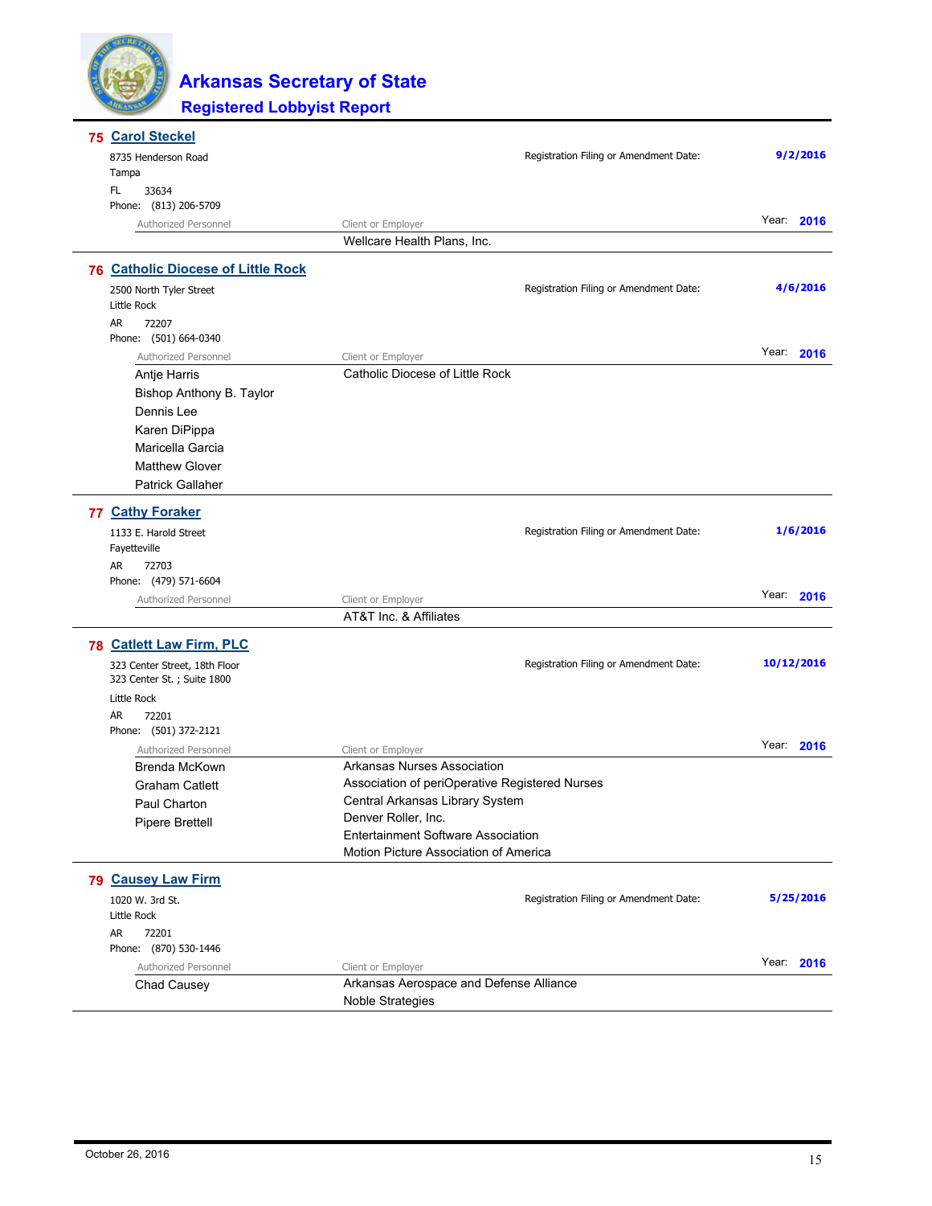# Arkansas Secretary of State
## Registered Lobbyist Report

---

### 75 Carol Steckel

8735 Henderson Road
Tampa
FL 33634
Phone: (813) 206-5709

Registration Filing or Amendment Date: **9/2/2016**

Year: **2016**

| Authorized Personnel | Client or Employer |
|---|---|
| | Wellcare Health Plans, Inc. |

---

### 76 Catholic Diocese of Little Rock

2500 North Tyler Street
Little Rock
AR 72207
Phone: (501) 664-0340

Registration Filing or Amendment Date: **4/6/2016**

Year: **2016**

| Authorized Personnel | Client or Employer |
|---|---|
| Antje Harris | Catholic Diocese of Little Rock |
| Bishop Anthony B. Taylor | |
| Dennis Lee | |
| Karen DiPippa | |
| Maricella Garcia | |
| Matthew Glover | |
| Patrick Gallaher | |

---

### 77 Cathy Foraker

1133 E. Harold Street
Fayetteville
AR 72703
Phone: (479) 571-6604

Registration Filing or Amendment Date: **1/6/2016**

Year: **2016**

| Authorized Personnel | Client or Employer |
|---|---|
| | AT&T Inc. & Affiliates |

---

### 78 Catlett Law Firm, PLC

323 Center Street, 18th Floor
323 Center St. ; Suite 1800
Little Rock
AR 72201
Phone: (501) 372-2121

Registration Filing or Amendment Date: **10/12/2016**

Year: **2016**

| Authorized Personnel | Client or Employer |
|---|---|
| Brenda McKown | Arkansas Nurses Association |
| Graham Catlett | Association of periOperative Registered Nurses |
| Paul Charton | Central Arkansas Library System |
| Pipere Brettell | Denver Roller, Inc. |
| | Entertainment Software Association |
| | Motion Picture Association of America |

---

### 79 Causey Law Firm

1020 W. 3rd St.
Little Rock
AR 72201
Phone: (870) 530-1446

Registration Filing or Amendment Date: **5/25/2016**

Year: **2016**

| Authorized Personnel | Client or Employer |
|---|---|
| Chad Causey | Arkansas Aerospace and Defense Alliance |
| | Noble Strategies |

October 26, 2016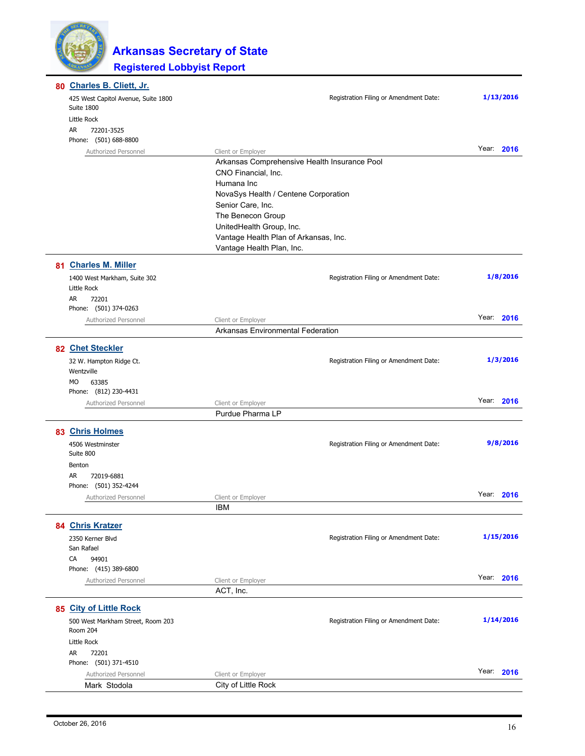# Arkansas Secretary of State

## Registered Lobbyist Report

**80 Charles B. Cliett, Jr.**

425 West Capitol Avenue, Suite 1800
Suite 1800
Little Rock
AR 72201-3525
Phone: (501) 688-8800

Registration Filing or Amendment Date: **1/13/2016**

Year: **2016**

| Authorized Personnel | Client or Employer |
|---|---|
| | Arkansas Comprehensive Health Insurance Pool |
| | CNO Financial, Inc. |
| | Humana Inc |
| | NovaSys Health / Centene Corporation |
| | Senior Care, Inc. |
| | The Benecon Group |
| | UnitedHealth Group, Inc. |
| | Vantage Health Plan of Arkansas, Inc. |
| | Vantage Health Plan, Inc. |

**81 Charles M. Miller**

1400 West Markham, Suite 302
Little Rock
AR 72201
Phone: (501) 374-0263

Registration Filing or Amendment Date: **1/8/2016**

Year: **2016**

| Authorized Personnel | Client or Employer |
|---|---|
| | Arkansas Environmental Federation |

**82 Chet Steckler**

32 W. Hampton Ridge Ct.
Wentzville
MO 63385
Phone: (812) 230-4431

Registration Filing or Amendment Date: **1/3/2016**

Year: **2016**

| Authorized Personnel | Client or Employer |
|---|---|
| | Purdue Pharma LP |

**83 Chris Holmes**

4506 Westminster
Suite 800
Benton
AR 72019-6881
Phone: (501) 352-4244

Registration Filing or Amendment Date: **9/8/2016**

Year: **2016**

| Authorized Personnel | Client or Employer |
|---|---|
| | IBM |

**84 Chris Kratzer**

2350 Kerner Blvd
San Rafael
CA 94901
Phone: (415) 389-6800

Registration Filing or Amendment Date: **1/15/2016**

Year: **2016**

| Authorized Personnel | Client or Employer |
|---|---|
| | ACT, Inc. |

**85 City of Little Rock**

500 West Markham Street, Room 203
Room 204
Little Rock
AR 72201
Phone: (501) 371-4510

Registration Filing or Amendment Date: **1/14/2016**

Year: **2016**

| Authorized Personnel | Client or Employer |
|---|---|
| Mark Stodola | City of Little Rock |

October 26, 2016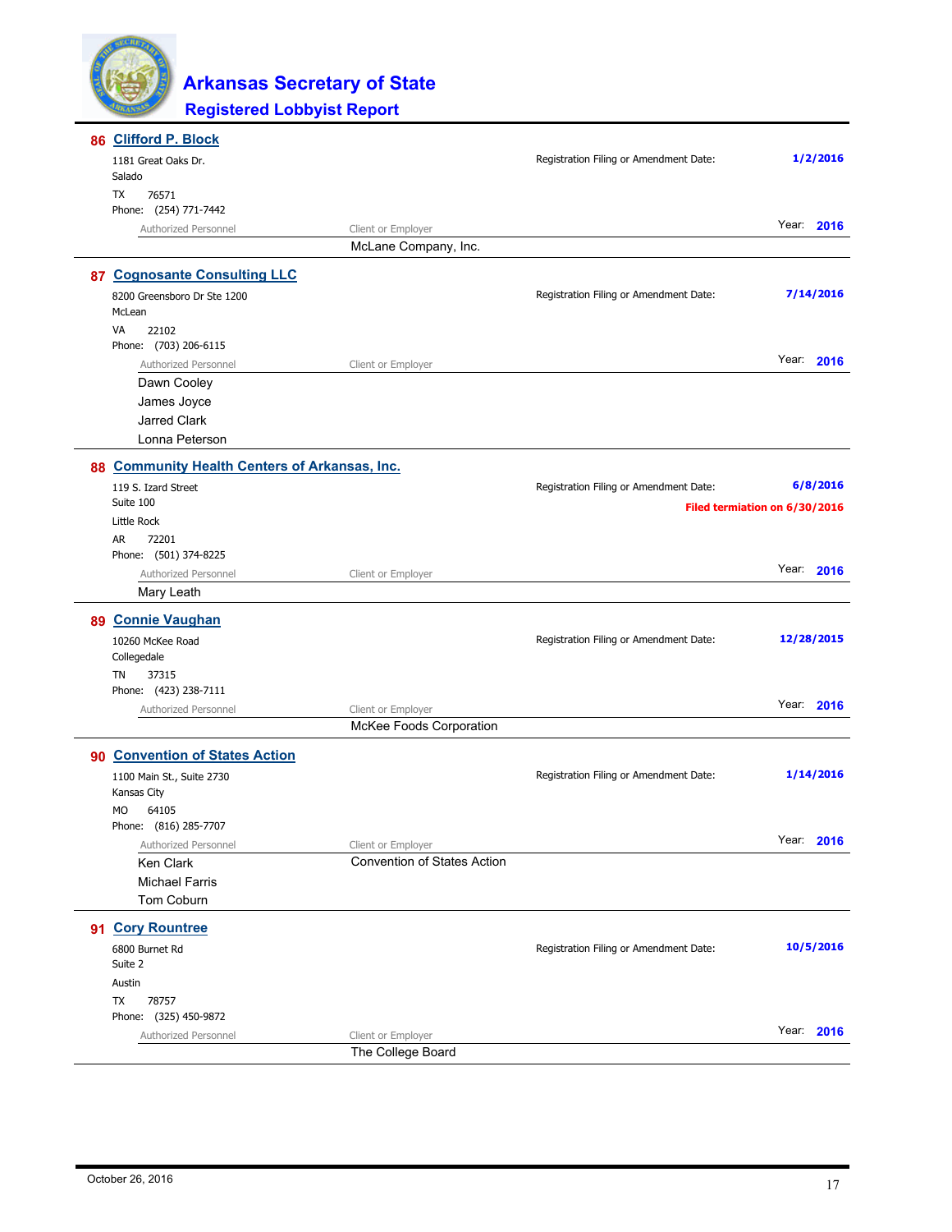# Arkansas Secretary of State

## Registered Lobbyist Report

### 86 Clifford P. Block

1181 Great Oaks Dr.
Salado
TX 76571
Phone: (254) 771-7442

Registration Filing or Amendment Date: **1/2/2016**

Year: **2016**

| Authorized Personnel | Client or Employer |
|---|---|
| | McLane Company, Inc. |

### 87 Cognosante Consulting LLC

8200 Greensboro Dr Ste 1200
McLean
VA 22102
Phone: (703) 206-6115

Registration Filing or Amendment Date: **7/14/2016**

Year: **2016**

| Authorized Personnel | Client or Employer |
|---|---|
| Dawn Cooley | |
| James Joyce | |
| Jarred Clark | |
| Lonna Peterson | |

### 88 Community Health Centers of Arkansas, Inc.

119 S. Izard Street
Suite 100
Little Rock
AR 72201
Phone: (501) 374-8225

Registration Filing or Amendment Date: **6/8/2016**

**Filed termiation on 6/30/2016**

Year: **2016**

| Authorized Personnel | Client or Employer |
|---|---|
| Mary Leath | |

### 89 Connie Vaughan

10260 McKee Road
Collegedale
TN 37315
Phone: (423) 238-7111

Registration Filing or Amendment Date: **12/28/2015**

Year: **2016**

| Authorized Personnel | Client or Employer |
|---|---|
| | McKee Foods Corporation |

### 90 Convention of States Action

1100 Main St., Suite 2730
Kansas City
MO 64105
Phone: (816) 285-7707

Registration Filing or Amendment Date: **1/14/2016**

Year: **2016**

| Authorized Personnel | Client or Employer |
|---|---|
| Ken Clark | Convention of States Action |
| Michael Farris | |
| Tom Coburn | |

### 91 Cory Rountree

6800 Burnet Rd
Suite 2
Austin
TX 78757
Phone: (325) 450-9872

Registration Filing or Amendment Date: **10/5/2016**

Year: **2016**

| Authorized Personnel | Client or Employer |
|---|---|
| | The College Board |

October 26, 2016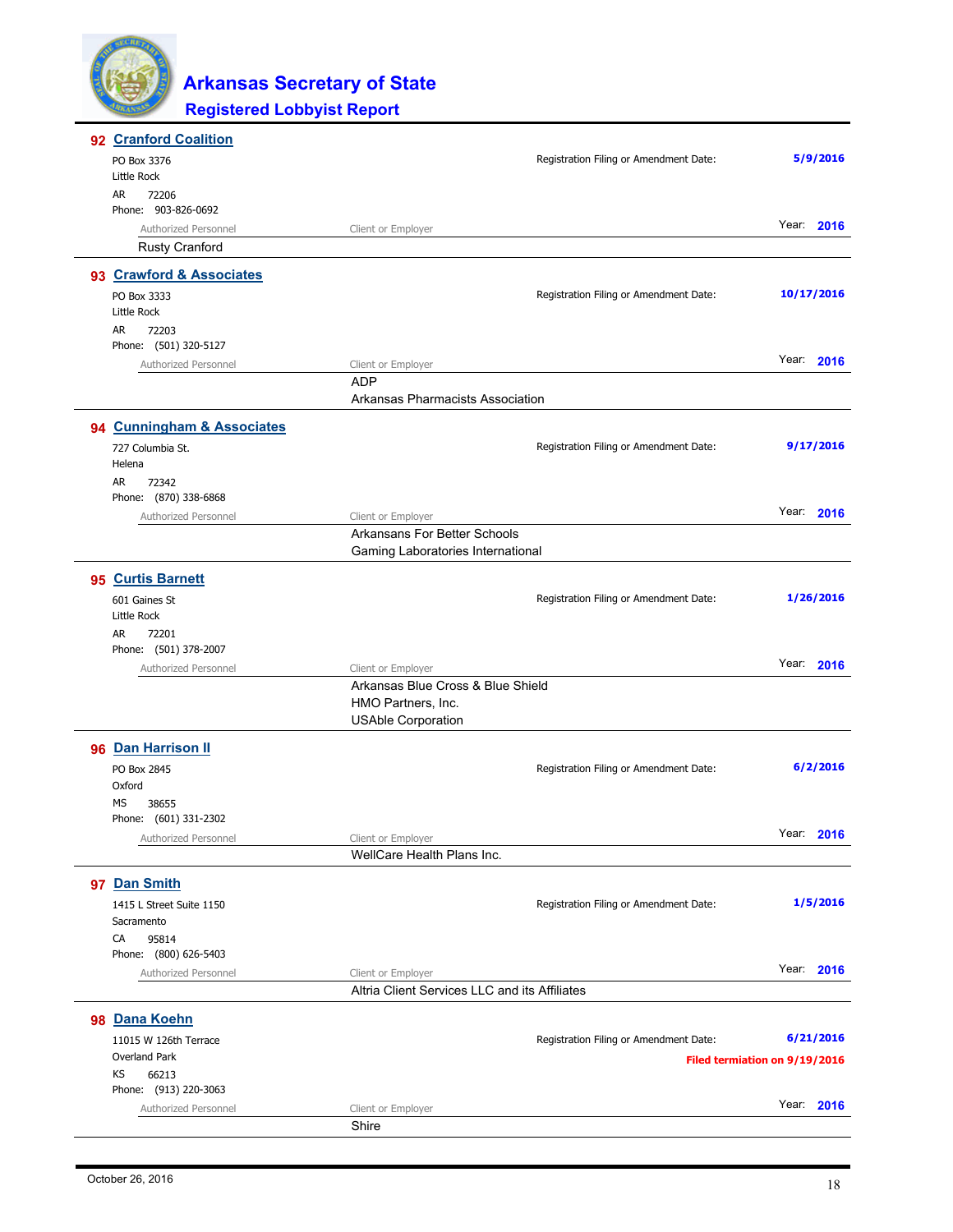# Arkansas Secretary of State

## Registered Lobbyist Report

### 92 Cranford Coalition

PO Box 3376
Little Rock
AR 72206
Phone: 903-826-0692

Registration Filing or Amendment Date: **5/9/2016**

Year: **2016**

| Authorized Personnel | Client or Employer |
|---|---|
| Rusty Cranford | |

### 93 Crawford & Associates

PO Box 3333
Little Rock
AR 72203
Phone: (501) 320-5127

Registration Filing or Amendment Date: **10/17/2016**

Year: **2016**

| Authorized Personnel | Client or Employer |
|---|---|
| | ADP |
| | Arkansas Pharmacists Association |

### 94 Cunningham & Associates

727 Columbia St.
Helena
AR 72342
Phone: (870) 338-6868

Registration Filing or Amendment Date: **9/17/2016**

Year: **2016**

| Authorized Personnel | Client or Employer |
|---|---|
| | Arkansans For Better Schools |
| | Gaming Laboratories International |

### 95 Curtis Barnett

601 Gaines St
Little Rock
AR 72201
Phone: (501) 378-2007

Registration Filing or Amendment Date: **1/26/2016**

Year: **2016**

| Authorized Personnel | Client or Employer |
|---|---|
| | Arkansas Blue Cross & Blue Shield |
| | HMO Partners, Inc. |
| | USAble Corporation |

### 96 Dan Harrison II

PO Box 2845
Oxford
MS 38655
Phone: (601) 331-2302

Registration Filing or Amendment Date: **6/2/2016**

Year: **2016**

| Authorized Personnel | Client or Employer |
|---|---|
| | WellCare Health Plans Inc. |

### 97 Dan Smith

1415 L Street Suite 1150
Sacramento
CA 95814
Phone: (800) 626-5403

Registration Filing or Amendment Date: **1/5/2016**

Year: **2016**

| Authorized Personnel | Client or Employer |
|---|---|
| | Altria Client Services LLC and its Affiliates |

### 98 Dana Koehn

11015 W 126th Terrace
Overland Park
KS 66213
Phone: (913) 220-3063

Registration Filing or Amendment Date: **6/21/2016**

**Filed termiation on 9/19/2016**

Year: **2016**

| Authorized Personnel | Client or Employer |
|---|---|
| | Shire |

October 26, 2016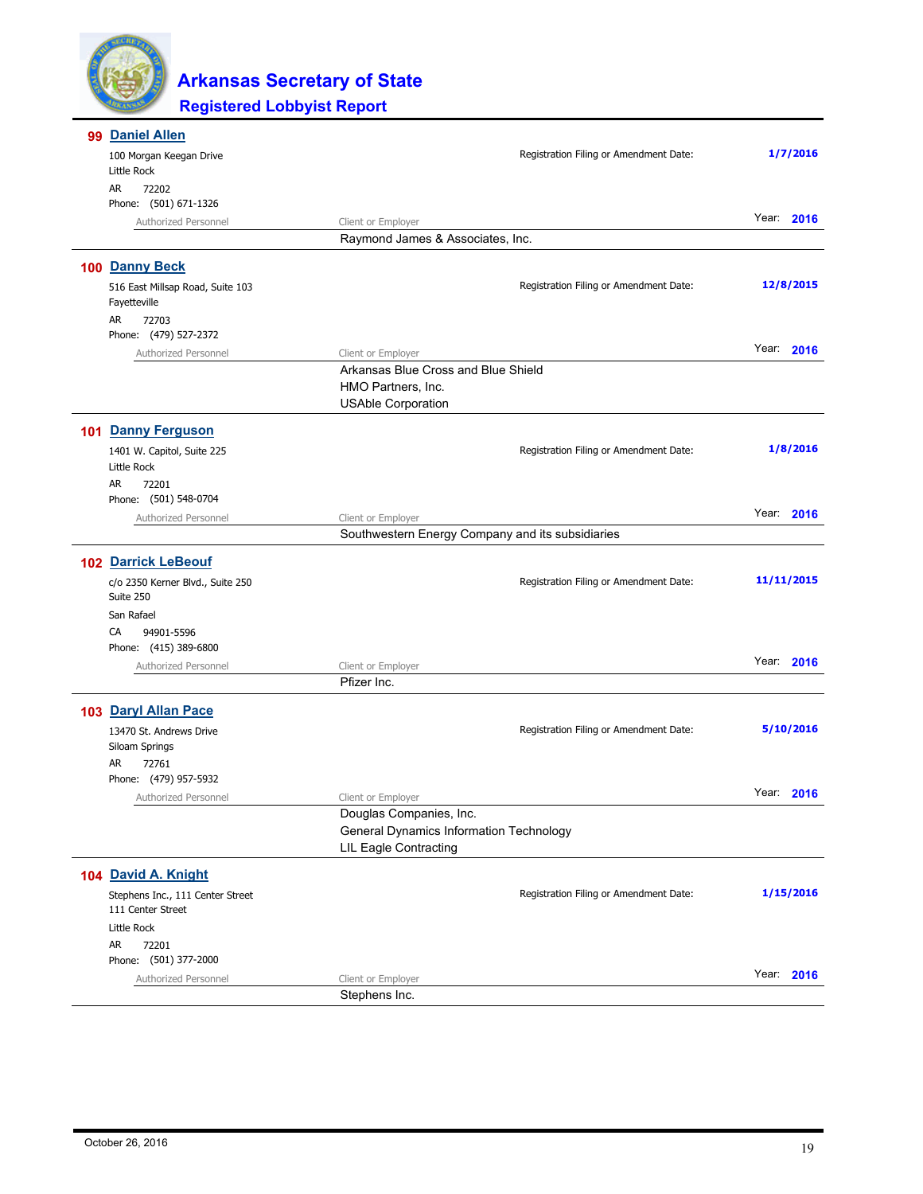# Arkansas Secretary of State

## Registered Lobbyist Report

### 99 Daniel Allen

100 Morgan Keegan Drive
Little Rock
AR 72202
Phone: (501) 671-1326

Registration Filing or Amendment Date: **1/7/2016**

Year: **2016**

| Authorized Personnel | Client or Employer |
|---|---|
| | Raymond James & Associates, Inc. |

### 100 Danny Beck

516 East Millsap Road, Suite 103
Fayetteville
AR 72703
Phone: (479) 527-2372

Registration Filing or Amendment Date: **12/8/2015**

Year: **2016**

| Authorized Personnel | Client or Employer |
|---|---|
| | Arkansas Blue Cross and Blue Shield |
| | HMO Partners, Inc. |
| | USAble Corporation |

### 101 Danny Ferguson

1401 W. Capitol, Suite 225
Little Rock
AR 72201
Phone: (501) 548-0704

Registration Filing or Amendment Date: **1/8/2016**

Year: **2016**

| Authorized Personnel | Client or Employer |
|---|---|
| | Southwestern Energy Company and its subsidiaries |

### 102 Darrick LeBeouf

c/o 2350 Kerner Blvd., Suite 250
Suite 250
San Rafael
CA 94901-5596
Phone: (415) 389-6800

Registration Filing or Amendment Date: **11/11/2015**

Year: **2016**

| Authorized Personnel | Client or Employer |
|---|---|
| | Pfizer Inc. |

### 103 Daryl Allan Pace

13470 St. Andrews Drive
Siloam Springs
AR 72761
Phone: (479) 957-5932

Registration Filing or Amendment Date: **5/10/2016**

Year: **2016**

| Authorized Personnel | Client or Employer |
|---|---|
| | Douglas Companies, Inc. |
| | General Dynamics Information Technology |
| | LIL Eagle Contracting |

### 104 David A. Knight

Stephens Inc., 111 Center Street
111 Center Street
Little Rock
AR 72201
Phone: (501) 377-2000

Registration Filing or Amendment Date: **1/15/2016**

Year: **2016**

| Authorized Personnel | Client or Employer |
|---|---|
| | Stephens Inc. |

October 26, 2016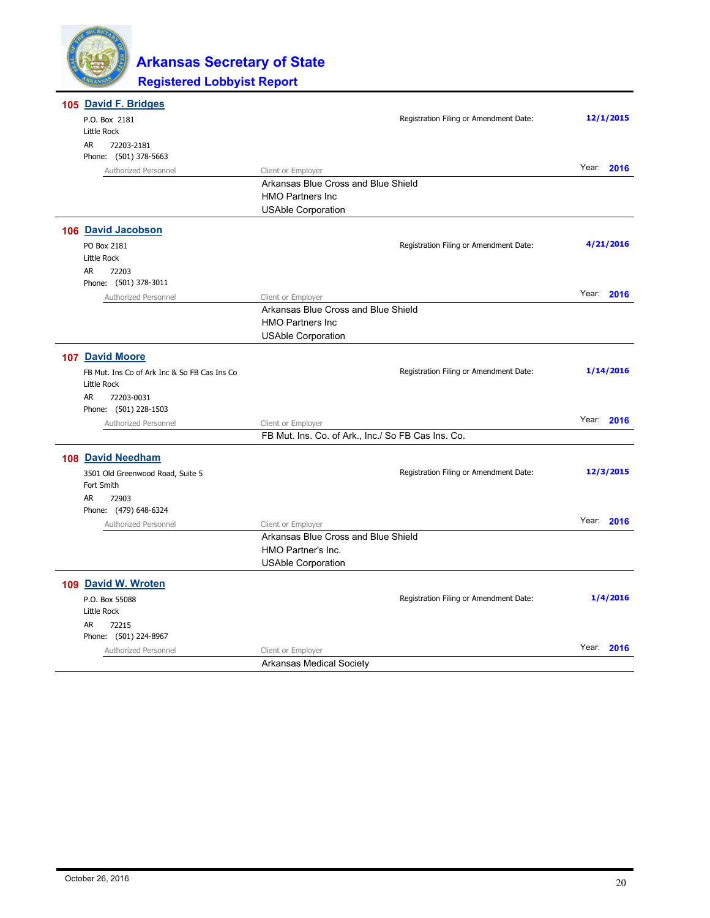# Arkansas Secretary of State

## Registered Lobbyist Report

### 105 David F. Bridges

P.O. Box 2181
Little Rock
AR 72203-2181
Phone: (501) 378-5663

Registration Filing or Amendment Date: **12/1/2015**

Year: **2016**

| Authorized Personnel | Client or Employer |
| --- | --- |
| | Arkansas Blue Cross and Blue Shield |
| | HMO Partners Inc |
| | USAble Corporation |

### 106 David Jacobson

PO Box 2181
Little Rock
AR 72203
Phone: (501) 378-3011

Registration Filing or Amendment Date: **4/21/2016**

Year: **2016**

| Authorized Personnel | Client or Employer |
| --- | --- |
| | Arkansas Blue Cross and Blue Shield |
| | HMO Partners Inc |
| | USAble Corporation |

### 107 David Moore

FB Mut. Ins Co of Ark Inc & So FB Cas Ins Co
Little Rock
AR 72203-0031
Phone: (501) 228-1503

Registration Filing or Amendment Date: **1/14/2016**

Year: **2016**

| Authorized Personnel | Client or Employer |
| --- | --- |
| | FB Mut. Ins. Co. of Ark., Inc./ So FB Cas Ins. Co. |

### 108 David Needham

3501 Old Greenwood Road, Suite 5
Fort Smith
AR 72903
Phone: (479) 648-6324

Registration Filing or Amendment Date: **12/3/2015**

Year: **2016**

| Authorized Personnel | Client or Employer |
| --- | --- |
| | Arkansas Blue Cross and Blue Shield |
| | HMO Partner's Inc. |
| | USAble Corporation |

### 109 David W. Wroten

P.O. Box 55088
Little Rock
AR 72215
Phone: (501) 224-8967

Registration Filing or Amendment Date: **1/4/2016**

Year: **2016**

| Authorized Personnel | Client or Employer |
| --- | --- |
| | Arkansas Medical Society |

October 26, 2016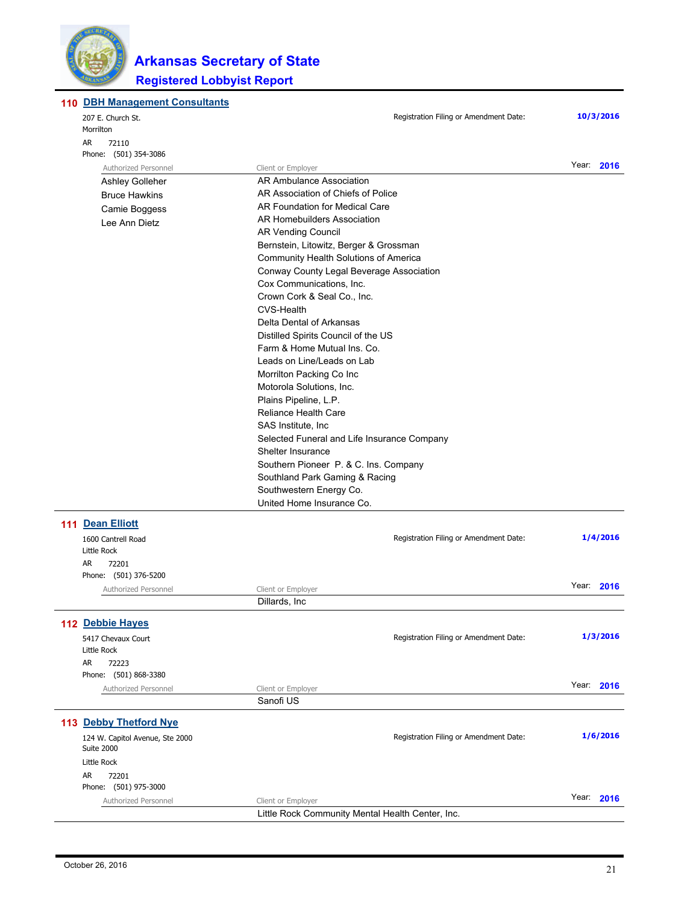# Arkansas Secretary of State

## Registered Lobbyist Report

### 110 DBH Management Consultants

207 E. Church St.
Morrilton
AR 72110
Phone: (501) 354-3086

Registration Filing or Amendment Date: **10/3/2016**

Year: **2016**

| Authorized Personnel | Client or Employer |
|---|---|
| Ashley Golleher | AR Ambulance Association |
| Bruce Hawkins | AR Association of Chiefs of Police |
| Camie Boggess | AR Foundation for Medical Care |
| Lee Ann Dietz | AR Homebuilders Association |
| | AR Vending Council |
| | Bernstein, Litowitz, Berger & Grossman |
| | Community Health Solutions of America |
| | Conway County Legal Beverage Association |
| | Cox Communications, Inc. |
| | Crown Cork & Seal Co., Inc. |
| | CVS-Health |
| | Delta Dental of Arkansas |
| | Distilled Spirits Council of the US |
| | Farm & Home Mutual Ins. Co. |
| | Leads on Line/Leads on Lab |
| | Morrilton Packing Co Inc |
| | Motorola Solutions, Inc. |
| | Plains Pipeline, L.P. |
| | Reliance Health Care |
| | SAS Institute, Inc |
| | Selected Funeral and Life Insurance Company |
| | Shelter Insurance |
| | Southern Pioneer P. & C. Ins. Company |
| | Southland Park Gaming & Racing |
| | Southwestern Energy Co. |
| | United Home Insurance Co. |

### 111 Dean Elliott

1600 Cantrell Road
Little Rock
AR 72201
Phone: (501) 376-5200

Registration Filing or Amendment Date: **1/4/2016**

Year: **2016**

| Authorized Personnel | Client or Employer |
|---|---|
| | Dillards, Inc |

### 112 Debbie Hayes

5417 Chevaux Court
Little Rock
AR 72223
Phone: (501) 868-3380

Registration Filing or Amendment Date: **1/3/2016**

Year: **2016**

| Authorized Personnel | Client or Employer |
|---|---|
| | Sanofi US |

### 113 Debby Thetford Nye

124 W. Capitol Avenue, Ste 2000
Suite 2000
Little Rock
AR 72201
Phone: (501) 975-3000

Registration Filing or Amendment Date: **1/6/2016**

Year: **2016**

| Authorized Personnel | Client or Employer |
|---|---|
| | Little Rock Community Mental Health Center, Inc. |

October 26, 2016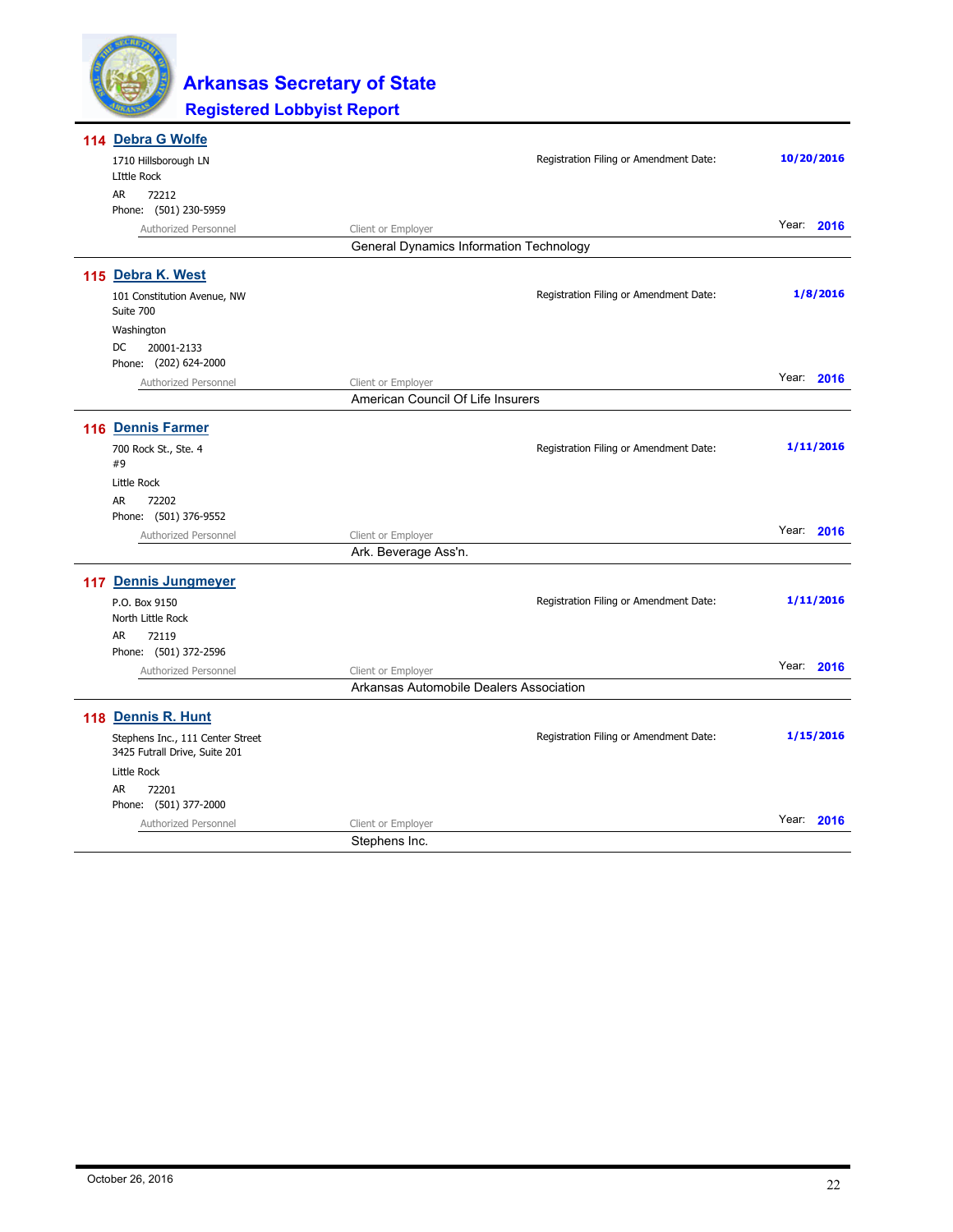# Arkansas Secretary of State

## Registered Lobbyist Report

### 114 Debra G Wolfe

1710 Hillsborough LN
LIttle Rock
AR 72212
Phone: (501) 230-5959

Registration Filing or Amendment Date: **10/20/2016**

Year: **2016**

| Authorized Personnel | Client or Employer |
|---|---|
| | General Dynamics Information Technology |

### 115 Debra K. West

101 Constitution Avenue, NW
Suite 700
Washington
DC 20001-2133
Phone: (202) 624-2000

Registration Filing or Amendment Date: **1/8/2016**

Year: **2016**

| Authorized Personnel | Client or Employer |
|---|---|
| | American Council Of Life Insurers |

### 116 Dennis Farmer

700 Rock St., Ste. 4
#9
Little Rock
AR 72202
Phone: (501) 376-9552

Registration Filing or Amendment Date: **1/11/2016**

Year: **2016**

| Authorized Personnel | Client or Employer |
|---|---|
| | Ark. Beverage Ass'n. |

### 117 Dennis Jungmeyer

P.O. Box 9150
North Little Rock
AR 72119
Phone: (501) 372-2596

Registration Filing or Amendment Date: **1/11/2016**

Year: **2016**

| Authorized Personnel | Client or Employer |
|---|---|
| | Arkansas Automobile Dealers Association |

### 118 Dennis R. Hunt

Stephens Inc., 111 Center Street
3425 Futrall Drive, Suite 201
Little Rock
AR 72201
Phone: (501) 377-2000

Registration Filing or Amendment Date: **1/15/2016**

Year: **2016**

| Authorized Personnel | Client or Employer |
|---|---|
| | Stephens Inc. |

October 26, 2016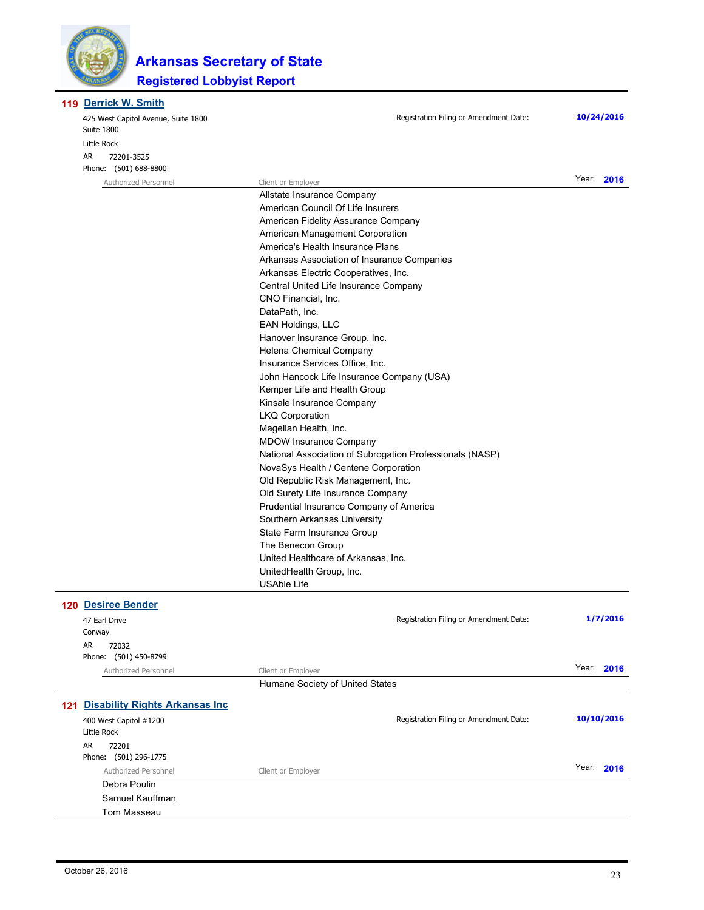# Arkansas Secretary of State

## Registered Lobbyist Report

### 119 Derrick W. Smith

425 West Capitol Avenue, Suite 1800
Suite 1800
Little Rock
AR 72201-3525
Phone: (501) 688-8800

Registration Filing or Amendment Date: **10/24/2016**

Year: **2016**

| Authorized Personnel | Client or Employer |
|---|---|
| | Allstate Insurance Company |
| | American Council Of Life Insurers |
| | American Fidelity Assurance Company |
| | American Management Corporation |
| | America's Health Insurance Plans |
| | Arkansas Association of Insurance Companies |
| | Arkansas Electric Cooperatives, Inc. |
| | Central United Life Insurance Company |
| | CNO Financial, Inc. |
| | DataPath, Inc. |
| | EAN Holdings, LLC |
| | Hanover Insurance Group, Inc. |
| | Helena Chemical Company |
| | Insurance Services Office, Inc. |
| | John Hancock Life Insurance Company (USA) |
| | Kemper Life and Health Group |
| | Kinsale Insurance Company |
| | LKQ Corporation |
| | Magellan Health, Inc. |
| | MDOW Insurance Company |
| | National Association of Subrogation Professionals (NASP) |
| | NovaSys Health / Centene Corporation |
| | Old Republic Risk Management, Inc. |
| | Old Surety Life Insurance Company |
| | Prudential Insurance Company of America |
| | Southern Arkansas University |
| | State Farm Insurance Group |
| | The Benecon Group |
| | United Healthcare of Arkansas, Inc. |
| | UnitedHealth Group, Inc. |
| | USAble Life |

### 120 Desiree Bender

47 Earl Drive
Conway
AR 72032
Phone: (501) 450-8799

Registration Filing or Amendment Date: **1/7/2016**

Year: **2016**

| Authorized Personnel | Client or Employer |
|---|---|
| | Humane Society of United States |

### 121 Disability Rights Arkansas Inc

400 West Capitol #1200
Little Rock
AR 72201
Phone: (501) 296-1775

Registration Filing or Amendment Date: **10/10/2016**

Year: **2016**

| Authorized Personnel | Client or Employer |
|---|---|
| Debra Poulin | |
| Samuel Kauffman | |
| Tom Masseau | |

October 26, 2016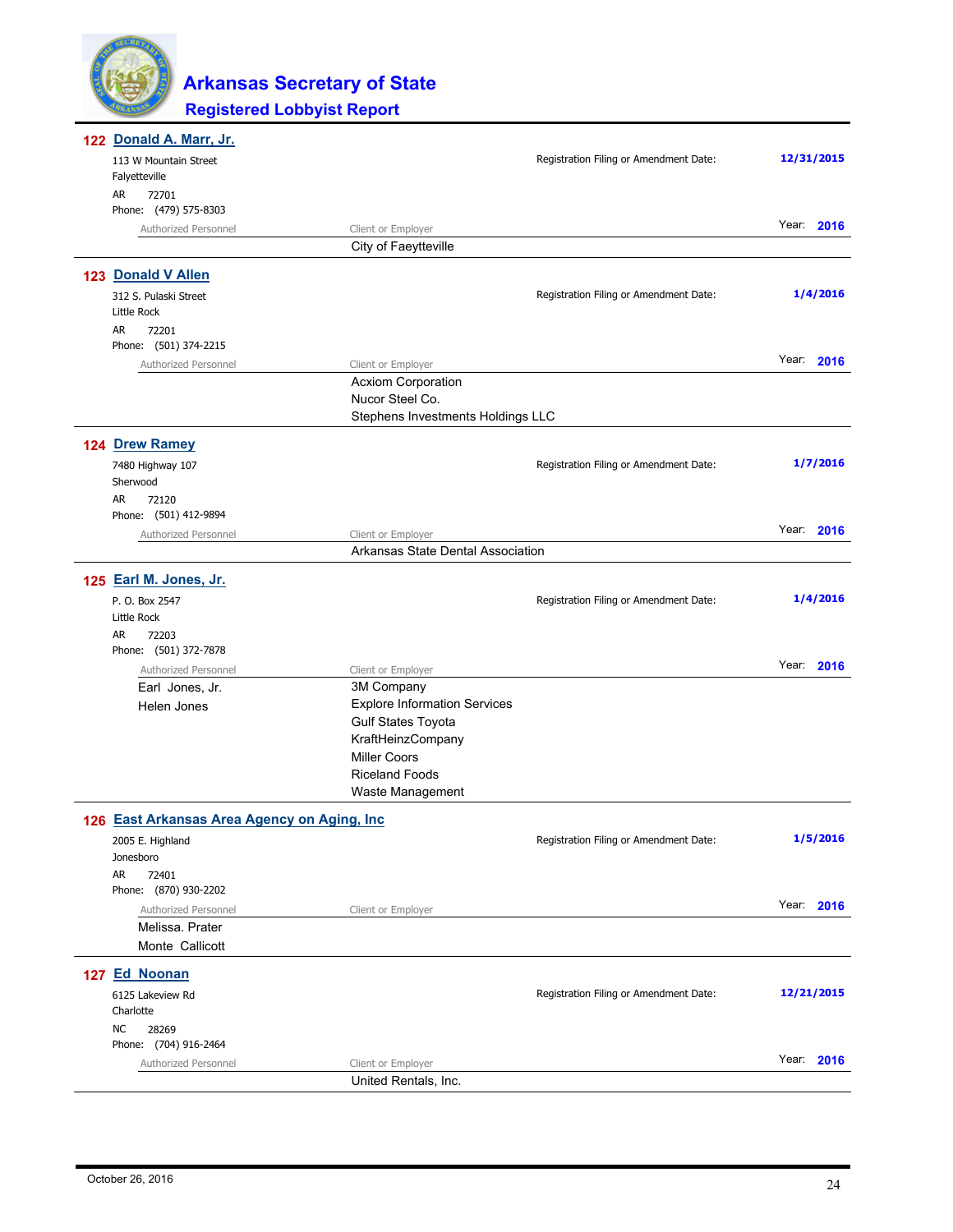# Arkansas Secretary of State

## Registered Lobbyist Report

### 122 Donald A. Marr, Jr.

113 W Mountain Street
Falyetteville
AR 72701
Phone: (479) 575-8303

Registration Filing or Amendment Date: **12/31/2015**

Year: **2016**

| Authorized Personnel | Client or Employer |
|---|---|
| | City of Faeytteville |

### 123 Donald V Allen

312 S. Pulaski Street
Little Rock
AR 72201
Phone: (501) 374-2215

Registration Filing or Amendment Date: **1/4/2016**

Year: **2016**

| Authorized Personnel | Client or Employer |
|---|---|
| | Acxiom Corporation |
| | Nucor Steel Co. |
| | Stephens Investments Holdings LLC |

### 124 Drew Ramey

7480 Highway 107
Sherwood
AR 72120
Phone: (501) 412-9894

Registration Filing or Amendment Date: **1/7/2016**

Year: **2016**

| Authorized Personnel | Client or Employer |
|---|---|
| | Arkansas State Dental Association |

### 125 Earl M. Jones, Jr.

P. O. Box 2547
Little Rock
AR 72203
Phone: (501) 372-7878

Registration Filing or Amendment Date: **1/4/2016**

Year: **2016**

| Authorized Personnel | Client or Employer |
|---|---|
| Earl Jones, Jr. | 3M Company |
| Helen Jones | Explore Information Services |
| | Gulf States Toyota |
| | KraftHeinzCompany |
| | Miller Coors |
| | Riceland Foods |
| | Waste Management |

### 126 East Arkansas Area Agency on Aging, Inc

2005 E. Highland
Jonesboro
AR 72401
Phone: (870) 930-2202

Registration Filing or Amendment Date: **1/5/2016**

Year: **2016**

| Authorized Personnel | Client or Employer |
|---|---|
| Melissa. Prater | |
| Monte Callicott | |

### 127 Ed Noonan

6125 Lakeview Rd
Charlotte
NC 28269
Phone: (704) 916-2464

Registration Filing or Amendment Date: **12/21/2015**

Year: **2016**

| Authorized Personnel | Client or Employer |
|---|---|
| | United Rentals, Inc. |

October 26, 2016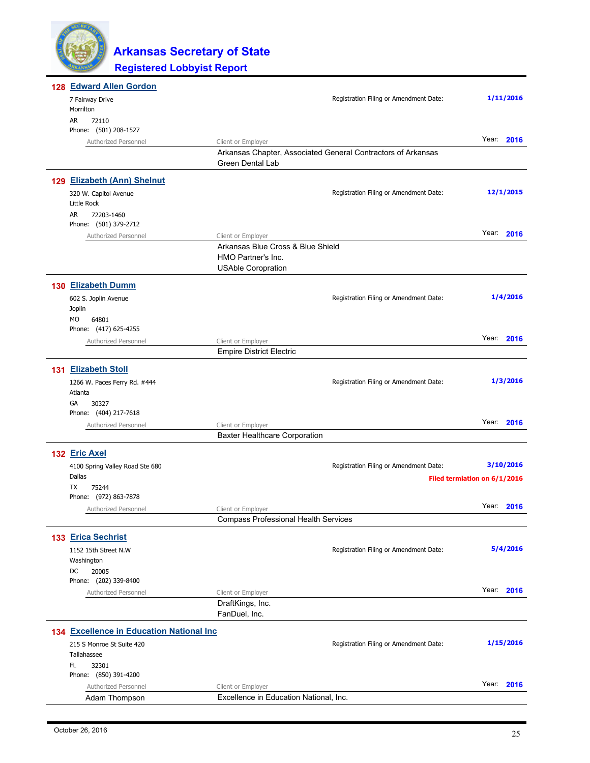## Arkansas Secretary of State
### Registered Lobbyist Report

---

**128 Edward Allen Gordon**

7 Fairway Drive
Morrilton
AR 72110
Phone: (501) 208-1527

Registration Filing or Amendment Date: **1/11/2016**

Year: **2016**

| Authorized Personnel | Client or Employer |
|---|---|
| | Arkansas Chapter, Associated General Contractors of Arkansas |
| | Green Dental Lab |

---

**129 Elizabeth (Ann) Shelnut**

320 W. Capitol Avenue
Little Rock
AR 72203-1460
Phone: (501) 379-2712

Registration Filing or Amendment Date: **12/1/2015**

Year: **2016**

| Authorized Personnel | Client or Employer |
|---|---|
| | Arkansas Blue Cross & Blue Shield |
| | HMO Partner's Inc. |
| | USAble Coropration |

---

**130 Elizabeth Dumm**

602 S. Joplin Avenue
Joplin
MO 64801
Phone: (417) 625-4255

Registration Filing or Amendment Date: **1/4/2016**

Year: **2016**

| Authorized Personnel | Client or Employer |
|---|---|
| | Empire District Electric |

---

**131 Elizabeth Stoll**

1266 W. Paces Ferry Rd. #444
Atlanta
GA 30327
Phone: (404) 217-7618

Registration Filing or Amendment Date: **1/3/2016**

Year: **2016**

| Authorized Personnel | Client or Employer |
|---|---|
| | Baxter Healthcare Corporation |

---

**132 Eric Axel**

4100 Spring Valley Road Ste 680
Dallas
TX 75244
Phone: (972) 863-7878

Registration Filing or Amendment Date: **3/10/2016**

**Filed termiation on 6/1/2016**

Year: **2016**

| Authorized Personnel | Client or Employer |
|---|---|
| | Compass Professional Health Services |

---

**133 Erica Sechrist**

1152 15th Street N.W
Washington
DC 20005
Phone: (202) 339-8400

Registration Filing or Amendment Date: **5/4/2016**

Year: **2016**

| Authorized Personnel | Client or Employer |
|---|---|
| | DraftKings, Inc. |
| | FanDuel, Inc. |

---

**134 Excellence in Education National Inc**

215 S Monroe St Suite 420
Tallahassee
FL 32301
Phone: (850) 391-4200

Registration Filing or Amendment Date: **1/15/2016**

Year: **2016**

| Authorized Personnel | Client or Employer |
|---|---|
| Adam Thompson | Excellence in Education National, Inc. |

---

October 26, 2016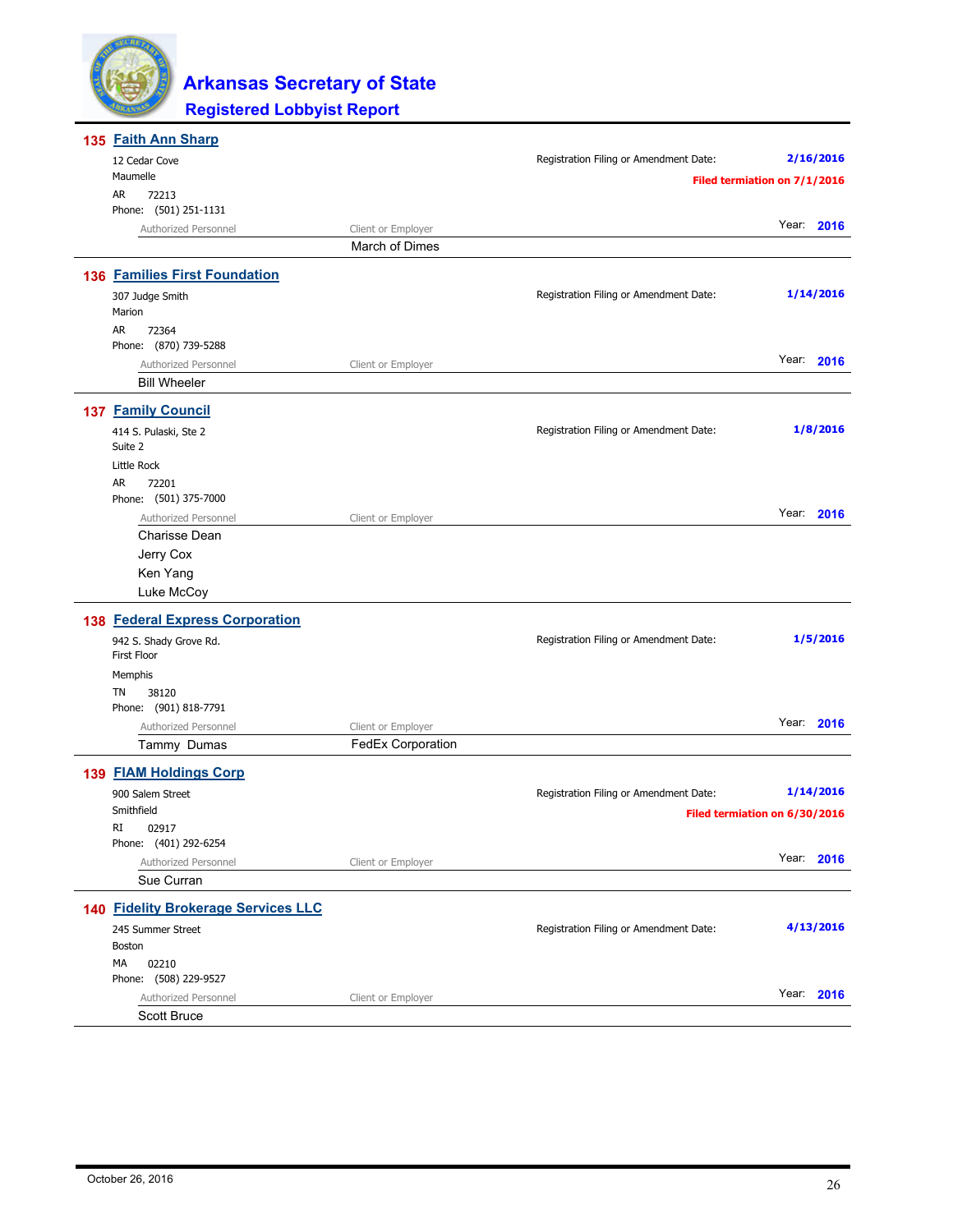# Arkansas Secretary of State

## Registered Lobbyist Report

### 135 Faith Ann Sharp

12 Cedar Cove
Maumelle
AR 72213
Phone: (501) 251-1131

Registration Filing or Amendment Date: **2/16/2016**

**Filed termiation on 7/1/2016**

Year: **2016**

| Authorized Personnel | Client or Employer |
|---|---|
| | March of Dimes |

### 136 Families First Foundation

307 Judge Smith
Marion
AR 72364
Phone: (870) 739-5288

Registration Filing or Amendment Date: **1/14/2016**

Year: **2016**

| Authorized Personnel | Client or Employer |
|---|---|
| Bill Wheeler | |

### 137 Family Council

414 S. Pulaski, Ste 2
Suite 2
Little Rock
AR 72201
Phone: (501) 375-7000

Registration Filing or Amendment Date: **1/8/2016**

Year: **2016**

| Authorized Personnel | Client or Employer |
|---|---|
| Charisse Dean | |
| Jerry Cox | |
| Ken Yang | |
| Luke McCoy | |

### 138 Federal Express Corporation

942 S. Shady Grove Rd.
First Floor
Memphis
TN 38120
Phone: (901) 818-7791

Registration Filing or Amendment Date: **1/5/2016**

Year: **2016**

| Authorized Personnel | Client or Employer |
|---|---|
| Tammy Dumas | FedEx Corporation |

### 139 FIAM Holdings Corp

900 Salem Street
Smithfield
RI 02917
Phone: (401) 292-6254

Registration Filing or Amendment Date: **1/14/2016**

**Filed termiation on 6/30/2016**

Year: **2016**

| Authorized Personnel | Client or Employer |
|---|---|
| Sue Curran | |

### 140 Fidelity Brokerage Services LLC

245 Summer Street
Boston
MA 02210
Phone: (508) 229-9527

Registration Filing or Amendment Date: **4/13/2016**

Year: **2016**

| Authorized Personnel | Client or Employer |
|---|---|
| Scott Bruce | |

October 26, 2016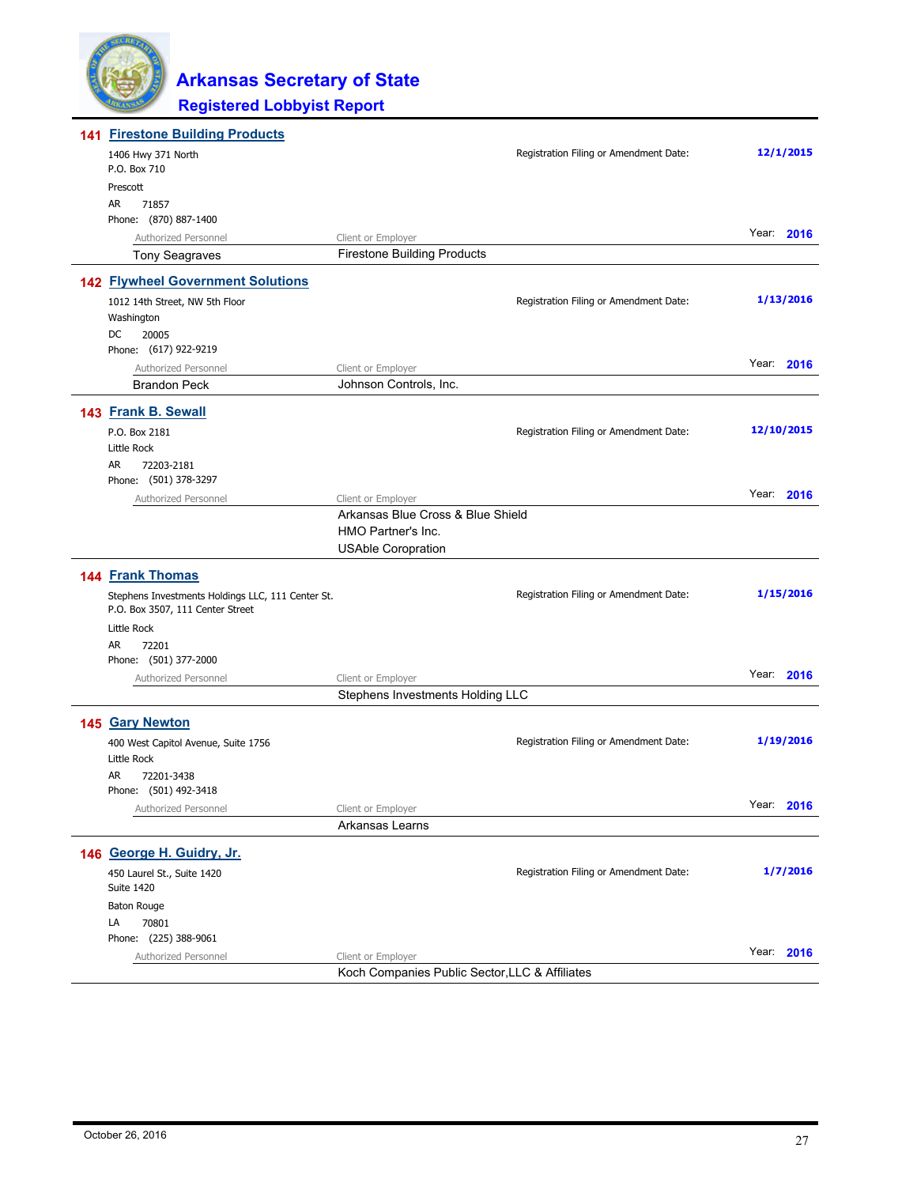# Arkansas Secretary of State

## Registered Lobbyist Report

### 141 Firestone Building Products

1406 Hwy 371 North
P.O. Box 710
Prescott
AR 71857
Phone: (870) 887-1400

Registration Filing or Amendment Date: **12/1/2015**

Year: **2016**

| Authorized Personnel | Client or Employer |
|---|---|
| Tony Seagraves | Firestone Building Products |

### 142 Flywheel Government Solutions

1012 14th Street, NW 5th Floor
Washington
DC 20005
Phone: (617) 922-9219

Registration Filing or Amendment Date: **1/13/2016**

Year: **2016**

| Authorized Personnel | Client or Employer |
|---|---|
| Brandon Peck | Johnson Controls, Inc. |

### 143 Frank B. Sewall

P.O. Box 2181
Little Rock
AR 72203-2181
Phone: (501) 378-3297

Registration Filing or Amendment Date: **12/10/2015**

Year: **2016**

| Authorized Personnel | Client or Employer |
|---|---|
| | Arkansas Blue Cross & Blue Shield |
| | HMO Partner's Inc. |
| | USAble Coropration |

### 144 Frank Thomas

Stephens Investments Holdings LLC, 111 Center St.
P.O. Box 3507, 111 Center Street
Little Rock
AR 72201
Phone: (501) 377-2000

Registration Filing or Amendment Date: **1/15/2016**

Year: **2016**

| Authorized Personnel | Client or Employer |
|---|---|
| | Stephens Investments Holding LLC |

### 145 Gary Newton

400 West Capitol Avenue, Suite 1756
Little Rock
AR 72201-3438
Phone: (501) 492-3418

Registration Filing or Amendment Date: **1/19/2016**

Year: **2016**

| Authorized Personnel | Client or Employer |
|---|---|
| | Arkansas Learns |

### 146 George H. Guidry, Jr.

450 Laurel St., Suite 1420
Suite 1420
Baton Rouge
LA 70801
Phone: (225) 388-9061

Registration Filing or Amendment Date: **1/7/2016**

Year: **2016**

| Authorized Personnel | Client or Employer |
|---|---|
| | Koch Companies Public Sector,LLC & Affiliates |

October 26, 2016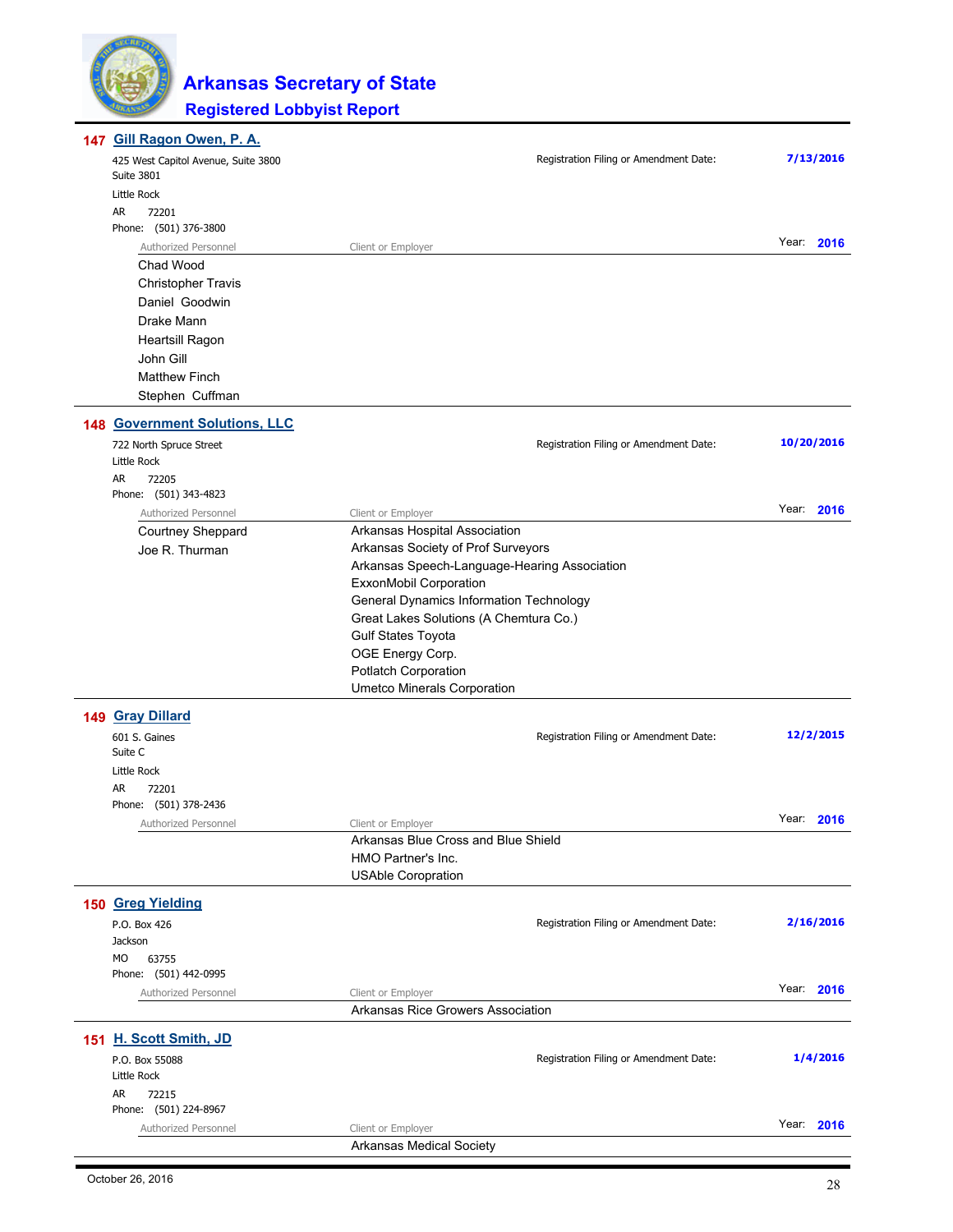# Arkansas Secretary of State

## Registered Lobbyist Report

### 147 Gill Ragon Owen, P. A.

425 West Capitol Avenue, Suite 3800
Suite 3801
Little Rock
AR 72201
Phone: (501) 376-3800

Registration Filing or Amendment Date: **7/13/2016**

Year: **2016**

| Authorized Personnel | Client or Employer |
|---|---|
| Chad Wood | |
| Christopher Travis | |
| Daniel Goodwin | |
| Drake Mann | |
| Heartsill Ragon | |
| John Gill | |
| Matthew Finch | |
| Stephen Cuffman | |

### 148 Government Solutions, LLC

722 North Spruce Street
Little Rock
AR 72205
Phone: (501) 343-4823

Registration Filing or Amendment Date: **10/20/2016**

Year: **2016**

| Authorized Personnel | Client or Employer |
|---|---|
| Courtney Sheppard | Arkansas Hospital Association |
| Joe R. Thurman | Arkansas Society of Prof Surveyors |
| | Arkansas Speech-Language-Hearing Association |
| | ExxonMobil Corporation |
| | General Dynamics Information Technology |
| | Great Lakes Solutions (A Chemtura Co.) |
| | Gulf States Toyota |
| | OGE Energy Corp. |
| | Potlatch Corporation |
| | Umetco Minerals Corporation |

### 149 Gray Dillard

601 S. Gaines
Suite C
Little Rock
AR 72201
Phone: (501) 378-2436

Registration Filing or Amendment Date: **12/2/2015**

Year: **2016**

| Authorized Personnel | Client or Employer |
|---|---|
| | Arkansas Blue Cross and Blue Shield |
| | HMO Partner's Inc. |
| | USAble Coropration |

### 150 Greg Yielding

P.O. Box 426
Jackson
MO 63755
Phone: (501) 442-0995

Registration Filing or Amendment Date: **2/16/2016**

Year: **2016**

| Authorized Personnel | Client or Employer |
|---|---|
| | Arkansas Rice Growers Association |

### 151 H. Scott Smith, JD

P.O. Box 55088
Little Rock
AR 72215
Phone: (501) 224-8967

Registration Filing or Amendment Date: **1/4/2016**

Year: **2016**

| Authorized Personnel | Client or Employer |
|---|---|
| | Arkansas Medical Society |

October 26, 2016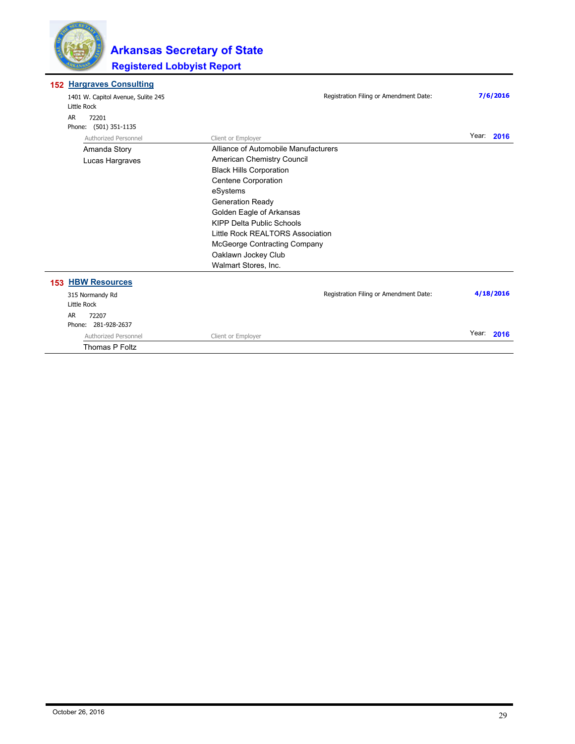## 152 Hargraves Consulting

1401 W. Capitol Avenue, Sulite 245
Little Rock
AR 72201
Phone: (501) 351-1135

Registration Filing or Amendment Date: **7/6/2016**

Year: **2016**

| Authorized Personnel | Client or Employer |
|---|---|
| Amanda Story | Alliance of Automobile Manufacturers |
| Lucas Hargraves | American Chemistry Council |
| | Black Hills Corporation |
| | Centene Corporation |
| | eSystems |
| | Generation Ready |
| | Golden Eagle of Arkansas |
| | KIPP Delta Public Schools |
| | Little Rock REALTORS Association |
| | McGeorge Contracting Company |
| | Oaklawn Jockey Club |
| | Walmart Stores, Inc. |

## 153 HBW Resources

315 Normandy Rd
Little Rock
AR 72207
Phone: 281-928-2637

Registration Filing or Amendment Date: **4/18/2016**

Year: **2016**

| Authorized Personnel | Client or Employer |
|---|---|
| Thomas P Foltz | |

October 26, 2016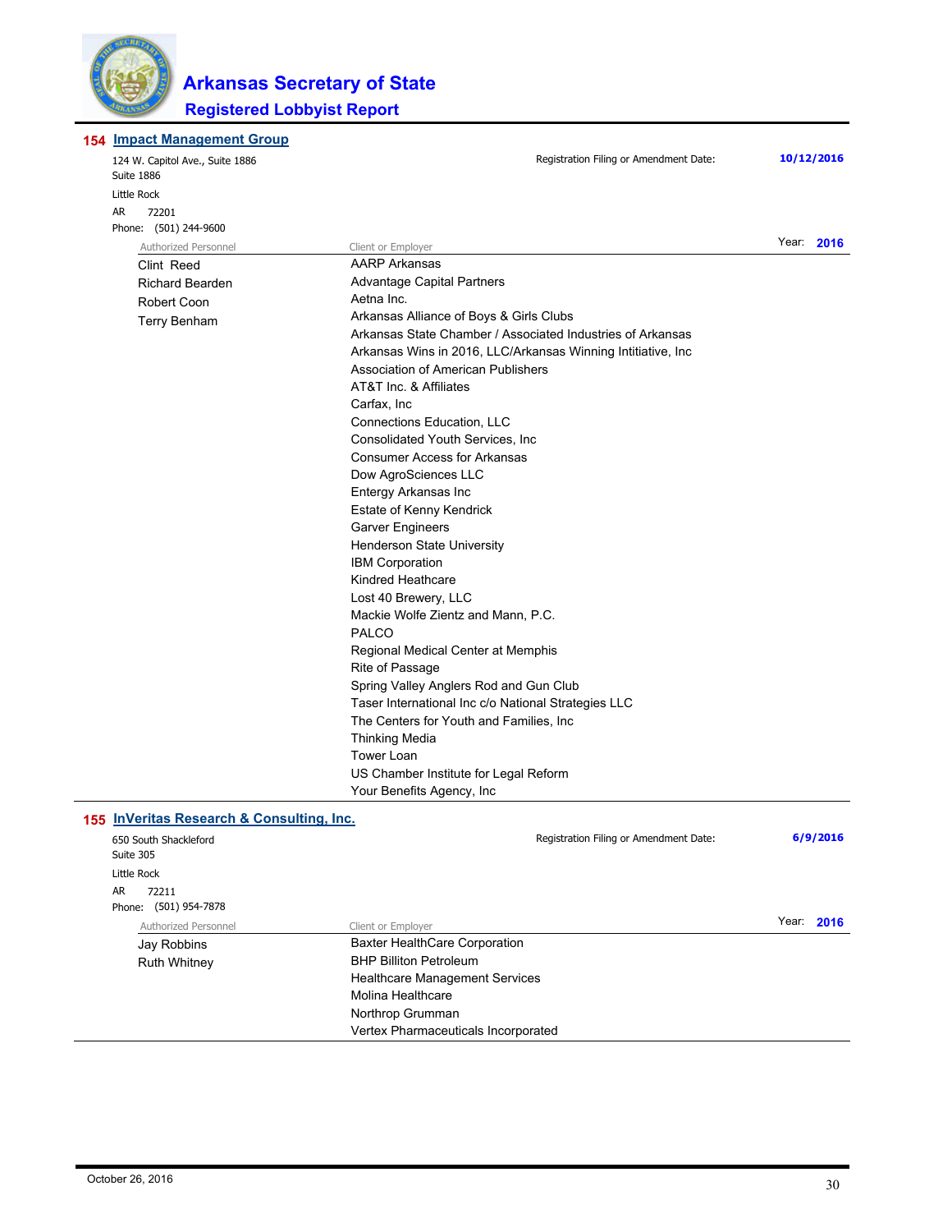# Arkansas Secretary of State

## Registered Lobbyist Report

### 154 Impact Management Group

124 W. Capitol Ave., Suite 1886
Suite 1886
Little Rock
AR 72201
Phone: (501) 244-9600

Registration Filing or Amendment Date: **10/12/2016**

Year: **2016**

| Authorized Personnel | Client or Employer |
|---|---|
| Clint Reed | AARP Arkansas |
| Richard Bearden | Advantage Capital Partners |
| Robert Coon | Aetna Inc. |
| Terry Benham | Arkansas Alliance of Boys & Girls Clubs |
| | Arkansas State Chamber / Associated Industries of Arkansas |
| | Arkansas Wins in 2016, LLC/Arkansas Winning Intitiative, Inc |
| | Association of American Publishers |
| | AT&T Inc. & Affiliates |
| | Carfax, Inc |
| | Connections Education, LLC |
| | Consolidated Youth Services, Inc |
| | Consumer Access for Arkansas |
| | Dow AgroSciences LLC |
| | Entergy Arkansas Inc |
| | Estate of Kenny Kendrick |
| | Garver Engineers |
| | Henderson State University |
| | IBM Corporation |
| | Kindred Heathcare |
| | Lost 40 Brewery, LLC |
| | Mackie Wolfe Zientz and Mann, P.C. |
| | PALCO |
| | Regional Medical Center at Memphis |
| | Rite of Passage |
| | Spring Valley Anglers Rod and Gun Club |
| | Taser International Inc c/o National Strategies LLC |
| | The Centers for Youth and Families, Inc |
| | Thinking Media |
| | Tower Loan |
| | US Chamber Institute for Legal Reform |
| | Your Benefits Agency, Inc |

### 155 InVeritas Research & Consulting, Inc.

650 South Shackleford
Suite 305
Little Rock
AR 72211
Phone: (501) 954-7878

Registration Filing or Amendment Date: **6/9/2016**

Year: **2016**

| Authorized Personnel | Client or Employer |
|---|---|
| Jay Robbins | Baxter HealthCare Corporation |
| Ruth Whitney | BHP Billiton Petroleum |
| | Healthcare Management Services |
| | Molina Healthcare |
| | Northrop Grumman |
| | Vertex Pharmaceuticals Incorporated |

October 26, 2016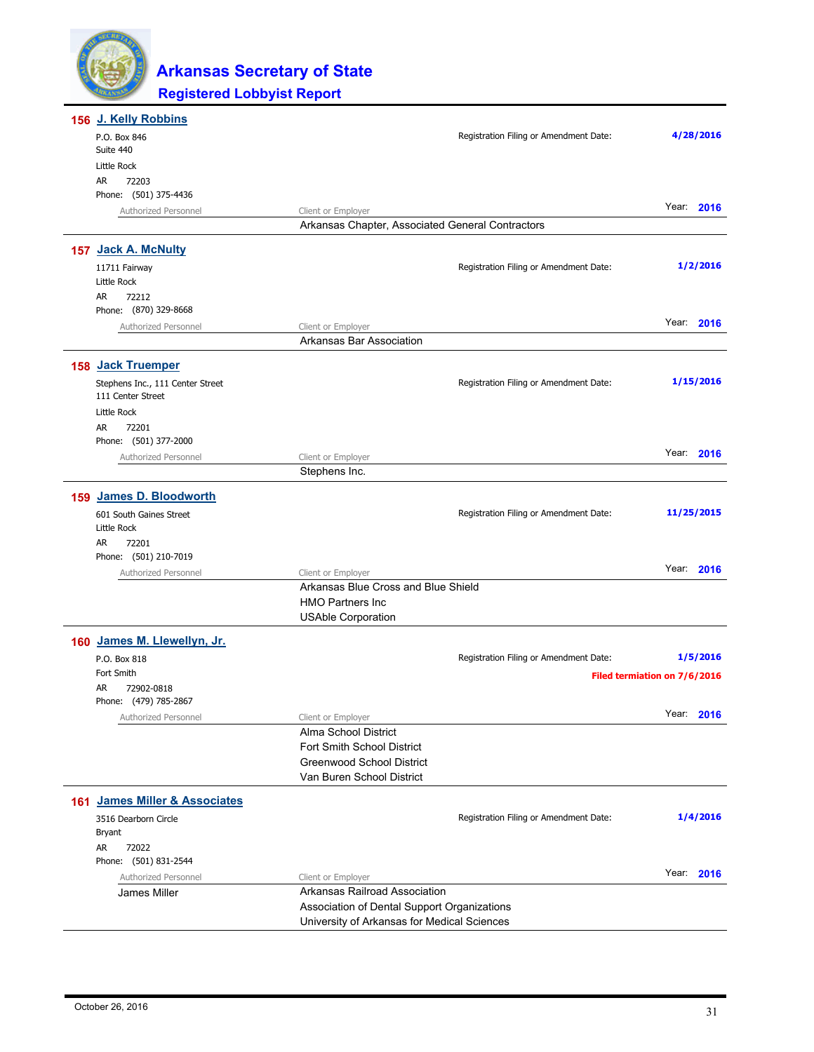# Arkansas Secretary of State

## Registered Lobbyist Report

---

### 156 J. Kelly Robbins

P.O. Box 846
Suite 440
Little Rock
AR 72203
Phone: (501) 375-4436

Registration Filing or Amendment Date: **4/28/2016**

Year: **2016**

| Authorized Personnel | Client or Employer |
|---|---|
| | Arkansas Chapter, Associated General Contractors |

---

### 157 Jack A. McNulty

11711 Fairway
Little Rock
AR 72212
Phone: (870) 329-8668

Registration Filing or Amendment Date: **1/2/2016**

Year: **2016**

| Authorized Personnel | Client or Employer |
|---|---|
| | Arkansas Bar Association |

---

### 158 Jack Truemper

Stephens Inc., 111 Center Street
111 Center Street
Little Rock
AR 72201
Phone: (501) 377-2000

Registration Filing or Amendment Date: **1/15/2016**

Year: **2016**

| Authorized Personnel | Client or Employer |
|---|---|
| | Stephens Inc. |

---

### 159 James D. Bloodworth

601 South Gaines Street
Little Rock
AR 72201
Phone: (501) 210-7019

Registration Filing or Amendment Date: **11/25/2015**

Year: **2016**

| Authorized Personnel | Client or Employer |
|---|---|
| | Arkansas Blue Cross and Blue Shield |
| | HMO Partners Inc |
| | USAble Corporation |

---

### 160 James M. Llewellyn, Jr.

P.O. Box 818
Fort Smith
AR 72902-0818
Phone: (479) 785-2867

Registration Filing or Amendment Date: **1/5/2016**

**Filed termiation on 7/6/2016**

Year: **2016**

| Authorized Personnel | Client or Employer |
|---|---|
| | Alma School District |
| | Fort Smith School District |
| | Greenwood School District |
| | Van Buren School District |

---

### 161 James Miller & Associates

3516 Dearborn Circle
Bryant
AR 72022
Phone: (501) 831-2544

Registration Filing or Amendment Date: **1/4/2016**

Year: **2016**

| Authorized Personnel | Client or Employer |
|---|---|
| James Miller | Arkansas Railroad Association |
| | Association of Dental Support Organizations |
| | University of Arkansas for Medical Sciences |

---

October 26, 2016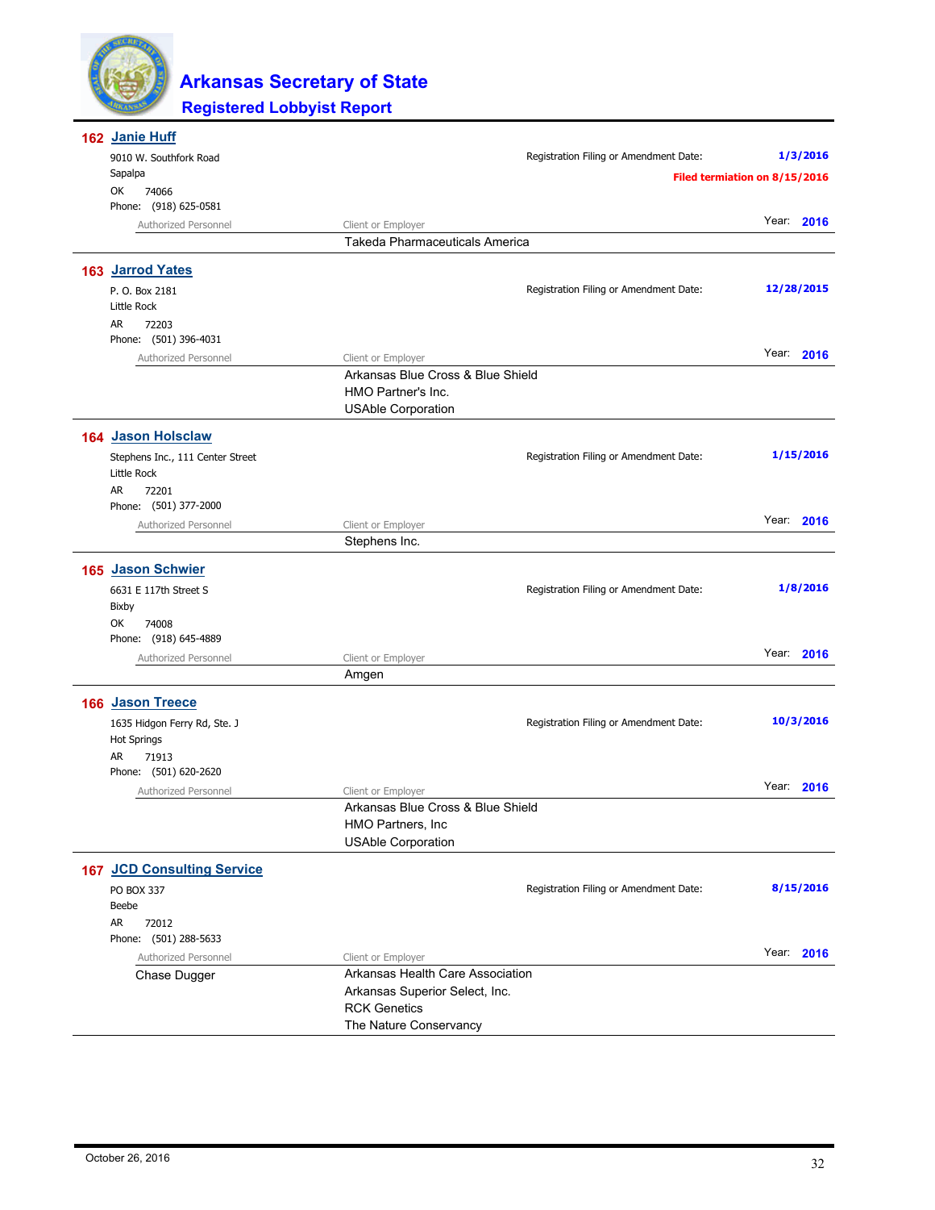# Arkansas Secretary of State

## Registered Lobbyist Report

### 162 Janie Huff

9010 W. Southfork Road
Sapalpa
OK 74066
Phone: (918) 625-0581

Registration Filing or Amendment Date: **1/3/2016**

**Filed termiation on 8/15/2016**

Year: **2016**

| Authorized Personnel | Client or Employer |
|---|---|
| | Takeda Pharmaceuticals America |

### 163 Jarrod Yates

P. O. Box 2181
Little Rock
AR 72203
Phone: (501) 396-4031

Registration Filing or Amendment Date: **12/28/2015**

Year: **2016**

| Authorized Personnel | Client or Employer |
|---|---|
| | Arkansas Blue Cross & Blue Shield |
| | HMO Partner's Inc. |
| | USAble Corporation |

### 164 Jason Holsclaw

Stephens Inc., 111 Center Street
Little Rock
AR 72201
Phone: (501) 377-2000

Registration Filing or Amendment Date: **1/15/2016**

Year: **2016**

| Authorized Personnel | Client or Employer |
|---|---|
| | Stephens Inc. |

### 165 Jason Schwier

6631 E 117th Street S
Bixby
OK 74008
Phone: (918) 645-4889

Registration Filing or Amendment Date: **1/8/2016**

Year: **2016**

| Authorized Personnel | Client or Employer |
|---|---|
| | Amgen |

### 166 Jason Treece

1635 Hidgon Ferry Rd, Ste. J
Hot Springs
AR 71913
Phone: (501) 620-2620

Registration Filing or Amendment Date: **10/3/2016**

Year: **2016**

| Authorized Personnel | Client or Employer |
|---|---|
| | Arkansas Blue Cross & Blue Shield |
| | HMO Partners, Inc |
| | USAble Corporation |

### 167 JCD Consulting Service

PO BOX 337
Beebe
AR 72012
Phone: (501) 288-5633

Registration Filing or Amendment Date: **8/15/2016**

Year: **2016**

| Authorized Personnel | Client or Employer |
|---|---|
| Chase Dugger | Arkansas Health Care Association |
| | Arkansas Superior Select, Inc. |
| | RCK Genetics |
| | The Nature Conservancy |

October 26, 2016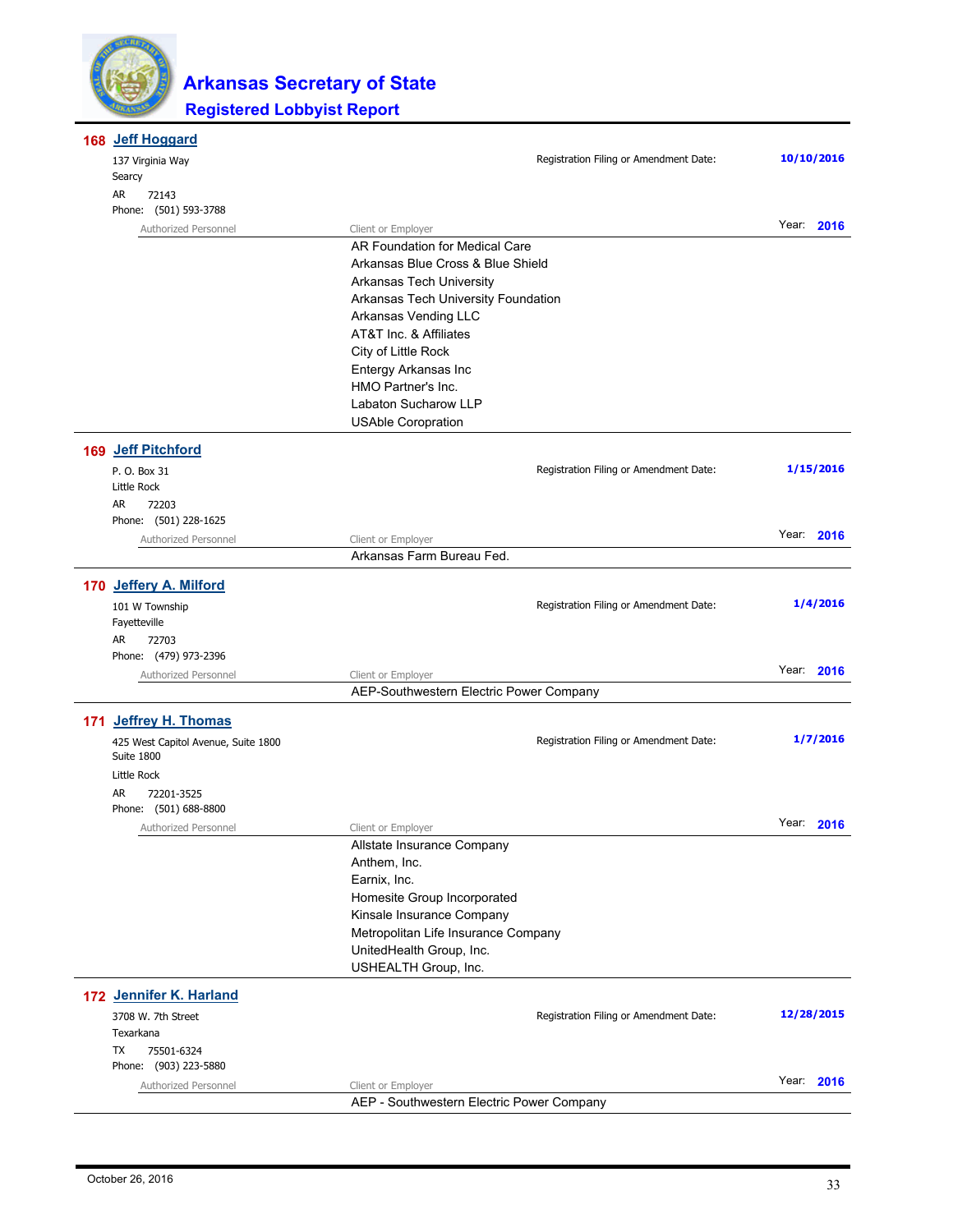# Arkansas Secretary of State

## Registered Lobbyist Report

### 168 Jeff Hoggard

137 Virginia Way
Searcy
AR 72143
Phone: (501) 593-3788

Registration Filing or Amendment Date: **10/10/2016**

Year: **2016**

| Authorized Personnel | Client or Employer |
|---|---|
| | AR Foundation for Medical Care |
| | Arkansas Blue Cross & Blue Shield |
| | Arkansas Tech University |
| | Arkansas Tech University Foundation |
| | Arkansas Vending LLC |
| | AT&T Inc. & Affiliates |
| | City of Little Rock |
| | Entergy Arkansas Inc |
| | HMO Partner's Inc. |
| | Labaton Sucharow LLP |
| | USAble Coropration |

### 169 Jeff Pitchford

P. O. Box 31
Little Rock
AR 72203
Phone: (501) 228-1625

Registration Filing or Amendment Date: **1/15/2016**

Year: **2016**

| Authorized Personnel | Client or Employer |
|---|---|
| | Arkansas Farm Bureau Fed. |

### 170 Jeffery A. Milford

101 W Township
Fayetteville
AR 72703
Phone: (479) 973-2396

Registration Filing or Amendment Date: **1/4/2016**

Year: **2016**

| Authorized Personnel | Client or Employer |
|---|---|
| | AEP-Southwestern Electric Power Company |

### 171 Jeffrey H. Thomas

425 West Capitol Avenue, Suite 1800
Suite 1800
Little Rock
AR 72201-3525
Phone: (501) 688-8800

Registration Filing or Amendment Date: **1/7/2016**

Year: **2016**

| Authorized Personnel | Client or Employer |
|---|---|
| | Allstate Insurance Company |
| | Anthem, Inc. |
| | Earnix, Inc. |
| | Homesite Group Incorporated |
| | Kinsale Insurance Company |
| | Metropolitan Life Insurance Company |
| | UnitedHealth Group, Inc. |
| | USHEALTH Group, Inc. |

### 172 Jennifer K. Harland

3708 W. 7th Street
Texarkana
TX 75501-6324
Phone: (903) 223-5880

Registration Filing or Amendment Date: **12/28/2015**

Year: **2016**

| Authorized Personnel | Client or Employer |
|---|---|
| | AEP - Southwestern Electric Power Company |

October 26, 2016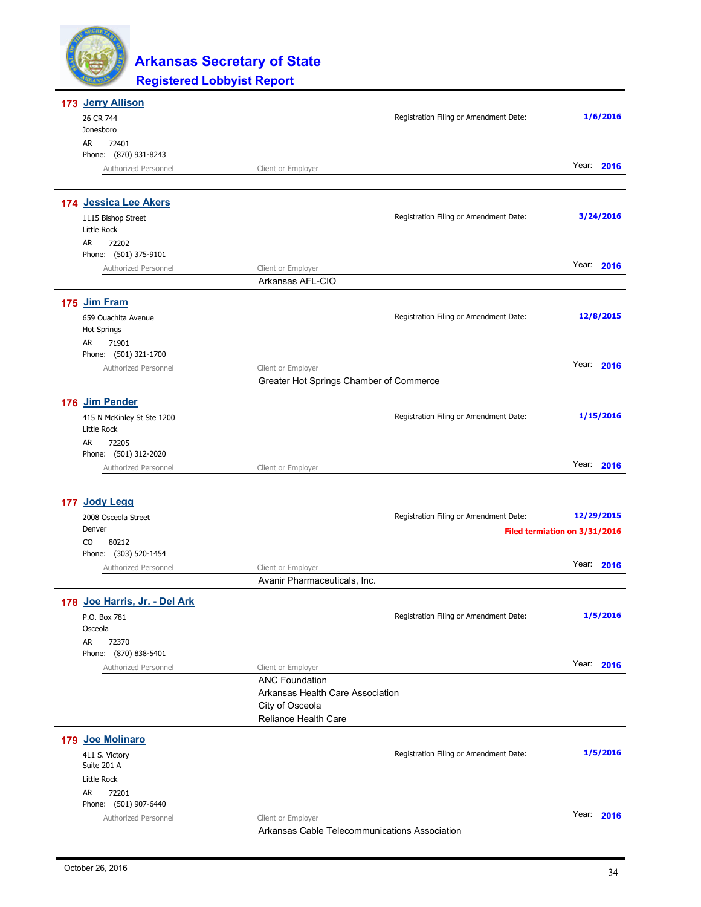# Arkansas Secretary of State

## Registered Lobbyist Report

### 173 Jerry Allison

26 CR 744
Jonesboro
AR 72401
Phone: (870) 931-8243

Registration Filing or Amendment Date: **1/6/2016**

Year: **2016**

| Authorized Personnel | Client or Employer |
|---|---|
| | |

### 174 Jessica Lee Akers

1115 Bishop Street
Little Rock
AR 72202
Phone: (501) 375-9101

Registration Filing or Amendment Date: **3/24/2016**

Year: **2016**

| Authorized Personnel | Client or Employer |
|---|---|
| | Arkansas AFL-CIO |

### 175 Jim Fram

659 Ouachita Avenue
Hot Springs
AR 71901
Phone: (501) 321-1700

Registration Filing or Amendment Date: **12/8/2015**

Year: **2016**

| Authorized Personnel | Client or Employer |
|---|---|
| | Greater Hot Springs Chamber of Commerce |

### 176 Jim Pender

415 N McKinley St Ste 1200
Little Rock
AR 72205
Phone: (501) 312-2020

Registration Filing or Amendment Date: **1/15/2016**

Year: **2016**

| Authorized Personnel | Client or Employer |
|---|---|
| | |

### 177 Jody Legg

2008 Osceola Street
Denver
CO 80212
Phone: (303) 520-1454

Registration Filing or Amendment Date: **12/29/2015**

**Filed termiation on 3/31/2016**

Year: **2016**

| Authorized Personnel | Client or Employer |
|---|---|
| | Avanir Pharmaceuticals, Inc. |

### 178 Joe Harris, Jr. - Del Ark

P.O. Box 781
Osceola
AR 72370
Phone: (870) 838-5401

Registration Filing or Amendment Date: **1/5/2016**

Year: **2016**

| Authorized Personnel | Client or Employer |
|---|---|
| | ANC Foundation |
| | Arkansas Health Care Association |
| | City of Osceola |
| | Reliance Health Care |

### 179 Joe Molinaro

411 S. Victory
Suite 201 A
Little Rock
AR 72201
Phone: (501) 907-6440

Registration Filing or Amendment Date: **1/5/2016**

Year: **2016**

| Authorized Personnel | Client or Employer |
|---|---|
| | Arkansas Cable Telecommunications Association |

October 26, 2016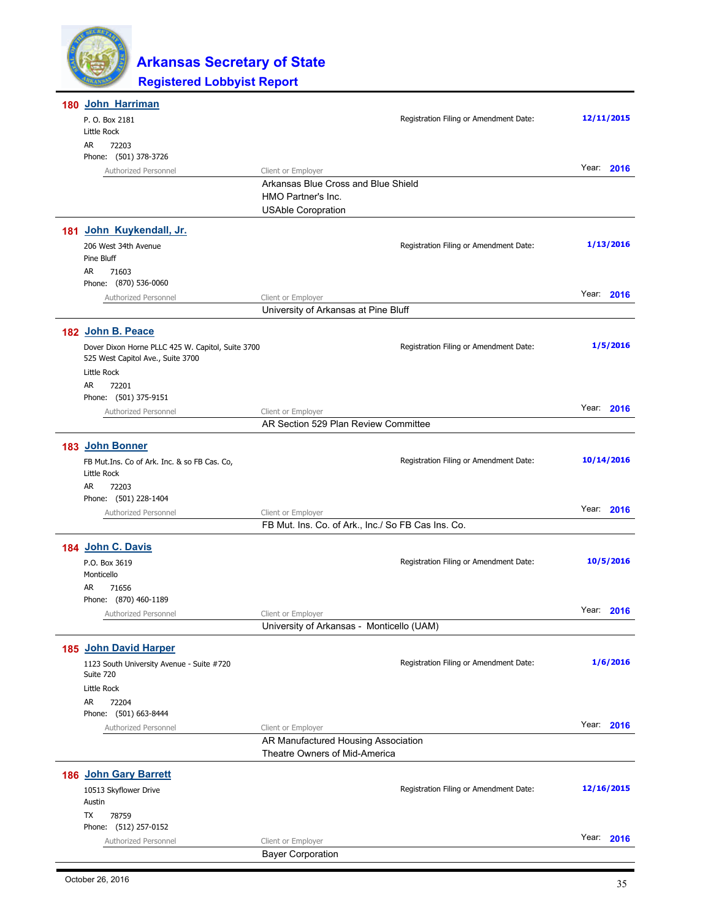# Arkansas Secretary of State

## Registered Lobbyist Report

### 180 John Harriman

P. O. Box 2181
Little Rock
AR 72203
Phone: (501) 378-3726

Registration Filing or Amendment Date: **12/11/2015**

Year: **2016**

| Authorized Personnel | Client or Employer |
|---|---|
| | Arkansas Blue Cross and Blue Shield |
| | HMO Partner's Inc. |
| | USAble Coropration |

### 181 John Kuykendall, Jr.

206 West 34th Avenue
Pine Bluff
AR 71603
Phone: (870) 536-0060

Registration Filing or Amendment Date: **1/13/2016**

Year: **2016**

| Authorized Personnel | Client or Employer |
|---|---|
| | University of Arkansas at Pine Bluff |

### 182 John B. Peace

Dover Dixon Horne PLLC 425 W. Capitol, Suite 3700
525 West Capitol Ave., Suite 3700
Little Rock
AR 72201
Phone: (501) 375-9151

Registration Filing or Amendment Date: **1/5/2016**

Year: **2016**

| Authorized Personnel | Client or Employer |
|---|---|
| | AR Section 529 Plan Review Committee |

### 183 John Bonner

FB Mut.Ins. Co of Ark. Inc. & so FB Cas. Co,
Little Rock
AR 72203
Phone: (501) 228-1404

Registration Filing or Amendment Date: **10/14/2016**

Year: **2016**

| Authorized Personnel | Client or Employer |
|---|---|
| | FB Mut. Ins. Co. of Ark., Inc./ So FB Cas Ins. Co. |

### 184 John C. Davis

P.O. Box 3619
Monticello
AR 71656
Phone: (870) 460-1189

Registration Filing or Amendment Date: **10/5/2016**

Year: **2016**

| Authorized Personnel | Client or Employer |
|---|---|
| | University of Arkansas - Monticello (UAM) |

### 185 John David Harper

1123 South University Avenue - Suite #720
Suite 720
Little Rock
AR 72204
Phone: (501) 663-8444

Registration Filing or Amendment Date: **1/6/2016**

Year: **2016**

| Authorized Personnel | Client or Employer |
|---|---|
| | AR Manufactured Housing Association |
| | Theatre Owners of Mid-America |

### 186 John Gary Barrett

10513 Skyflower Drive
Austin
TX 78759
Phone: (512) 257-0152

Registration Filing or Amendment Date: **12/16/2015**

Year: **2016**

| Authorized Personnel | Client or Employer |
|---|---|
| | Bayer Corporation |

October 26, 2016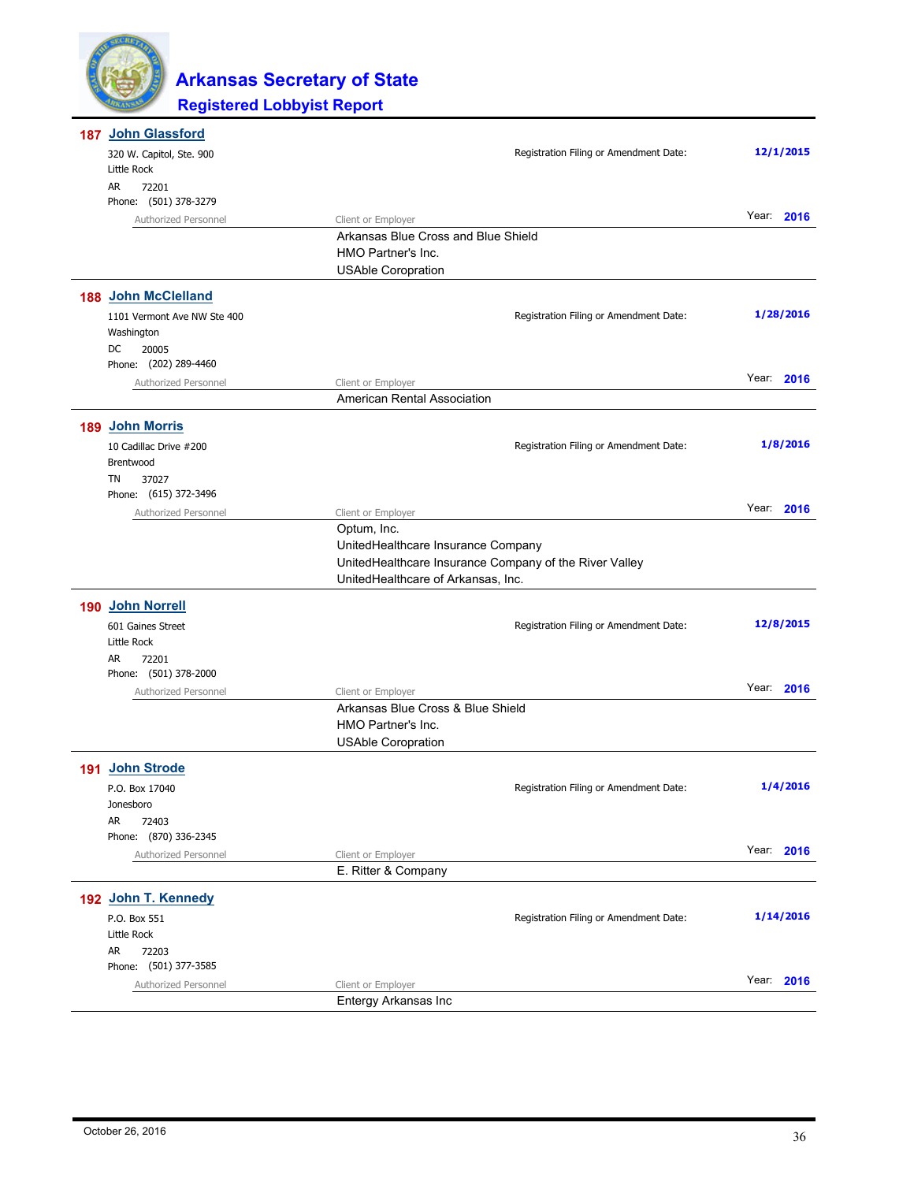# Arkansas Secretary of State

## Registered Lobbyist Report

### 187 John Glassford

320 W. Capitol, Ste. 900
Little Rock
AR 72201
Phone: (501) 378-3279

Registration Filing or Amendment Date: **12/1/2015**

Year: **2016**

| Authorized Personnel | Client or Employer |
|---|---|
| | Arkansas Blue Cross and Blue Shield |
| | HMO Partner's Inc. |
| | USAble Coropration |

### 188 John McClelland

1101 Vermont Ave NW Ste 400
Washington
DC 20005
Phone: (202) 289-4460

Registration Filing or Amendment Date: **1/28/2016**

Year: **2016**

| Authorized Personnel | Client or Employer |
|---|---|
| | American Rental Association |

### 189 John Morris

10 Cadillac Drive #200
Brentwood
TN 37027
Phone: (615) 372-3496

Registration Filing or Amendment Date: **1/8/2016**

Year: **2016**

| Authorized Personnel | Client or Employer |
|---|---|
| | Optum, Inc. |
| | UnitedHealthcare Insurance Company |
| | UnitedHealthcare Insurance Company of the River Valley |
| | UnitedHealthcare of Arkansas, Inc. |

### 190 John Norrell

601 Gaines Street
Little Rock
AR 72201
Phone: (501) 378-2000

Registration Filing or Amendment Date: **12/8/2015**

Year: **2016**

| Authorized Personnel | Client or Employer |
|---|---|
| | Arkansas Blue Cross & Blue Shield |
| | HMO Partner's Inc. |
| | USAble Coropration |

### 191 John Strode

P.O. Box 17040
Jonesboro
AR 72403
Phone: (870) 336-2345

Registration Filing or Amendment Date: **1/4/2016**

Year: **2016**

| Authorized Personnel | Client or Employer |
|---|---|
| | E. Ritter & Company |

### 192 John T. Kennedy

P.O. Box 551
Little Rock
AR 72203
Phone: (501) 377-3585

Registration Filing or Amendment Date: **1/14/2016**

Year: **2016**

| Authorized Personnel | Client or Employer |
|---|---|
| | Entergy Arkansas Inc |

October 26, 2016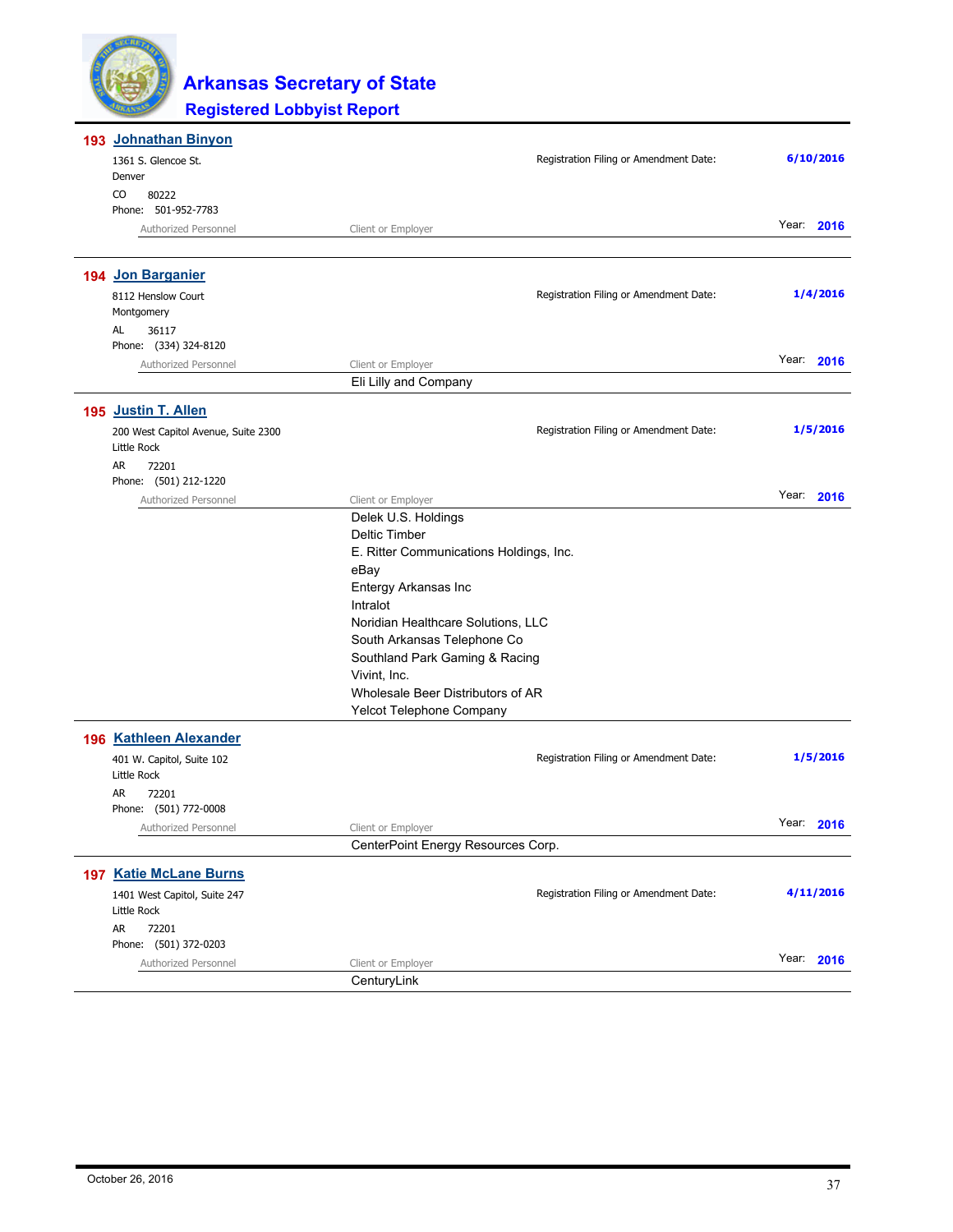## 193 Johnathan Binyon

1361 S. Glencoe St.
Denver
CO 80222
Phone: 501-952-7783

Registration Filing or Amendment Date: **6/10/2016**

Year: **2016**

| Authorized Personnel | Client or Employer |
|---|---|
| | |

## 194 Jon Barganier

8112 Henslow Court
Montgomery
AL 36117
Phone: (334) 324-8120

Registration Filing or Amendment Date: **1/4/2016**

Year: **2016**

| Authorized Personnel | Client or Employer |
|---|---|
| | Eli Lilly and Company |

## 195 Justin T. Allen

200 West Capitol Avenue, Suite 2300
Little Rock
AR 72201
Phone: (501) 212-1220

Registration Filing or Amendment Date: **1/5/2016**

Year: **2016**

| Authorized Personnel | Client or Employer |
|---|---|
| | Delek U.S. Holdings |
| | Deltic Timber |
| | E. Ritter Communications Holdings, Inc. |
| | eBay |
| | Entergy Arkansas Inc |
| | Intralot |
| | Noridian Healthcare Solutions, LLC |
| | South Arkansas Telephone Co |
| | Southland Park Gaming & Racing |
| | Vivint, Inc. |
| | Wholesale Beer Distributors of AR |
| | Yelcot Telephone Company |

## 196 Kathleen Alexander

401 W. Capitol, Suite 102
Little Rock
AR 72201
Phone: (501) 772-0008

Registration Filing or Amendment Date: **1/5/2016**

Year: **2016**

| Authorized Personnel | Client or Employer |
|---|---|
| | CenterPoint Energy Resources Corp. |

## 197 Katie McLane Burns

1401 West Capitol, Suite 247
Little Rock
AR 72201
Phone: (501) 372-0203

Registration Filing or Amendment Date: **4/11/2016**

Year: **2016**

| Authorized Personnel | Client or Employer |
|---|---|
| | CenturyLink |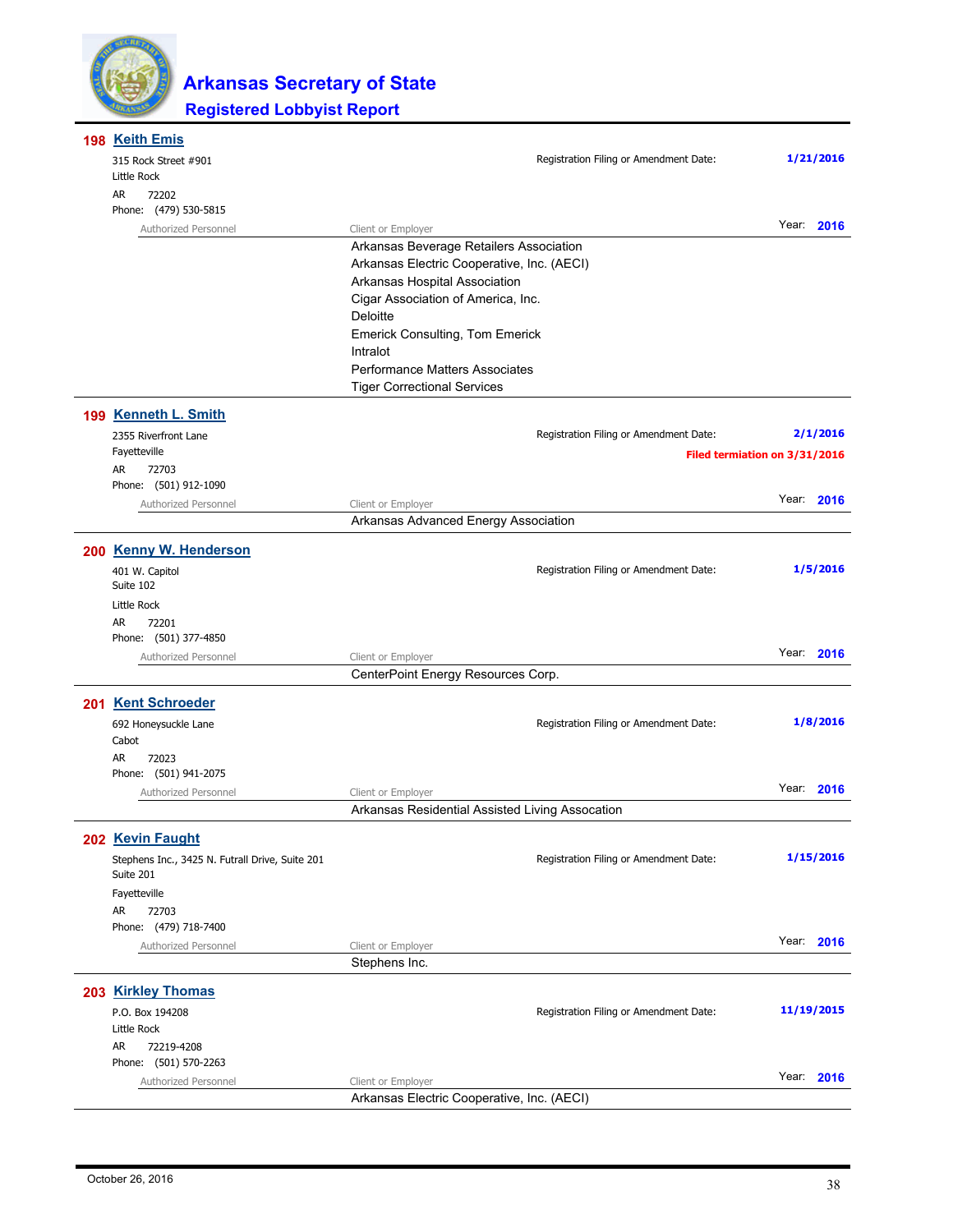# Arkansas Secretary of State
## Registered Lobbyist Report

### 198 Keith Emis

315 Rock Street #901
Little Rock
AR 72202
Phone: (479) 530-5815

Registration Filing or Amendment Date: **1/21/2016**

Year: **2016**

| Authorized Personnel | Client or Employer |
|---|---|
| | Arkansas Beverage Retailers Association |
| | Arkansas Electric Cooperative, Inc. (AECI) |
| | Arkansas Hospital Association |
| | Cigar Association of America, Inc. |
| | Deloitte |
| | Emerick Consulting, Tom Emerick |
| | Intralot |
| | Performance Matters Associates |
| | Tiger Correctional Services |

### 199 Kenneth L. Smith

2355 Riverfront Lane
Fayetteville
AR 72703
Phone: (501) 912-1090

Registration Filing or Amendment Date: **2/1/2016**

**Filed termiation on 3/31/2016**

Year: **2016**

| Authorized Personnel | Client or Employer |
|---|---|
| | Arkansas Advanced Energy Association |

### 200 Kenny W. Henderson

401 W. Capitol
Suite 102
Little Rock
AR 72201
Phone: (501) 377-4850

Registration Filing or Amendment Date: **1/5/2016**

Year: **2016**

| Authorized Personnel | Client or Employer |
|---|---|
| | CenterPoint Energy Resources Corp. |

### 201 Kent Schroeder

692 Honeysuckle Lane
Cabot
AR 72023
Phone: (501) 941-2075

Registration Filing or Amendment Date: **1/8/2016**

Year: **2016**

| Authorized Personnel | Client or Employer |
|---|---|
| | Arkansas Residential Assisted Living Assocation |

### 202 Kevin Faught

Stephens Inc., 3425 N. Futrall Drive, Suite 201
Suite 201
Fayetteville
AR 72703
Phone: (479) 718-7400

Registration Filing or Amendment Date: **1/15/2016**

Year: **2016**

| Authorized Personnel | Client or Employer |
|---|---|
| | Stephens Inc. |

### 203 Kirkley Thomas

P.O. Box 194208
Little Rock
AR 72219-4208
Phone: (501) 570-2263

Registration Filing or Amendment Date: **11/19/2015**

Year: **2016**

| Authorized Personnel | Client or Employer |
|---|---|
| | Arkansas Electric Cooperative, Inc. (AECI) |

October 26, 2016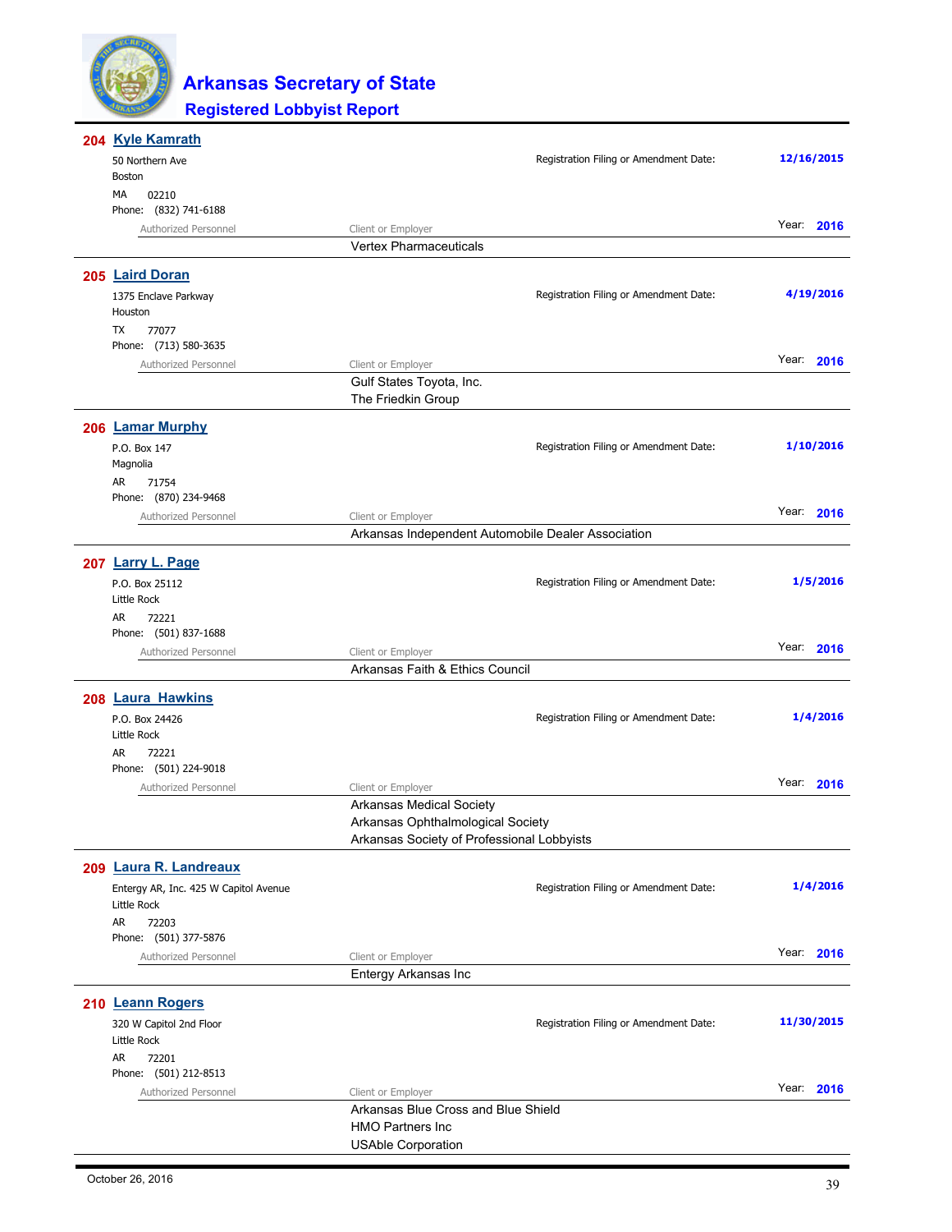# Arkansas Secretary of State

## Registered Lobbyist Report

**204** **Kyle Kamrath**

50 Northern Ave
Boston
MA 02210
Phone: (832) 741-6188

Registration Filing or Amendment Date: **12/16/2015**

Year: **2016**

| Authorized Personnel | Client or Employer |
|---|---|
| | Vertex Pharmaceuticals |

**205** **Laird Doran**

1375 Enclave Parkway
Houston
TX 77077
Phone: (713) 580-3635

Registration Filing or Amendment Date: **4/19/2016**

Year: **2016**

| Authorized Personnel | Client or Employer |
|---|---|
| | Gulf States Toyota, Inc. |
| | The Friedkin Group |

**206** **Lamar Murphy**

P.O. Box 147
Magnolia
AR 71754
Phone: (870) 234-9468

Registration Filing or Amendment Date: **1/10/2016**

Year: **2016**

| Authorized Personnel | Client or Employer |
|---|---|
| | Arkansas Independent Automobile Dealer Association |

**207** **Larry L. Page**

P.O. Box 25112
Little Rock
AR 72221
Phone: (501) 837-1688

Registration Filing or Amendment Date: **1/5/2016**

Year: **2016**

| Authorized Personnel | Client or Employer |
|---|---|
| | Arkansas Faith & Ethics Council |

**208** **Laura Hawkins**

P.O. Box 24426
Little Rock
AR 72221
Phone: (501) 224-9018

Registration Filing or Amendment Date: **1/4/2016**

Year: **2016**

| Authorized Personnel | Client or Employer |
|---|---|
| | Arkansas Medical Society |
| | Arkansas Ophthalmological Society |
| | Arkansas Society of Professional Lobbyists |

**209** **Laura R. Landreaux**

Entergy AR, Inc. 425 W Capitol Avenue
Little Rock
AR 72203
Phone: (501) 377-5876

Registration Filing or Amendment Date: **1/4/2016**

Year: **2016**

| Authorized Personnel | Client or Employer |
|---|---|
| | Entergy Arkansas Inc |

**210** **Leann Rogers**

320 W Capitol 2nd Floor
Little Rock
AR 72201
Phone: (501) 212-8513

Registration Filing or Amendment Date: **11/30/2015**

Year: **2016**

| Authorized Personnel | Client or Employer |
|---|---|
| | Arkansas Blue Cross and Blue Shield |
| | HMO Partners Inc |
| | USAble Corporation |

October 26, 2016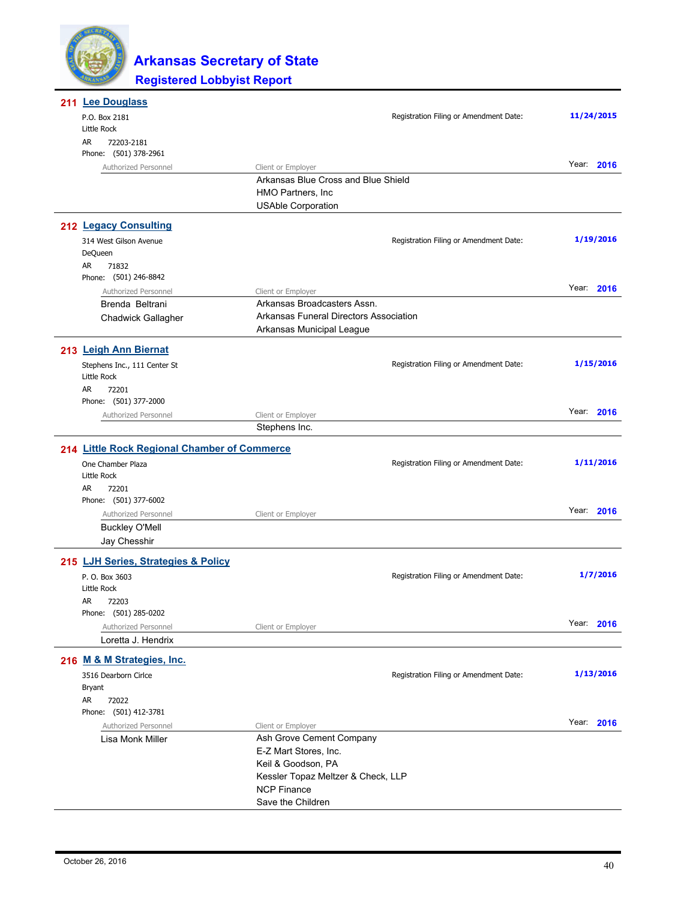# Arkansas Secretary of State

## Registered Lobbyist Report

### 211 Lee Douglass

P.O. Box 2181
Little Rock
AR 72203-2181
Phone: (501) 378-2961

Registration Filing or Amendment Date: **11/24/2015**

Year: **2016**

| Authorized Personnel | Client or Employer |
|---|---|
| | Arkansas Blue Cross and Blue Shield |
| | HMO Partners, Inc |
| | USAble Corporation |

### 212 Legacy Consulting

314 West Gilson Avenue
DeQueen
AR 71832
Phone: (501) 246-8842

Registration Filing or Amendment Date: **1/19/2016**

Year: **2016**

| Authorized Personnel | Client or Employer |
|---|---|
| Brenda Beltrani | Arkansas Broadcasters Assn. |
| Chadwick Gallagher | Arkansas Funeral Directors Association |
| | Arkansas Municipal League |

### 213 Leigh Ann Biernat

Stephens Inc., 111 Center St
Little Rock
AR 72201
Phone: (501) 377-2000

Registration Filing or Amendment Date: **1/15/2016**

Year: **2016**

| Authorized Personnel | Client or Employer |
|---|---|
| | Stephens Inc. |

### 214 Little Rock Regional Chamber of Commerce

One Chamber Plaza
Little Rock
AR 72201
Phone: (501) 377-6002

Registration Filing or Amendment Date: **1/11/2016**

Year: **2016**

| Authorized Personnel | Client or Employer |
|---|---|
| Buckley O'Mell | |
| Jay Chesshir | |

### 215 LJH Series, Strategies & Policy

P. O. Box 3603
Little Rock
AR 72203
Phone: (501) 285-0202

Registration Filing or Amendment Date: **1/7/2016**

Year: **2016**

| Authorized Personnel | Client or Employer |
|---|---|
| Loretta J. Hendrix | |

### 216 M & M Strategies, Inc.

3516 Dearborn Cirlce
Bryant
AR 72022
Phone: (501) 412-3781

Registration Filing or Amendment Date: **1/13/2016**

Year: **2016**

| Authorized Personnel | Client or Employer |
|---|---|
| Lisa Monk Miller | Ash Grove Cement Company |
| | E-Z Mart Stores, Inc. |
| | Keil & Goodson, PA |
| | Kessler Topaz Meltzer & Check, LLP |
| | NCP Finance |
| | Save the Children |

October 26, 2016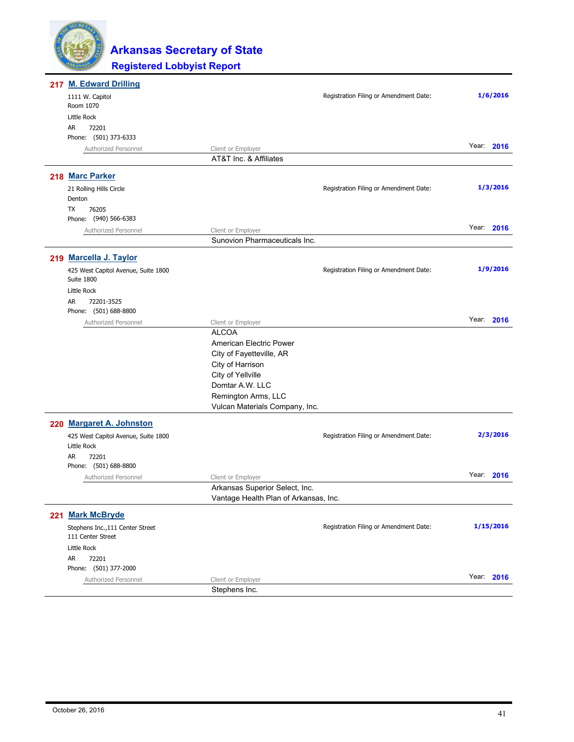# Arkansas Secretary of State

## Registered Lobbyist Report

### 217 M. Edward Drilling

1111 W. Capitol
Room 1070
Little Rock
AR 72201
Phone: (501) 373-6333

Registration Filing or Amendment Date: **1/6/2016**

Year: **2016**

| Authorized Personnel | Client or Employer |
|---|---|
| | AT&T Inc. & Affiliates |

### 218 Marc Parker

21 Rolling Hills Circle
Denton
TX 76205
Phone: (940) 566-6383

Registration Filing or Amendment Date: **1/3/2016**

Year: **2016**

| Authorized Personnel | Client or Employer |
|---|---|
| | Sunovion Pharmaceuticals Inc. |

### 219 Marcella J. Taylor

425 West Capitol Avenue, Suite 1800
Suite 1800
Little Rock
AR 72201-3525
Phone: (501) 688-8800

Registration Filing or Amendment Date: **1/9/2016**

Year: **2016**

| Authorized Personnel | Client or Employer |
|---|---|
| | ALCOA |
| | American Electric Power |
| | City of Fayetteville, AR |
| | City of Harrison |
| | City of Yellville |
| | Domtar A.W. LLC |
| | Remington Arms, LLC |
| | Vulcan Materials Company, Inc. |

### 220 Margaret A. Johnston

425 West Capitol Avenue, Suite 1800
Little Rock
AR 72201
Phone: (501) 688-8800

Registration Filing or Amendment Date: **2/3/2016**

Year: **2016**

| Authorized Personnel | Client or Employer |
|---|---|
| | Arkansas Superior Select, Inc. |
| | Vantage Health Plan of Arkansas, Inc. |

### 221 Mark McBryde

Stephens Inc.,111 Center Street
111 Center Street
Little Rock
AR 72201
Phone: (501) 377-2000

Registration Filing or Amendment Date: **1/15/2016**

Year: **2016**

| Authorized Personnel | Client or Employer |
|---|---|
| | Stephens Inc. |

October 26, 2016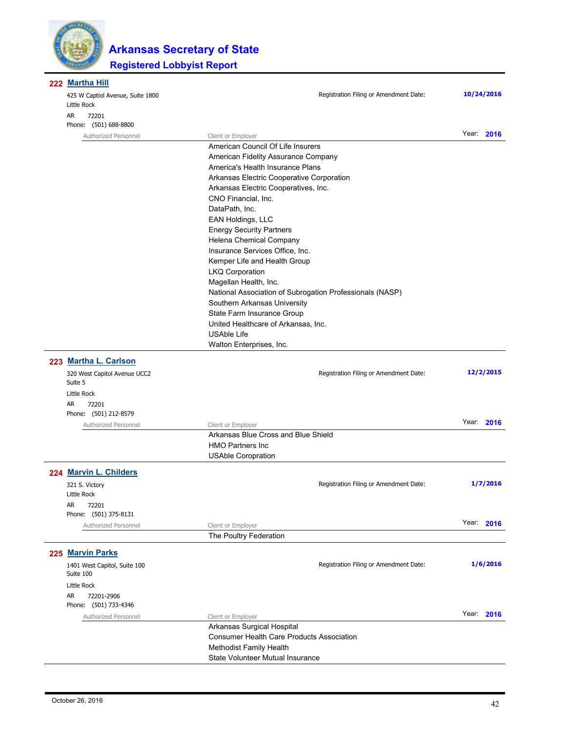# Arkansas Secretary of State

## Registered Lobbyist Report

### 222 Martha Hill

425 W Captiol Avenue, Suite 1800
Little Rock
AR 72201
Phone: (501) 688-8800

Registration Filing or Amendment Date: **10/24/2016**

Year: **2016**

| Authorized Personnel | Client or Employer |
|---|---|
| | American Council Of Life Insurers |
| | American Fidelity Assurance Company |
| | America's Health Insurance Plans |
| | Arkansas Electric Cooperative Corporation |
| | Arkansas Electric Cooperatives, Inc. |
| | CNO Financial, Inc. |
| | DataPath, Inc. |
| | EAN Holdings, LLC |
| | Energy Security Partners |
| | Helena Chemical Company |
| | Insurance Services Office, Inc. |
| | Kemper Life and Health Group |
| | LKQ Corporation |
| | Magellan Health, Inc. |
| | National Association of Subrogation Professionals (NASP) |
| | Southern Arkansas University |
| | State Farm Insurance Group |
| | United Healthcare of Arkansas, Inc. |
| | USAble Life |
| | Walton Enterprises, Inc. |

### 223 Martha L. Carlson

320 West Capitol Avenue UCC2
Suite 5
Little Rock
AR 72201
Phone: (501) 212-8579

Registration Filing or Amendment Date: **12/2/2015**

Year: **2016**

| Authorized Personnel | Client or Employer |
|---|---|
| | Arkansas Blue Cross and Blue Shield |
| | HMO Partners Inc |
| | USAble Coropration |

### 224 Marvin L. Childers

321 S. Victory
Little Rock
AR 72201
Phone: (501) 375-8131

Registration Filing or Amendment Date: **1/7/2016**

Year: **2016**

| Authorized Personnel | Client or Employer |
|---|---|
| | The Poultry Federation |

### 225 Marvin Parks

1401 West Capitol, Suite 100
Suite 100
Little Rock
AR 72201-2906
Phone: (501) 733-4346

Registration Filing or Amendment Date: **1/6/2016**

Year: **2016**

| Authorized Personnel | Client or Employer |
|---|---|
| | Arkansas Surgical Hospital |
| | Consumer Health Care Products Association |
| | Methodist Family Health |
| | State Volunteer Mutual Insurance |

October 26, 2016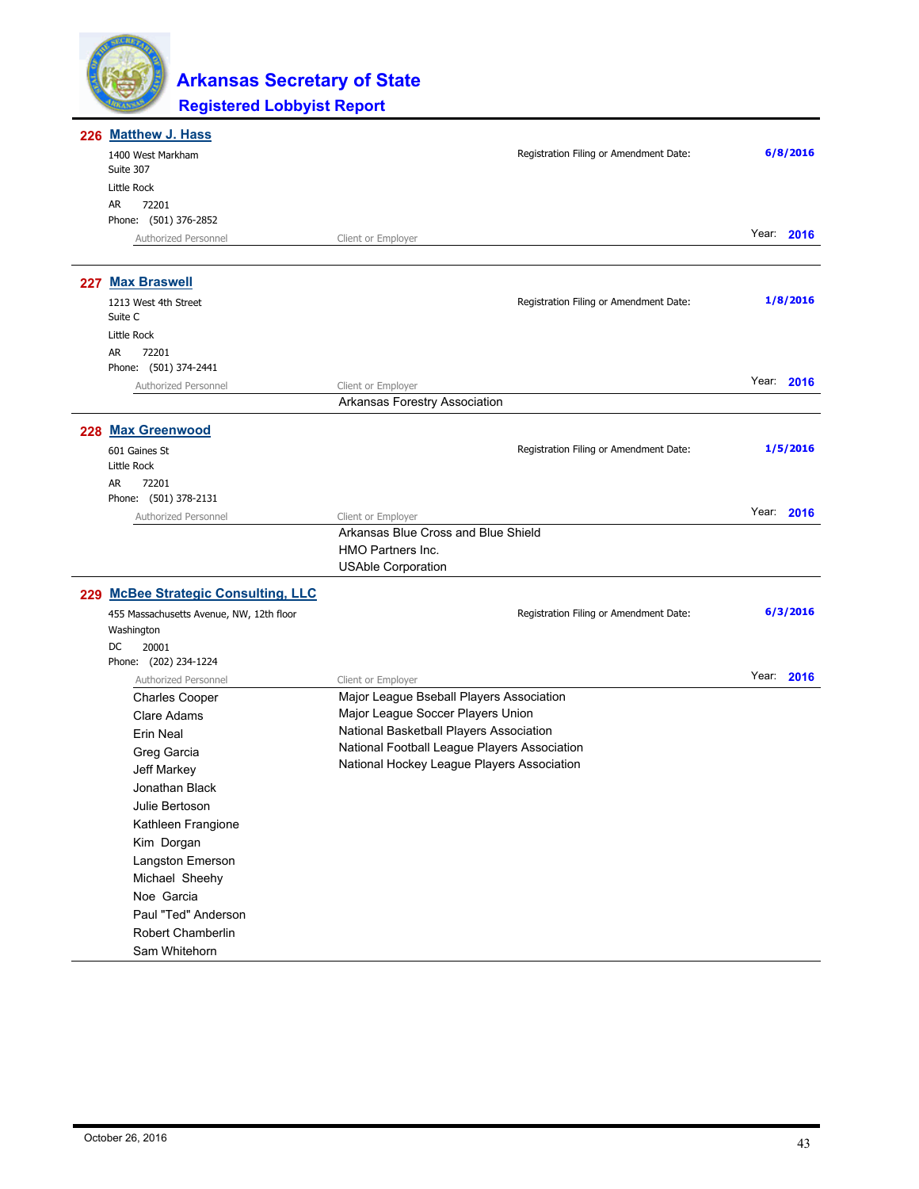# Arkansas Secretary of State

## Registered Lobbyist Report

### 226 Matthew J. Hass

1400 West Markham
Suite 307
Little Rock
AR 72201
Phone: (501) 376-2852

Registration Filing or Amendment Date: **6/8/2016**

Year: **2016**

| Authorized Personnel | Client or Employer |
|---|---|

---

### 227 Max Braswell

1213 West 4th Street
Suite C
Little Rock
AR 72201
Phone: (501) 374-2441

Registration Filing or Amendment Date: **1/8/2016**

Year: **2016**

| Authorized Personnel | Client or Employer |
|---|---|
| | Arkansas Forestry Association |

---

### 228 Max Greenwood

601 Gaines St
Little Rock
AR 72201
Phone: (501) 378-2131

Registration Filing or Amendment Date: **1/5/2016**

Year: **2016**

| Authorized Personnel | Client or Employer |
|---|---|
| | Arkansas Blue Cross and Blue Shield |
| | HMO Partners Inc. |
| | USAble Corporation |

---

### 229 McBee Strategic Consulting, LLC

455 Massachusetts Avenue, NW, 12th floor
Washington
DC 20001
Phone: (202) 234-1224

Registration Filing or Amendment Date: **6/3/2016**

Year: **2016**

| Authorized Personnel | Client or Employer |
|---|---|
| Charles Cooper | Major League Bseball Players Association |
| Clare Adams | Major League Soccer Players Union |
| Erin Neal | National Basketball Players Association |
| Greg Garcia | National Football League Players Association |
| Jeff Markey | National Hockey League Players Association |
| Jonathan Black | |
| Julie Bertoson | |
| Kathleen Frangione | |
| Kim Dorgan | |
| Langston Emerson | |
| Michael Sheehy | |
| Noe Garcia | |
| Paul "Ted" Anderson | |
| Robert Chamberlin | |
| Sam Whitehorn | |

October 26, 2016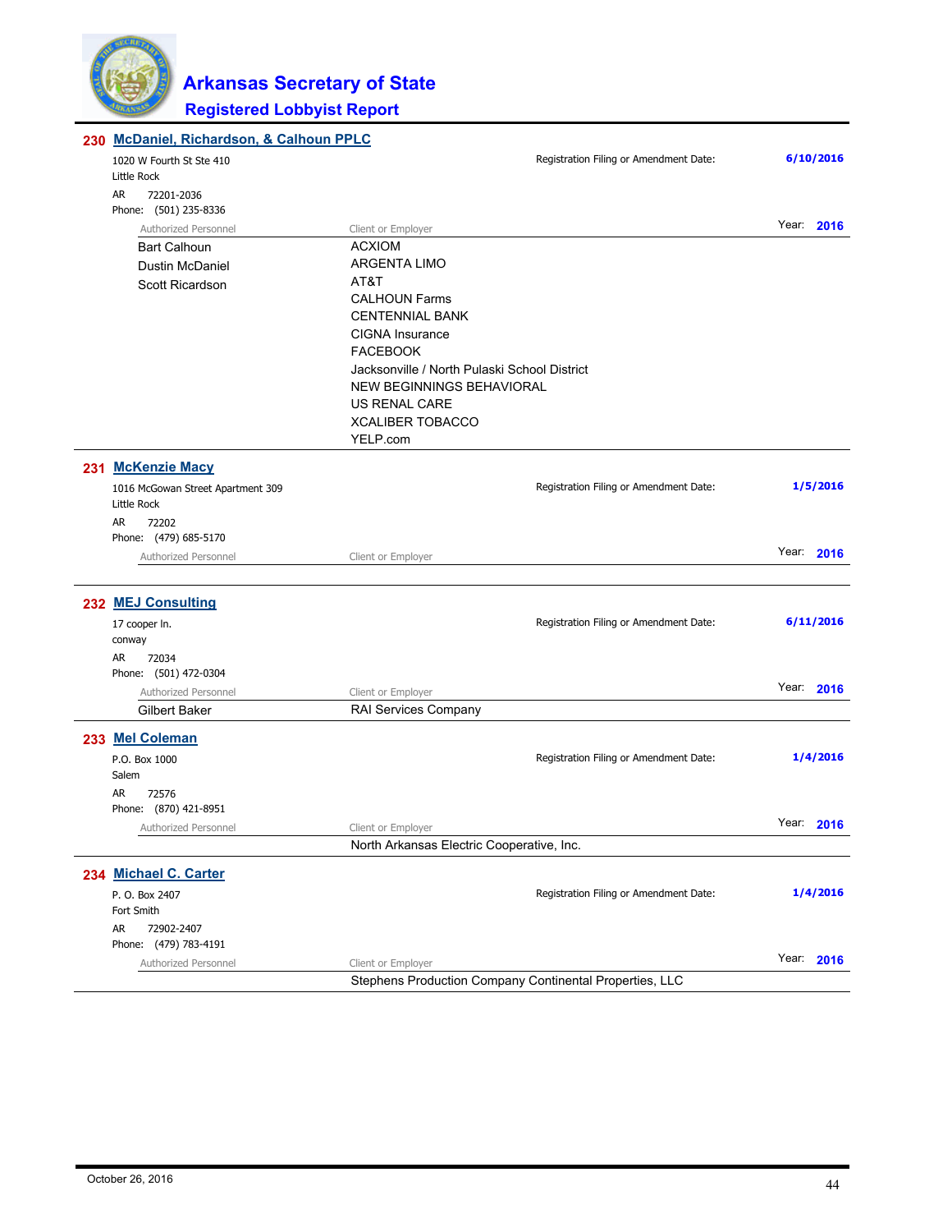# Arkansas Secretary of State
## Registered Lobbyist Report

### 230 McDaniel, Richardson, & Calhoun PPLC

1020 W Fourth St Ste 410
Little Rock
AR 72201-2036
Phone: (501) 235-8336

Registration Filing or Amendment Date: **6/10/2016**
Year: **2016**

| Authorized Personnel | Client or Employer |
|---|---|
| Bart Calhoun | ACXIOM |
| Dustin McDaniel | ARGENTA LIMO |
| Scott Ricardson | AT&T |
| | CALHOUN Farms |
| | CENTENNIAL BANK |
| | CIGNA Insurance |
| | FACEBOOK |
| | Jacksonville / North Pulaski School District |
| | NEW BEGINNINGS BEHAVIORAL |
| | US RENAL CARE |
| | XCALIBER TOBACCO |
| | YELP.com |

### 231 McKenzie Macy

1016 McGowan Street Apartment 309
Little Rock
AR 72202
Phone: (479) 685-5170

Registration Filing or Amendment Date: **1/5/2016**
Year: **2016**

| Authorized Personnel | Client or Employer |
|---|---|

### 232 MEJ Consulting

17 cooper ln.
conway
AR 72034
Phone: (501) 472-0304

Registration Filing or Amendment Date: **6/11/2016**
Year: **2016**

| Authorized Personnel | Client or Employer |
|---|---|
| Gilbert Baker | RAI Services Company |

### 233 Mel Coleman

P.O. Box 1000
Salem
AR 72576
Phone: (870) 421-8951

Registration Filing or Amendment Date: **1/4/2016**
Year: **2016**

| Authorized Personnel | Client or Employer |
|---|---|
| | North Arkansas Electric Cooperative, Inc. |

### 234 Michael C. Carter

P. O. Box 2407
Fort Smith
AR 72902-2407
Phone: (479) 783-4191

Registration Filing or Amendment Date: **1/4/2016**
Year: **2016**

| Authorized Personnel | Client or Employer |
|---|---|
| | Stephens Production Company Continental Properties, LLC |

October 26, 2016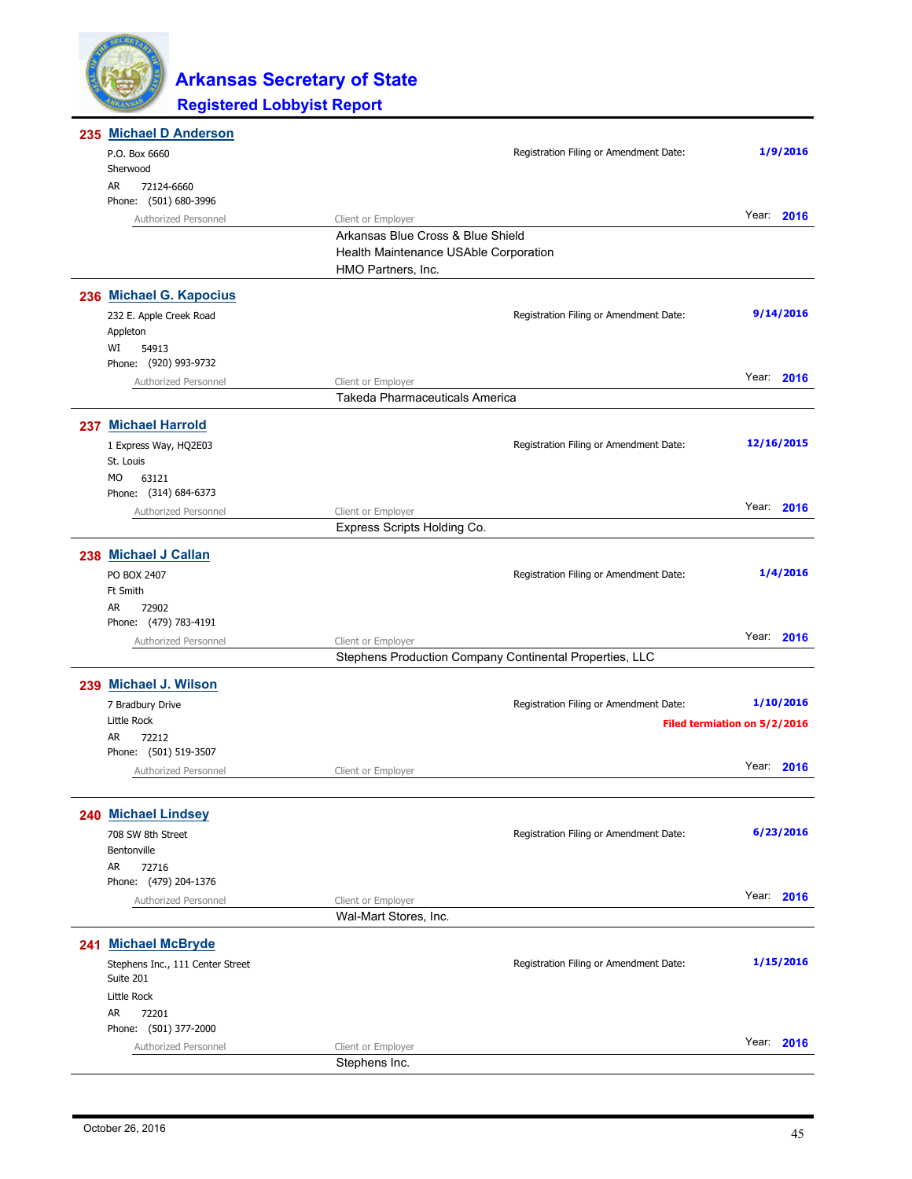# Arkansas Secretary of State

## Registered Lobbyist Report

### 235 Michael D Anderson

P.O. Box 6660
Sherwood
AR 72124-6660
Phone: (501) 680-3996

Registration Filing or Amendment Date: **1/9/2016**

Year: **2016**

| Authorized Personnel | Client or Employer |
|---|---|
| | Arkansas Blue Cross & Blue Shield |
| | Health Maintenance USAble Corporation |
| | HMO Partners, Inc. |

### 236 Michael G. Kapocius

232 E. Apple Creek Road
Appleton
WI 54913
Phone: (920) 993-9732

Registration Filing or Amendment Date: **9/14/2016**

Year: **2016**

| Authorized Personnel | Client or Employer |
|---|---|
| | Takeda Pharmaceuticals America |

### 237 Michael Harrold

1 Express Way, HQ2E03
St. Louis
MO 63121
Phone: (314) 684-6373

Registration Filing or Amendment Date: **12/16/2015**

Year: **2016**

| Authorized Personnel | Client or Employer |
|---|---|
| | Express Scripts Holding Co. |

### 238 Michael J Callan

PO BOX 2407
Ft Smith
AR 72902
Phone: (479) 783-4191

Registration Filing or Amendment Date: **1/4/2016**

Year: **2016**

| Authorized Personnel | Client or Employer |
|---|---|
| | Stephens Production Company Continental Properties, LLC |

### 239 Michael J. Wilson

7 Bradbury Drive
Little Rock
AR 72212
Phone: (501) 519-3507

Registration Filing or Amendment Date: **1/10/2016**

**Filed termiation on 5/2/2016**

Year: **2016**

| Authorized Personnel | Client or Employer |
|---|---|

### 240 Michael Lindsey

708 SW 8th Street
Bentonville
AR 72716
Phone: (479) 204-1376

Registration Filing or Amendment Date: **6/23/2016**

Year: **2016**

| Authorized Personnel | Client or Employer |
|---|---|
| | Wal-Mart Stores, Inc. |

### 241 Michael McBryde

Stephens Inc., 111 Center Street
Suite 201
Little Rock
AR 72201
Phone: (501) 377-2000

Registration Filing or Amendment Date: **1/15/2016**

Year: **2016**

| Authorized Personnel | Client or Employer |
|---|---|
| | Stephens Inc. |

October 26, 2016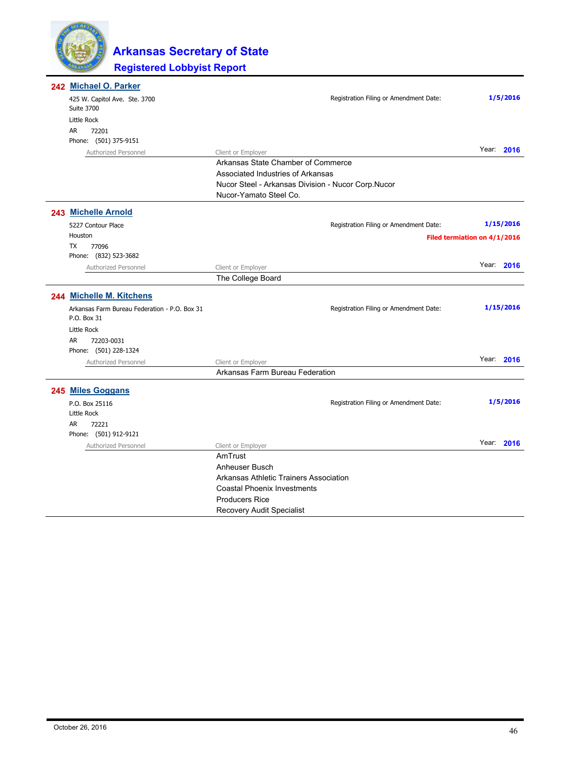# Arkansas Secretary of State

## Registered Lobbyist Report

### 242 Michael O. Parker

425 W. Capitol Ave. Ste. 3700
Suite 3700
Little Rock
AR 72201
Phone: (501) 375-9151

Registration Filing or Amendment Date: **1/5/2016**

Year: **2016**

| Authorized Personnel | Client or Employer |
|---|---|
| | Arkansas State Chamber of Commerce |
| | Associated Industries of Arkansas |
| | Nucor Steel - Arkansas Division - Nucor Corp.Nucor |
| | Nucor-Yamato Steel Co. |

### 243 Michelle Arnold

5227 Contour Place
Houston
TX 77096
Phone: (832) 523-3682

Registration Filing or Amendment Date: **1/15/2016**

**Filed termiation on 4/1/2016**

Year: **2016**

| Authorized Personnel | Client or Employer |
|---|---|
| | The College Board |

### 244 Michelle M. Kitchens

Arkansas Farm Bureau Federation - P.O. Box 31
P.O. Box 31
Little Rock
AR 72203-0031
Phone: (501) 228-1324

Registration Filing or Amendment Date: **1/15/2016**

Year: **2016**

| Authorized Personnel | Client or Employer |
|---|---|
| | Arkansas Farm Bureau Federation |

### 245 Miles Goggans

P.O. Box 25116
Little Rock
AR 72221
Phone: (501) 912-9121

Registration Filing or Amendment Date: **1/5/2016**

Year: **2016**

| Authorized Personnel | Client or Employer |
|---|---|
| | AmTrust |
| | Anheuser Busch |
| | Arkansas Athletic Trainers Association |
| | Coastal Phoenix Investments |
| | Producers Rice |
| | Recovery Audit Specialist |

October 26, 2016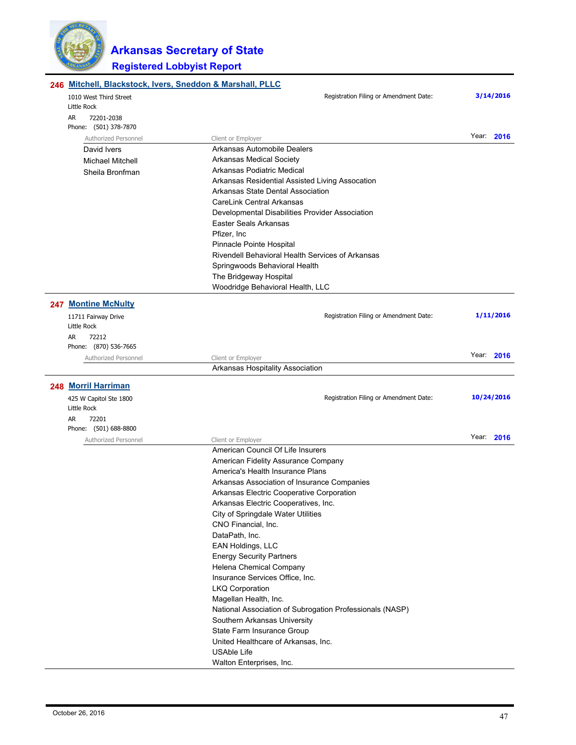# Arkansas Secretary of State

## Registered Lobbyist Report

### 246 Mitchell, Blackstock, Ivers, Sneddon & Marshall, PLLC

1010 West Third Street
Little Rock
AR 72201-2038
Phone: (501) 378-7870

Registration Filing or Amendment Date: **3/14/2016**

Year: **2016**

| Authorized Personnel | Client or Employer |
|---|---|
| David Ivers | Arkansas Automobile Dealers |
| Michael Mitchell | Arkansas Medical Society |
| Sheila Bronfman | Arkansas Podiatric Medical |
| | Arkansas Residential Assisted Living Assocation |
| | Arkansas State Dental Association |
| | CareLink Central Arkansas |
| | Developmental Disabilities Provider Association |
| | Easter Seals Arkansas |
| | Pfizer, Inc |
| | Pinnacle Pointe Hospital |
| | Rivendell Behavioral Health Services of Arkansas |
| | Springwoods Behavioral Health |
| | The Bridgeway Hospital |
| | Woodridge Behavioral Health, LLC |

### 247 Montine McNulty

11711 Fairway Drive
Little Rock
AR 72212
Phone: (870) 536-7665

Registration Filing or Amendment Date: **1/11/2016**

Year: **2016**

| Authorized Personnel | Client or Employer |
|---|---|
| | Arkansas Hospitality Association |

### 248 Morril Harriman

425 W Capitol Ste 1800
Little Rock
AR 72201
Phone: (501) 688-8800

Registration Filing or Amendment Date: **10/24/2016**

Year: **2016**

| Authorized Personnel | Client or Employer |
|---|---|
| | American Council Of Life Insurers |
| | American Fidelity Assurance Company |
| | America's Health Insurance Plans |
| | Arkansas Association of Insurance Companies |
| | Arkansas Electric Cooperative Corporation |
| | Arkansas Electric Cooperatives, Inc. |
| | City of Springdale Water Utilities |
| | CNO Financial, Inc. |
| | DataPath, Inc. |
| | EAN Holdings, LLC |
| | Energy Security Partners |
| | Helena Chemical Company |
| | Insurance Services Office, Inc. |
| | LKQ Corporation |
| | Magellan Health, Inc. |
| | National Association of Subrogation Professionals (NASP) |
| | Southern Arkansas University |
| | State Farm Insurance Group |
| | United Healthcare of Arkansas, Inc. |
| | USAble Life |
| | Walton Enterprises, Inc. |

October 26, 2016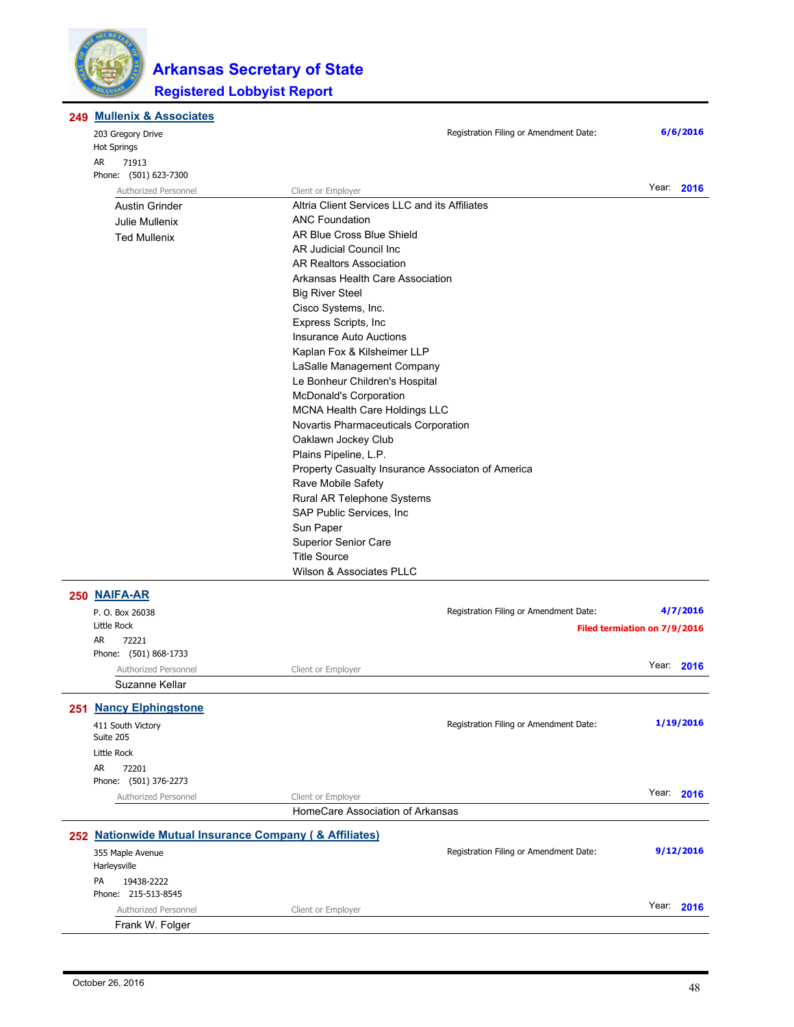# Arkansas Secretary of State

## Registered Lobbyist Report

### 249 Mullenix & Associates

203 Gregory Drive
Hot Springs
AR 71913
Phone: (501) 623-7300

Registration Filing or Amendment Date: **6/6/2016**

Year: **2016**

| Authorized Personnel | Client or Employer |
|---|---|
| Austin Grinder | Altria Client Services LLC and its Affiliates |
| Julie Mullenix | ANC Foundation |
| Ted Mullenix | AR Blue Cross Blue Shield |
| | AR Judicial Council Inc |
| | AR Realtors Association |
| | Arkansas Health Care Association |
| | Big River Steel |
| | Cisco Systems, Inc. |
| | Express Scripts, Inc |
| | Insurance Auto Auctions |
| | Kaplan Fox & Kilsheimer LLP |
| | LaSalle Management Company |
| | Le Bonheur Children's Hospital |
| | McDonald's Corporation |
| | MCNA Health Care Holdings LLC |
| | Novartis Pharmaceuticals Corporation |
| | Oaklawn Jockey Club |
| | Plains Pipeline, L.P. |
| | Property Casualty Insurance Associaton of America |
| | Rave Mobile Safety |
| | Rural AR Telephone Systems |
| | SAP Public Services, Inc |
| | Sun Paper |
| | Superior Senior Care |
| | Title Source |
| | Wilson & Associates PLLC |

### 250 NAIFA-AR

P. O. Box 26038
Little Rock
AR 72221
Phone: (501) 868-1733

Registration Filing or Amendment Date: **4/7/2016**

**Filed termiation on 7/9/2016**

Year: **2016**

| Authorized Personnel | Client or Employer |
|---|---|
| Suzanne Kellar | |

### 251 Nancy Elphingstone

411 South Victory
Suite 205
Little Rock
AR 72201
Phone: (501) 376-2273

Registration Filing or Amendment Date: **1/19/2016**

Year: **2016**

| Authorized Personnel | Client or Employer |
|---|---|
| | HomeCare Association of Arkansas |

### 252 Nationwide Mutual Insurance Company ( & Affiliates)

355 Maple Avenue
Harleysville
PA 19438-2222
Phone: 215-513-8545

Registration Filing or Amendment Date: **9/12/2016**

Year: **2016**

| Authorized Personnel | Client or Employer |
|---|---|
| Frank W. Folger | |

October 26, 2016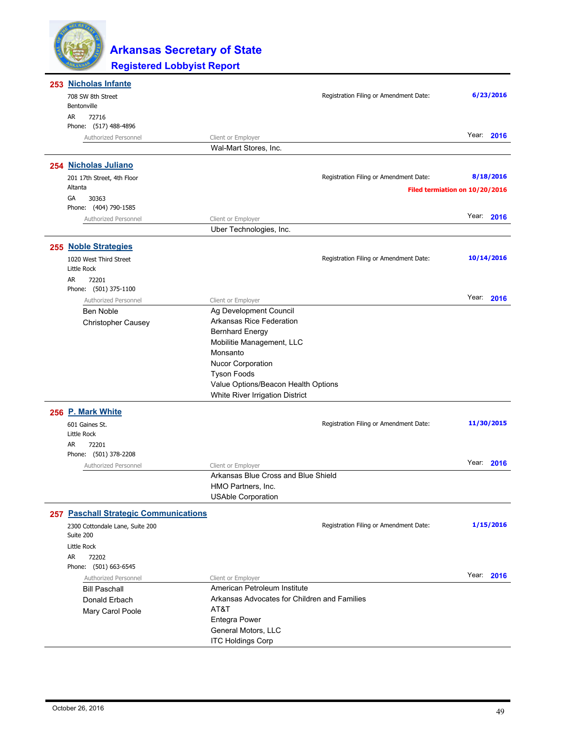# Arkansas Secretary of State

## Registered Lobbyist Report

### 253 Nicholas Infante

708 SW 8th Street
Bentonville
AR 72716
Phone: (517) 488-4896

Registration Filing or Amendment Date: **6/23/2016**

Year: **2016**

| Authorized Personnel | Client or Employer |
|---|---|
| | Wal-Mart Stores, Inc. |

### 254 Nicholas Juliano

201 17th Street, 4th Floor
Altanta
GA 30363
Phone: (404) 790-1585

Registration Filing or Amendment Date: **8/18/2016**

**Filed termiation on 10/20/2016**

Year: **2016**

| Authorized Personnel | Client or Employer |
|---|---|
| | Uber Technologies, Inc. |

### 255 Noble Strategies

1020 West Third Street
Little Rock
AR 72201
Phone: (501) 375-1100

Registration Filing or Amendment Date: **10/14/2016**

Year: **2016**

| Authorized Personnel | Client or Employer |
|---|---|
| Ben Noble | Ag Development Council |
| Christopher Causey | Arkansas Rice Federation |
| | Bernhard Energy |
| | Mobilitie Management, LLC |
| | Monsanto |
| | Nucor Corporation |
| | Tyson Foods |
| | Value Options/Beacon Health Options |
| | White River Irrigation District |

### 256 P. Mark White

601 Gaines St.
Little Rock
AR 72201
Phone: (501) 378-2208

Registration Filing or Amendment Date: **11/30/2015**

Year: **2016**

| Authorized Personnel | Client or Employer |
|---|---|
| | Arkansas Blue Cross and Blue Shield |
| | HMO Partners, Inc. |
| | USAble Corporation |

### 257 Paschall Strategic Communications

2300 Cottondale Lane, Suite 200
Suite 200
Little Rock
AR 72202
Phone: (501) 663-6545

Registration Filing or Amendment Date: **1/15/2016**

Year: **2016**

| Authorized Personnel | Client or Employer |
|---|---|
| Bill Paschall | American Petroleum Institute |
| Donald Erbach | Arkansas Advocates for Children and Families |
| Mary Carol Poole | AT&T |
| | Entegra Power |
| | General Motors, LLC |
| | ITC Holdings Corp |

October 26, 2016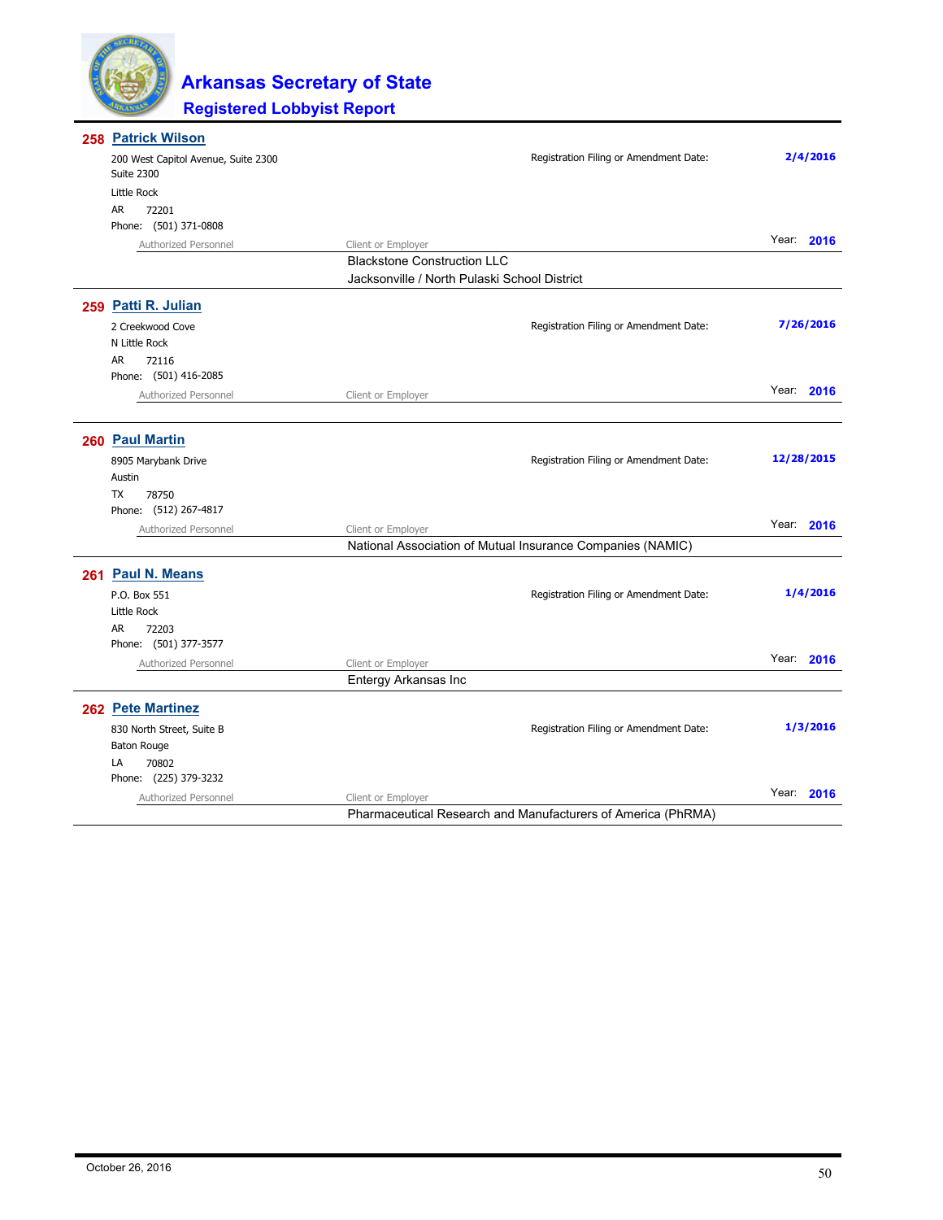# Arkansas Secretary of State

## Registered Lobbyist Report

### 258 Patrick Wilson

200 West Capitol Avenue, Suite 2300
Suite 2300
Little Rock
AR 72201
Phone: (501) 371-0808

Registration Filing or Amendment Date: **2/4/2016**

Year: **2016**

| Authorized Personnel | Client or Employer |
|---|---|
| | Blackstone Construction LLC |
| | Jacksonville / North Pulaski School District |

### 259 Patti R. Julian

2 Creekwood Cove
N Little Rock
AR 72116
Phone: (501) 416-2085

Registration Filing or Amendment Date: **7/26/2016**

Year: **2016**

| Authorized Personnel | Client or Employer |
|---|---|

### 260 Paul Martin

8905 Marybank Drive
Austin
TX 78750
Phone: (512) 267-4817

Registration Filing or Amendment Date: **12/28/2015**

Year: **2016**

| Authorized Personnel | Client or Employer |
|---|---|
| | National Association of Mutual Insurance Companies (NAMIC) |

### 261 Paul N. Means

P.O. Box 551
Little Rock
AR 72203
Phone: (501) 377-3577

Registration Filing or Amendment Date: **1/4/2016**

Year: **2016**

| Authorized Personnel | Client or Employer |
|---|---|
| | Entergy Arkansas Inc |

### 262 Pete Martinez

830 North Street, Suite B
Baton Rouge
LA 70802
Phone: (225) 379-3232

Registration Filing or Amendment Date: **1/3/2016**

Year: **2016**

| Authorized Personnel | Client or Employer |
|---|---|
| | Pharmaceutical Research and Manufacturers of America (PhRMA) |

October 26, 2016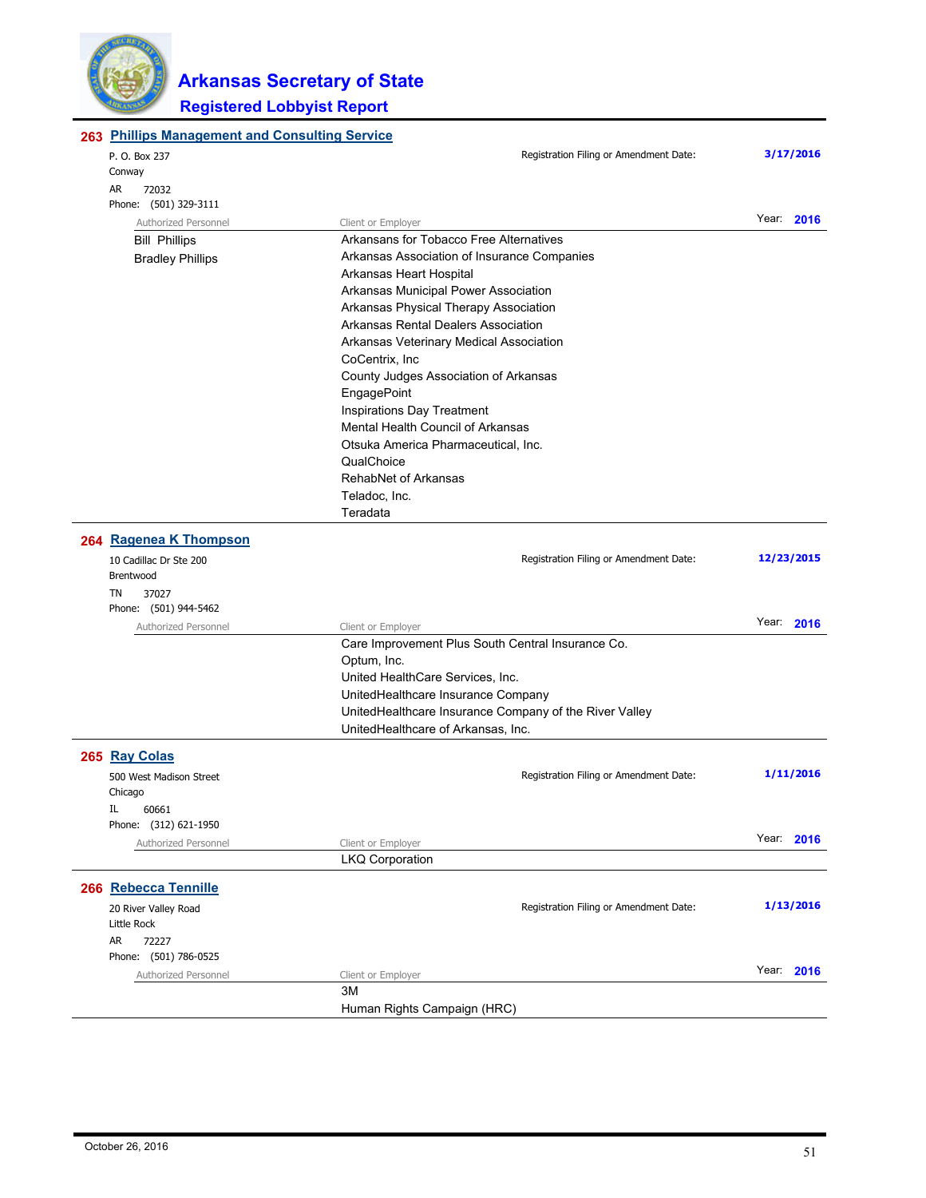# Arkansas Secretary of State

## Registered Lobbyist Report

### 263 Phillips Management and Consulting Service

P. O. Box 237
Conway
AR 72032
Phone: (501) 329-3111

Registration Filing or Amendment Date: **3/17/2016**

Year: **2016**

| Authorized Personnel | Client or Employer |
|---|---|
| Bill Phillips | Arkansans for Tobacco Free Alternatives |
| Bradley Phillips | Arkansas Association of Insurance Companies |
| | Arkansas Heart Hospital |
| | Arkansas Municipal Power Association |
| | Arkansas Physical Therapy Association |
| | Arkansas Rental Dealers Association |
| | Arkansas Veterinary Medical Association |
| | CoCentrix, Inc |
| | County Judges Association of Arkansas |
| | EngagePoint |
| | Inspirations Day Treatment |
| | Mental Health Council of Arkansas |
| | Otsuka America Pharmaceutical, Inc. |
| | QualChoice |
| | RehabNet of Arkansas |
| | Teladoc, Inc. |
| | Teradata |

### 264 Ragenea K Thompson

10 Cadillac Dr Ste 200
Brentwood
TN 37027
Phone: (501) 944-5462

Registration Filing or Amendment Date: **12/23/2015**

Year: **2016**

| Authorized Personnel | Client or Employer |
|---|---|
| | Care Improvement Plus South Central Insurance Co. |
| | Optum, Inc. |
| | United HealthCare Services, Inc. |
| | UnitedHealthcare Insurance Company |
| | UnitedHealthcare Insurance Company of the River Valley |
| | UnitedHealthcare of Arkansas, Inc. |

### 265 Ray Colas

500 West Madison Street
Chicago
IL 60661
Phone: (312) 621-1950

Registration Filing or Amendment Date: **1/11/2016**

Year: **2016**

| Authorized Personnel | Client or Employer |
|---|---|
| | LKQ Corporation |

### 266 Rebecca Tennille

20 River Valley Road
Little Rock
AR 72227
Phone: (501) 786-0525

Registration Filing or Amendment Date: **1/13/2016**

Year: **2016**

| Authorized Personnel | Client or Employer |
|---|---|
| | 3M |
| | Human Rights Campaign (HRC) |

October 26, 2016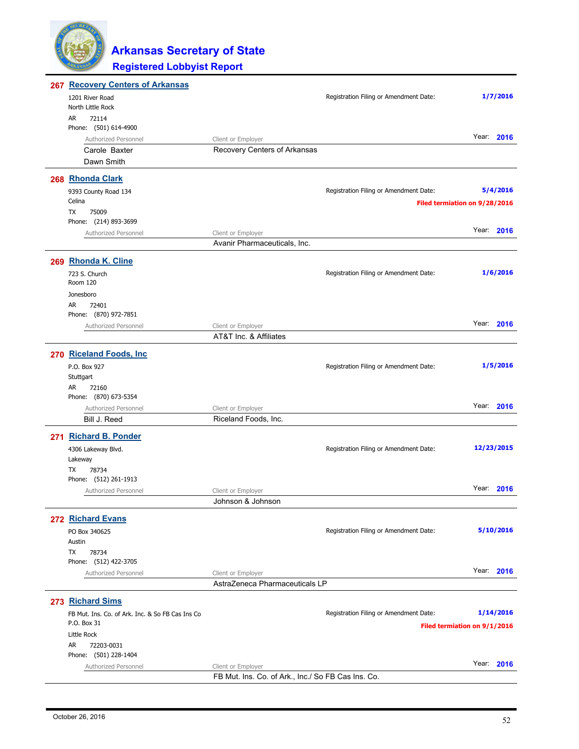# Arkansas Secretary of State

## Registered Lobbyist Report

### 267 Recovery Centers of Arkansas

1201 River Road
North Little Rock
AR 72114
Phone: (501) 614-4900

Registration Filing or Amendment Date: **1/7/2016**

Year: **2016**

| Authorized Personnel | Client or Employer |
|---|---|
| Carole Baxter | Recovery Centers of Arkansas |
| Dawn Smith | |

---

### 268 Rhonda Clark

9393 County Road 134
Celina
TX 75009
Phone: (214) 893-3699

Registration Filing or Amendment Date: **5/4/2016**

**Filed termiation on 9/28/2016**

Year: **2016**

| Authorized Personnel | Client or Employer |
|---|---|
| | Avanir Pharmaceuticals, Inc. |

---

### 269 Rhonda K. Cline

723 S. Church
Room 120
Jonesboro
AR 72401
Phone: (870) 972-7851

Registration Filing or Amendment Date: **1/6/2016**

Year: **2016**

| Authorized Personnel | Client or Employer |
|---|---|
| | AT&T Inc. & Affiliates |

---

### 270 Riceland Foods, Inc

P.O. Box 927
Stuttgart
AR 72160
Phone: (870) 673-5354

Registration Filing or Amendment Date: **1/5/2016**

Year: **2016**

| Authorized Personnel | Client or Employer |
|---|---|
| Bill J. Reed | Riceland Foods, Inc. |

---

### 271 Richard B. Ponder

4306 Lakeway Blvd.
Lakeway
TX 78734
Phone: (512) 261-1913

Registration Filing or Amendment Date: **12/23/2015**

Year: **2016**

| Authorized Personnel | Client or Employer |
|---|---|
| | Johnson & Johnson |

---

### 272 Richard Evans

PO Box 340625
Austin
TX 78734
Phone: (512) 422-3705

Registration Filing or Amendment Date: **5/10/2016**

Year: **2016**

| Authorized Personnel | Client or Employer |
|---|---|
| | AstraZeneca Pharmaceuticals LP |

---

### 273 Richard Sims

FB Mut. Ins. Co. of Ark. Inc. & So FB Cas Ins Co
P.O. Box 31
Little Rock
AR 72203-0031
Phone: (501) 228-1404

Registration Filing or Amendment Date: **1/14/2016**

**Filed termiation on 9/1/2016**

Year: **2016**

| Authorized Personnel | Client or Employer |
|---|---|
| | FB Mut. Ins. Co. of Ark., Inc./ So FB Cas Ins. Co. |

October 26, 2016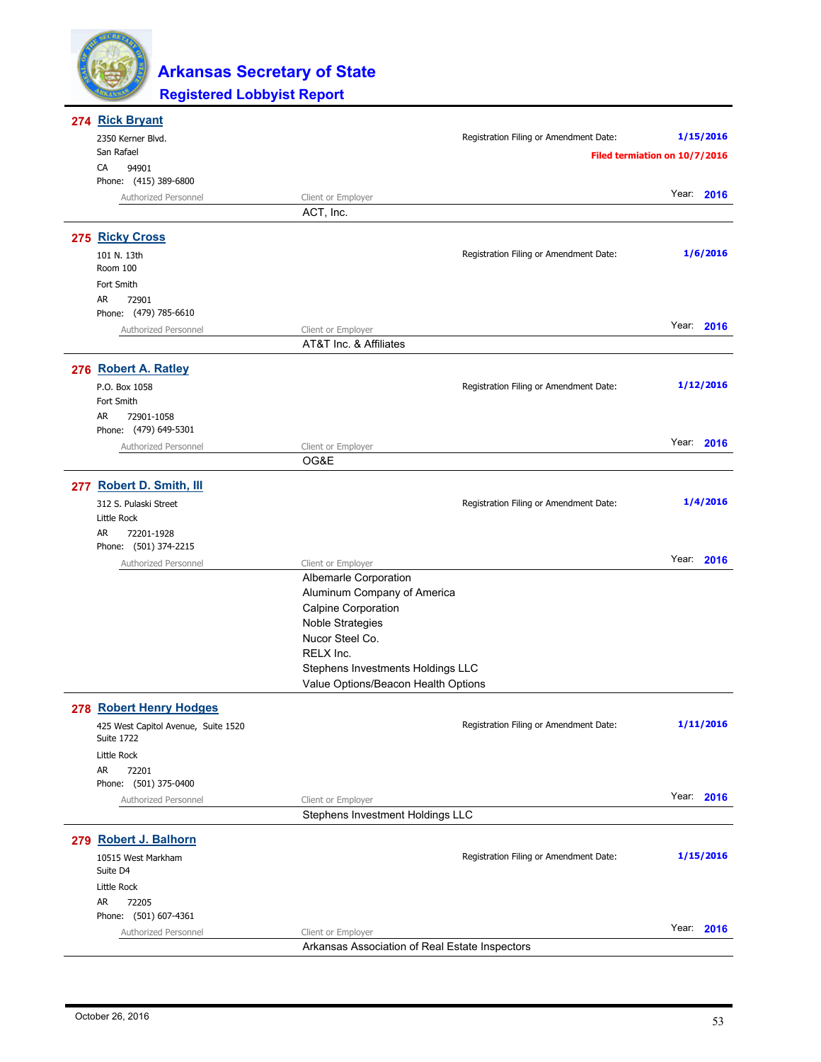# Arkansas Secretary of State

## Registered Lobbyist Report

### 274 Rick Bryant

2350 Kerner Blvd.
San Rafael
CA 94901
Phone: (415) 389-6800

Registration Filing or Amendment Date: **1/15/2016**

**Filed termiation on 10/7/2016**

Year: **2016**

| Authorized Personnel | Client or Employer |
|---|---|
| | ACT, Inc. |

### 275 Ricky Cross

101 N. 13th
Room 100
Fort Smith
AR 72901
Phone: (479) 785-6610

Registration Filing or Amendment Date: **1/6/2016**

Year: **2016**

| Authorized Personnel | Client or Employer |
|---|---|
| | AT&T Inc. & Affiliates |

### 276 Robert A. Ratley

P.O. Box 1058
Fort Smith
AR 72901-1058
Phone: (479) 649-5301

Registration Filing or Amendment Date: **1/12/2016**

Year: **2016**

| Authorized Personnel | Client or Employer |
|---|---|
| | OG&E |

### 277 Robert D. Smith, III

312 S. Pulaski Street
Little Rock
AR 72201-1928
Phone: (501) 374-2215

Registration Filing or Amendment Date: **1/4/2016**

Year: **2016**

| Authorized Personnel | Client or Employer |
|---|---|
| | Albemarle Corporation |
| | Aluminum Company of America |
| | Calpine Corporation |
| | Noble Strategies |
| | Nucor Steel Co. |
| | RELX Inc. |
| | Stephens Investments Holdings LLC |
| | Value Options/Beacon Health Options |

### 278 Robert Henry Hodges

425 West Capitol Avenue, Suite 1520
Suite 1722
Little Rock
AR 72201
Phone: (501) 375-0400

Registration Filing or Amendment Date: **1/11/2016**

Year: **2016**

| Authorized Personnel | Client or Employer |
|---|---|
| | Stephens Investment Holdings LLC |

### 279 Robert J. Balhorn

10515 West Markham
Suite D4
Little Rock
AR 72205
Phone: (501) 607-4361

Registration Filing or Amendment Date: **1/15/2016**

Year: **2016**

| Authorized Personnel | Client or Employer |
|---|---|
| | Arkansas Association of Real Estate Inspectors |

October 26, 2016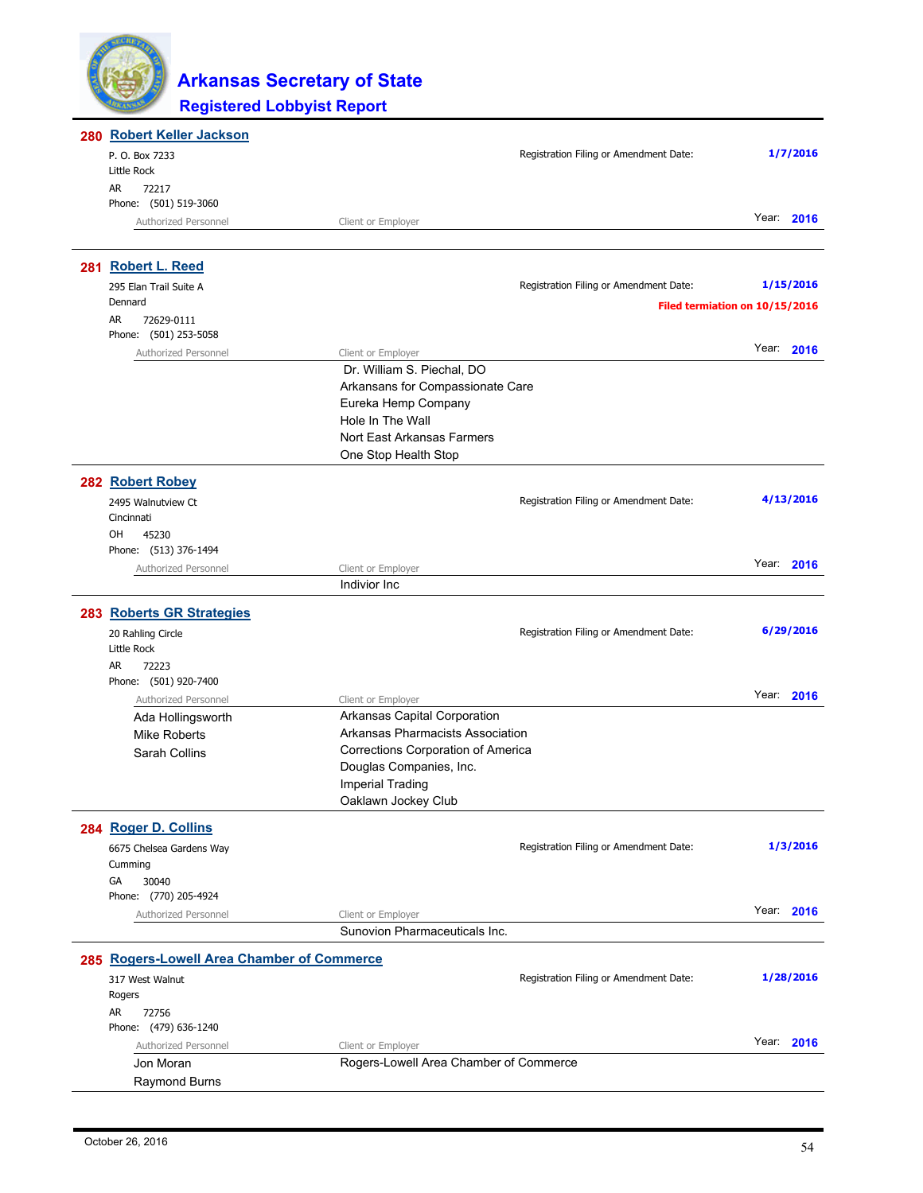# Arkansas Secretary of State

## Registered Lobbyist Report

### 280 Robert Keller Jackson

P. O. Box 7233
Little Rock
AR 72217
Phone: (501) 519-3060

Registration Filing or Amendment Date: **1/7/2016**

Year: **2016**

| Authorized Personnel | Client or Employer |
| --- | --- |

### 281 Robert L. Reed

295 Elan Trail Suite A
Dennard
AR 72629-0111
Phone: (501) 253-5058

Registration Filing or Amendment Date: **1/15/2016**

**Filed termiation on 10/15/2016**

Year: **2016**

| Authorized Personnel | Client or Employer |
| --- | --- |
| | Dr. William S. Piechal, DO |
| | Arkansans for Compassionate Care |
| | Eureka Hemp Company |
| | Hole In The Wall |
| | Nort East Arkansas Farmers |
| | One Stop Health Stop |

### 282 Robert Robey

2495 Walnutview Ct
Cincinnati
OH 45230
Phone: (513) 376-1494

Registration Filing or Amendment Date: **4/13/2016**

Year: **2016**

| Authorized Personnel | Client or Employer |
| --- | --- |
| | Indivior Inc |

### 283 Roberts GR Strategies

20 Rahling Circle
Little Rock
AR 72223
Phone: (501) 920-7400

Registration Filing or Amendment Date: **6/29/2016**

Year: **2016**

| Authorized Personnel | Client or Employer |
| --- | --- |
| Ada Hollingsworth | Arkansas Capital Corporation |
| Mike Roberts | Arkansas Pharmacists Association |
| Sarah Collins | Corrections Corporation of America |
| | Douglas Companies, Inc. |
| | Imperial Trading |
| | Oaklawn Jockey Club |

### 284 Roger D. Collins

6675 Chelsea Gardens Way
Cumming
GA 30040
Phone: (770) 205-4924

Registration Filing or Amendment Date: **1/3/2016**

Year: **2016**

| Authorized Personnel | Client or Employer |
| --- | --- |
| | Sunovion Pharmaceuticals Inc. |

### 285 Rogers-Lowell Area Chamber of Commerce

317 West Walnut
Rogers
AR 72756
Phone: (479) 636-1240

Registration Filing or Amendment Date: **1/28/2016**

Year: **2016**

| Authorized Personnel | Client or Employer |
| --- | --- |
| Jon Moran | Rogers-Lowell Area Chamber of Commerce |
| Raymond Burns | |

October 26, 2016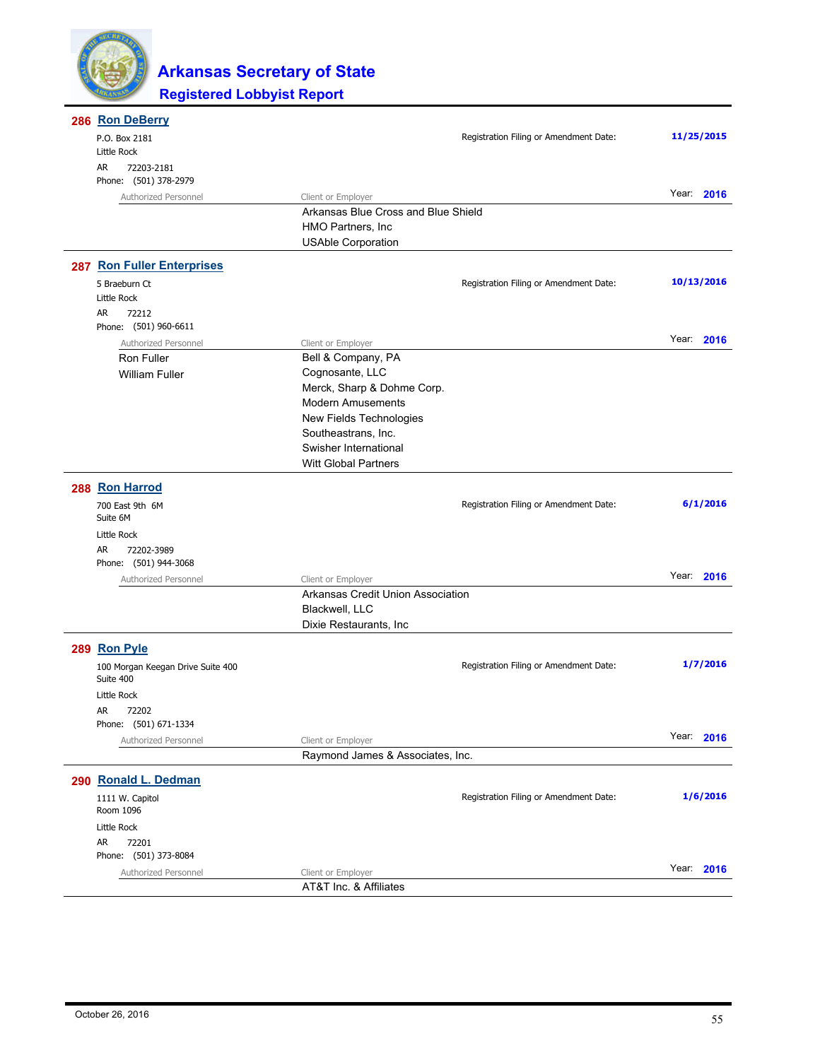# Arkansas Secretary of State

## Registered Lobbyist Report

### 286 Ron DeBerry

P.O. Box 2181
Little Rock
AR 72203-2181
Phone: (501) 378-2979

Registration Filing or Amendment Date: **11/25/2015**

Year: **2016**

| Authorized Personnel | Client or Employer |
|---|---|
| | Arkansas Blue Cross and Blue Shield |
| | HMO Partners, Inc |
| | USAble Corporation |

### 287 Ron Fuller Enterprises

5 Braeburn Ct
Little Rock
AR 72212
Phone: (501) 960-6611

Registration Filing or Amendment Date: **10/13/2016**

Year: **2016**

| Authorized Personnel | Client or Employer |
|---|---|
| Ron Fuller | Bell & Company, PA |
| William Fuller | Cognosante, LLC |
| | Merck, Sharp & Dohme Corp. |
| | Modern Amusements |
| | New Fields Technologies |
| | Southeastrans, Inc. |
| | Swisher International |
| | Witt Global Partners |

### 288 Ron Harrod

700 East 9th 6M
Suite 6M
Little Rock
AR 72202-3989
Phone: (501) 944-3068

Registration Filing or Amendment Date: **6/1/2016**

Year: **2016**

| Authorized Personnel | Client or Employer |
|---|---|
| | Arkansas Credit Union Association |
| | Blackwell, LLC |
| | Dixie Restaurants, Inc |

### 289 Ron Pyle

100 Morgan Keegan Drive Suite 400
Suite 400
Little Rock
AR 72202
Phone: (501) 671-1334

Registration Filing or Amendment Date: **1/7/2016**

Year: **2016**

| Authorized Personnel | Client or Employer |
|---|---|
| | Raymond James & Associates, Inc. |

### 290 Ronald L. Dedman

1111 W. Capitol
Room 1096
Little Rock
AR 72201
Phone: (501) 373-8084

Registration Filing or Amendment Date: **1/6/2016**

Year: **2016**

| Authorized Personnel | Client or Employer |
|---|---|
| | AT&T Inc. & Affiliates |

October 26, 2016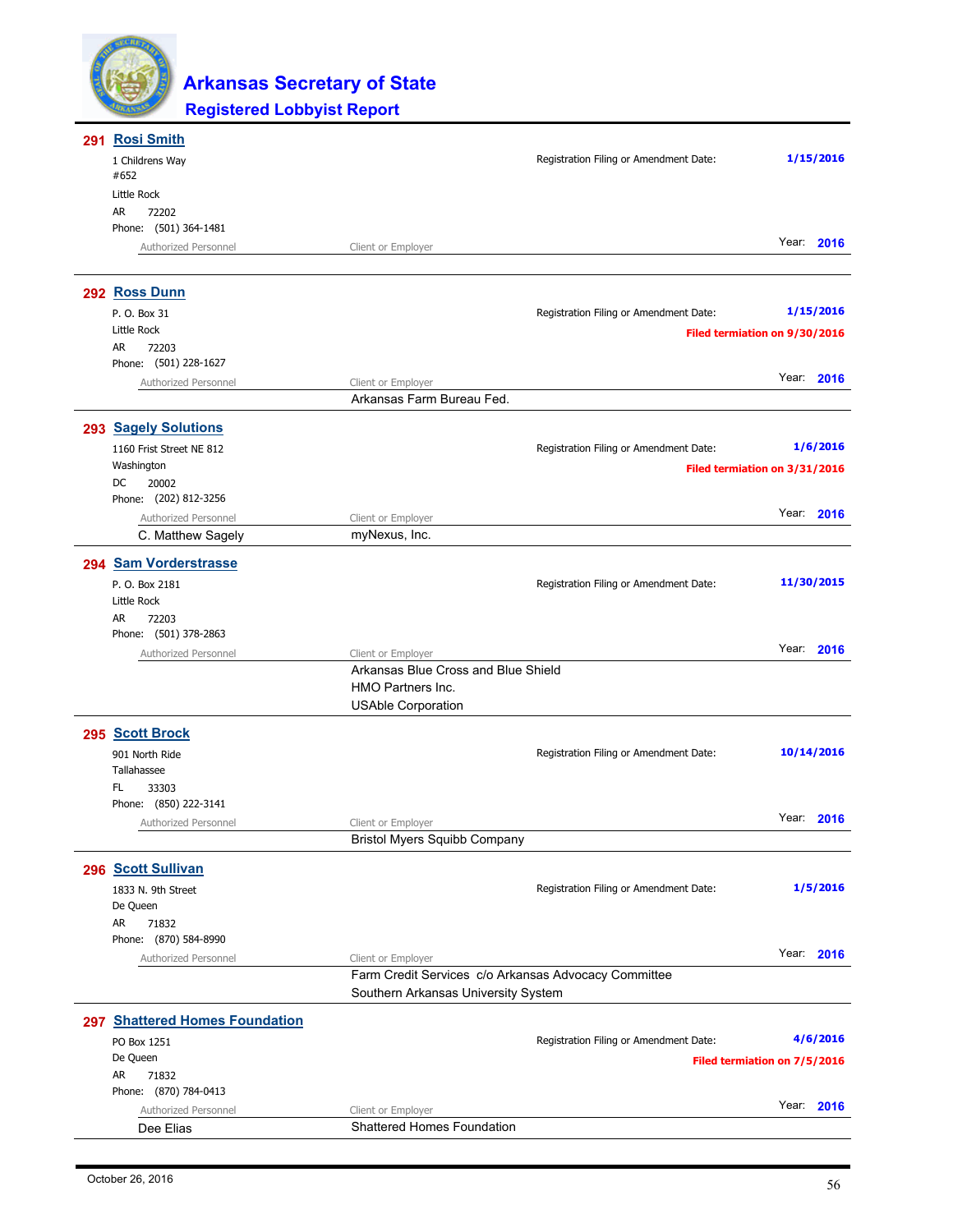# Arkansas Secretary of State

## Registered Lobbyist Report

---

### 291 Rosi Smith

1 Childrens Way
#652
Little Rock
AR 72202
Phone: (501) 364-1481

Registration Filing or Amendment Date: **1/15/2016**

Year: **2016**

| Authorized Personnel | Client or Employer |
|---|---|
| | |

---

### 292 Ross Dunn

P. O. Box 31
Little Rock
AR 72203
Phone: (501) 228-1627

Registration Filing or Amendment Date: **1/15/2016**

**Filed termiation on 9/30/2016**

Year: **2016**

| Authorized Personnel | Client or Employer |
|---|---|
| | Arkansas Farm Bureau Fed. |

---

### 293 Sagely Solutions

1160 Frist Street NE 812
Washington
DC 20002
Phone: (202) 812-3256

Registration Filing or Amendment Date: **1/6/2016**

**Filed termiation on 3/31/2016**

Year: **2016**

| Authorized Personnel | Client or Employer |
|---|---|
| C. Matthew Sagely | myNexus, Inc. |

---

### 294 Sam Vorderstrasse

P. O. Box 2181
Little Rock
AR 72203
Phone: (501) 378-2863

Registration Filing or Amendment Date: **11/30/2015**

Year: **2016**

| Authorized Personnel | Client or Employer |
|---|---|
| | Arkansas Blue Cross and Blue Shield |
| | HMO Partners Inc. |
| | USAble Corporation |

---

### 295 Scott Brock

901 North Ride
Tallahassee
FL 33303
Phone: (850) 222-3141

Registration Filing or Amendment Date: **10/14/2016**

Year: **2016**

| Authorized Personnel | Client or Employer |
|---|---|
| | Bristol Myers Squibb Company |

---

### 296 Scott Sullivan

1833 N. 9th Street
De Queen
AR 71832
Phone: (870) 584-8990

Registration Filing or Amendment Date: **1/5/2016**

Year: **2016**

| Authorized Personnel | Client or Employer |
|---|---|
| | Farm Credit Services c/o Arkansas Advocacy Committee |
| | Southern Arkansas University System |

---

### 297 Shattered Homes Foundation

PO Box 1251
De Queen
AR 71832
Phone: (870) 784-0413

Registration Filing or Amendment Date: **4/6/2016**

**Filed termiation on 7/5/2016**

Year: **2016**

| Authorized Personnel | Client or Employer |
|---|---|
| Dee Elias | Shattered Homes Foundation |

---

October 26, 2016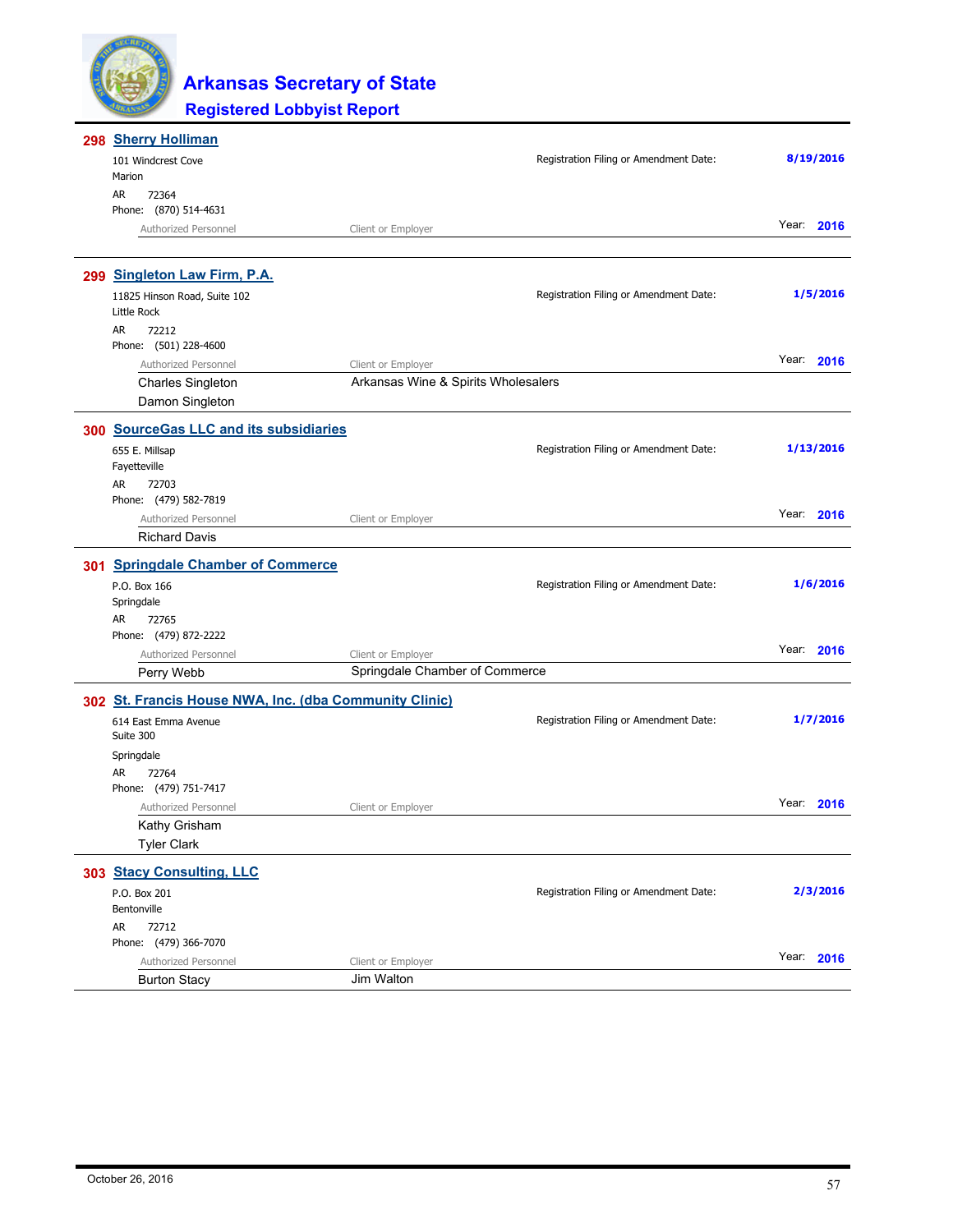# Arkansas Secretary of State

## Registered Lobbyist Report

### 298 Sherry Holliman

101 Windcrest Cove
Marion
AR 72364
Phone: (870) 514-4631

Registration Filing or Amendment Date: **8/19/2016**

Year: **2016**

| Authorized Personnel | Client or Employer |
| --- | --- |

### 299 Singleton Law Firm, P.A.

11825 Hinson Road, Suite 102
Little Rock
AR 72212
Phone: (501) 228-4600

Registration Filing or Amendment Date: **1/5/2016**

Year: **2016**

| Authorized Personnel | Client or Employer |
| --- | --- |
| Charles Singleton | Arkansas Wine & Spirits Wholesalers |
| Damon Singleton | |

### 300 SourceGas LLC and its subsidiaries

655 E. Millsap
Fayetteville
AR 72703
Phone: (479) 582-7819

Registration Filing or Amendment Date: **1/13/2016**

Year: **2016**

| Authorized Personnel | Client or Employer |
| --- | --- |
| Richard Davis | |

### 301 Springdale Chamber of Commerce

P.O. Box 166
Springdale
AR 72765
Phone: (479) 872-2222

Registration Filing or Amendment Date: **1/6/2016**

Year: **2016**

| Authorized Personnel | Client or Employer |
| --- | --- |
| Perry Webb | Springdale Chamber of Commerce |

### 302 St. Francis House NWA, Inc. (dba Community Clinic)

614 East Emma Avenue
Suite 300
Springdale
AR 72764
Phone: (479) 751-7417

Registration Filing or Amendment Date: **1/7/2016**

Year: **2016**

| Authorized Personnel | Client or Employer |
| --- | --- |
| Kathy Grisham | |
| Tyler Clark | |

### 303 Stacy Consulting, LLC

P.O. Box 201
Bentonville
AR 72712
Phone: (479) 366-7070

Registration Filing or Amendment Date: **2/3/2016**

Year: **2016**

| Authorized Personnel | Client or Employer |
| --- | --- |
| Burton Stacy | Jim Walton |

October 26, 2016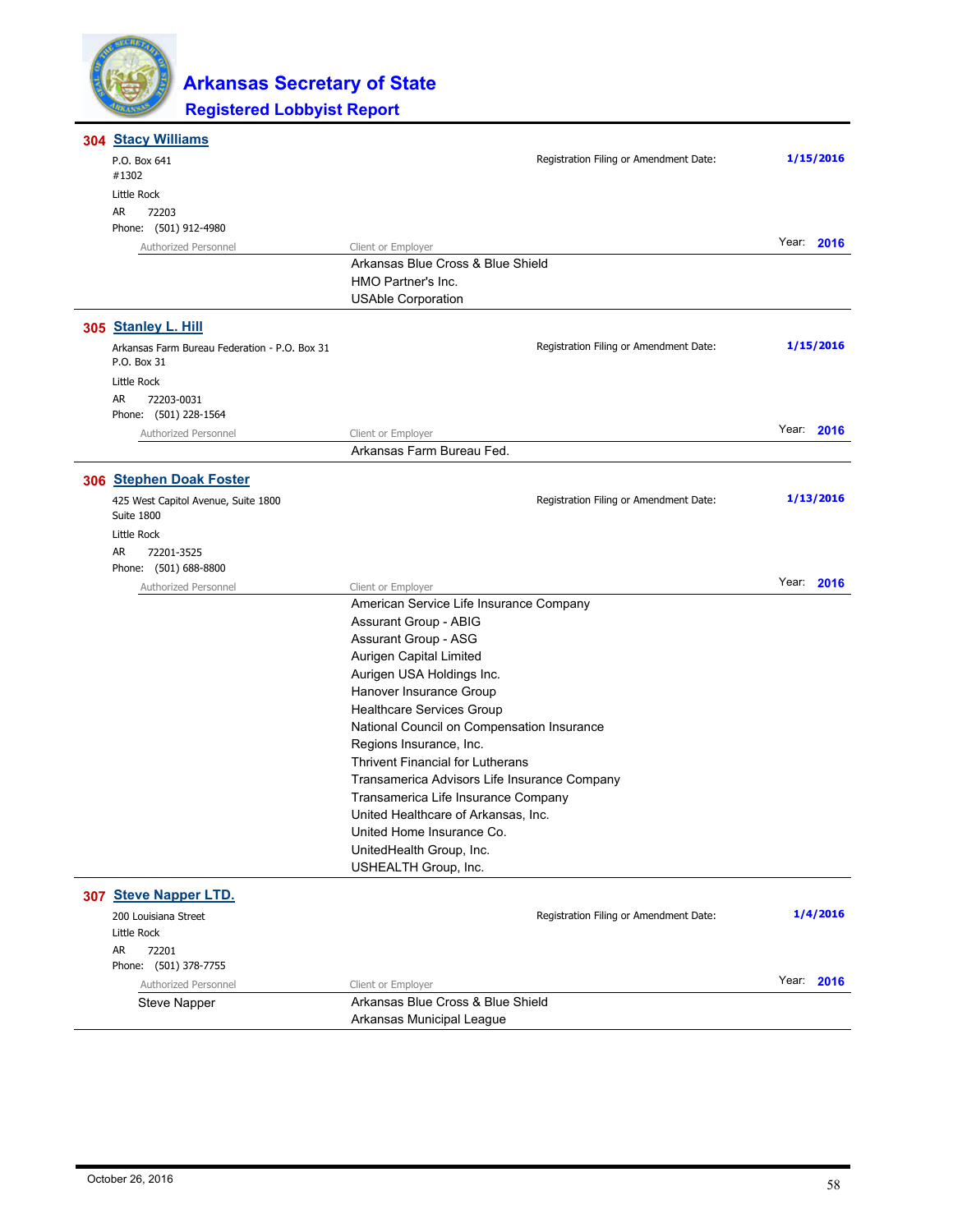# Arkansas Secretary of State

## Registered Lobbyist Report

### 304 Stacy Williams

P.O. Box 641
#1302
Little Rock
AR 72203
Phone: (501) 912-4980

Registration Filing or Amendment Date: **1/15/2016**

Year: **2016**

| Authorized Personnel | Client or Employer |
|---|---|
| | Arkansas Blue Cross & Blue Shield |
| | HMO Partner's Inc. |
| | USAble Corporation |

### 305 Stanley L. Hill

Arkansas Farm Bureau Federation - P.O. Box 31
P.O. Box 31
Little Rock
AR 72203-0031
Phone: (501) 228-1564

Registration Filing or Amendment Date: **1/15/2016**

Year: **2016**

| Authorized Personnel | Client or Employer |
|---|---|
| | Arkansas Farm Bureau Fed. |

### 306 Stephen Doak Foster

425 West Capitol Avenue, Suite 1800
Suite 1800
Little Rock
AR 72201-3525
Phone: (501) 688-8800

Registration Filing or Amendment Date: **1/13/2016**

Year: **2016**

| Authorized Personnel | Client or Employer |
|---|---|
| | American Service Life Insurance Company |
| | Assurant Group - ABIG |
| | Assurant Group - ASG |
| | Aurigen Capital Limited |
| | Aurigen USA Holdings Inc. |
| | Hanover Insurance Group |
| | Healthcare Services Group |
| | National Council on Compensation Insurance |
| | Regions Insurance, Inc. |
| | Thrivent Financial for Lutherans |
| | Transamerica Advisors Life Insurance Company |
| | Transamerica Life Insurance Company |
| | United Healthcare of Arkansas, Inc. |
| | United Home Insurance Co. |
| | UnitedHealth Group, Inc. |
| | USHEALTH Group, Inc. |

### 307 Steve Napper LTD.

200 Louisiana Street
Little Rock
AR 72201
Phone: (501) 378-7755

Registration Filing or Amendment Date: **1/4/2016**

Year: **2016**

| Authorized Personnel | Client or Employer |
|---|---|
| Steve Napper | Arkansas Blue Cross & Blue Shield |
| | Arkansas Municipal League |

October 26, 2016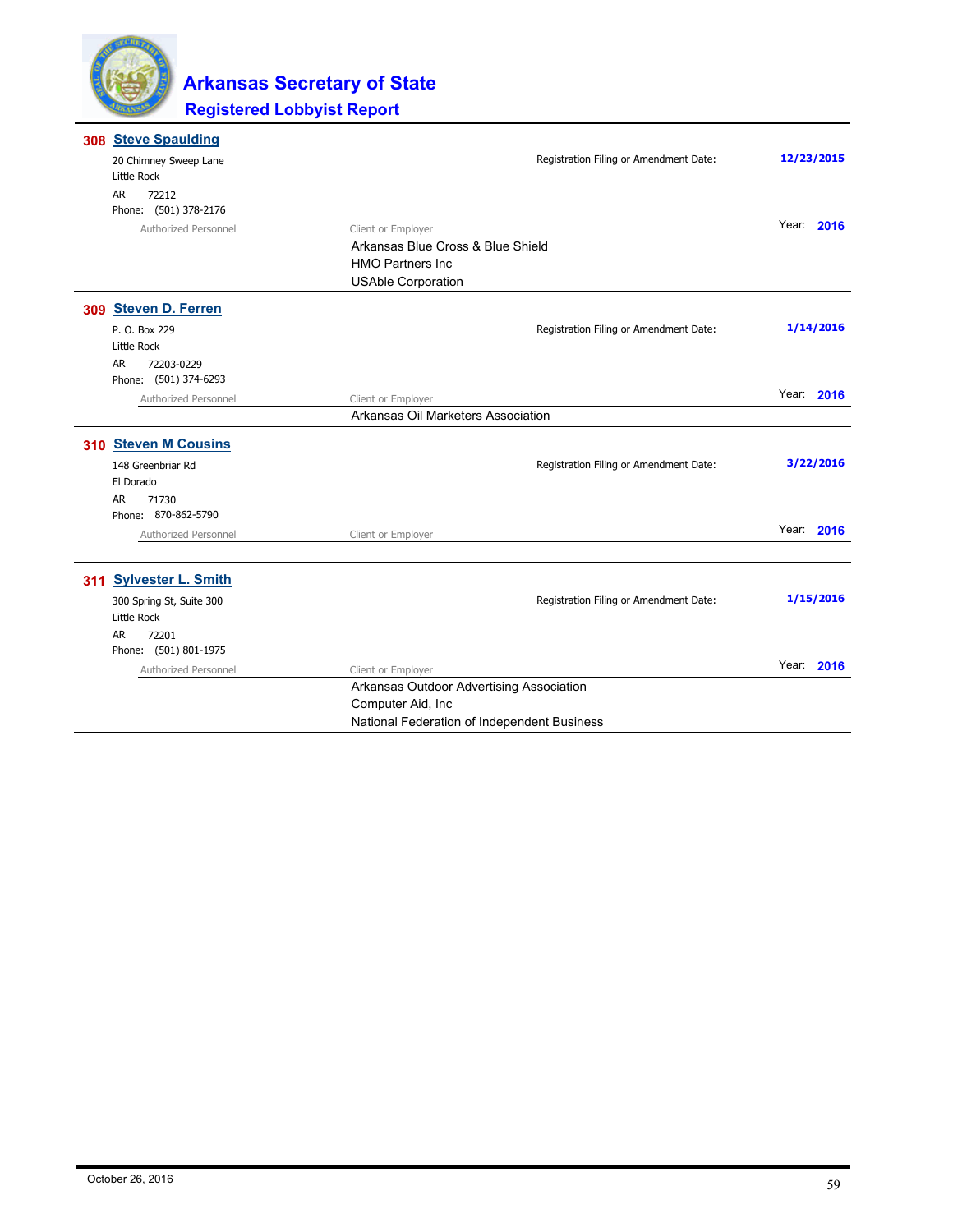# Arkansas Secretary of State

## Registered Lobbyist Report

### 308 Steve Spaulding

20 Chimney Sweep Lane
Little Rock
AR 72212
Phone: (501) 378-2176

Registration Filing or Amendment Date: **12/23/2015**

Year: **2016**

| Authorized Personnel | Client or Employer |
| --- | --- |
| | Arkansas Blue Cross & Blue Shield |
| | HMO Partners Inc |
| | USAble Corporation |

### 309 Steven D. Ferren

P. O. Box 229
Little Rock
AR 72203-0229
Phone: (501) 374-6293

Registration Filing or Amendment Date: **1/14/2016**

Year: **2016**

| Authorized Personnel | Client or Employer |
| --- | --- |
| | Arkansas Oil Marketers Association |

### 310 Steven M Cousins

148 Greenbriar Rd
El Dorado
AR 71730
Phone: 870-862-5790

Registration Filing or Amendment Date: **3/22/2016**

Year: **2016**

| Authorized Personnel | Client or Employer |
| --- | --- |

### 311 Sylvester L. Smith

300 Spring St, Suite 300
Little Rock
AR 72201
Phone: (501) 801-1975

Registration Filing or Amendment Date: **1/15/2016**

Year: **2016**

| Authorized Personnel | Client or Employer |
| --- | --- |
| | Arkansas Outdoor Advertising Association |
| | Computer Aid, Inc |
| | National Federation of Independent Business |

October 26, 2016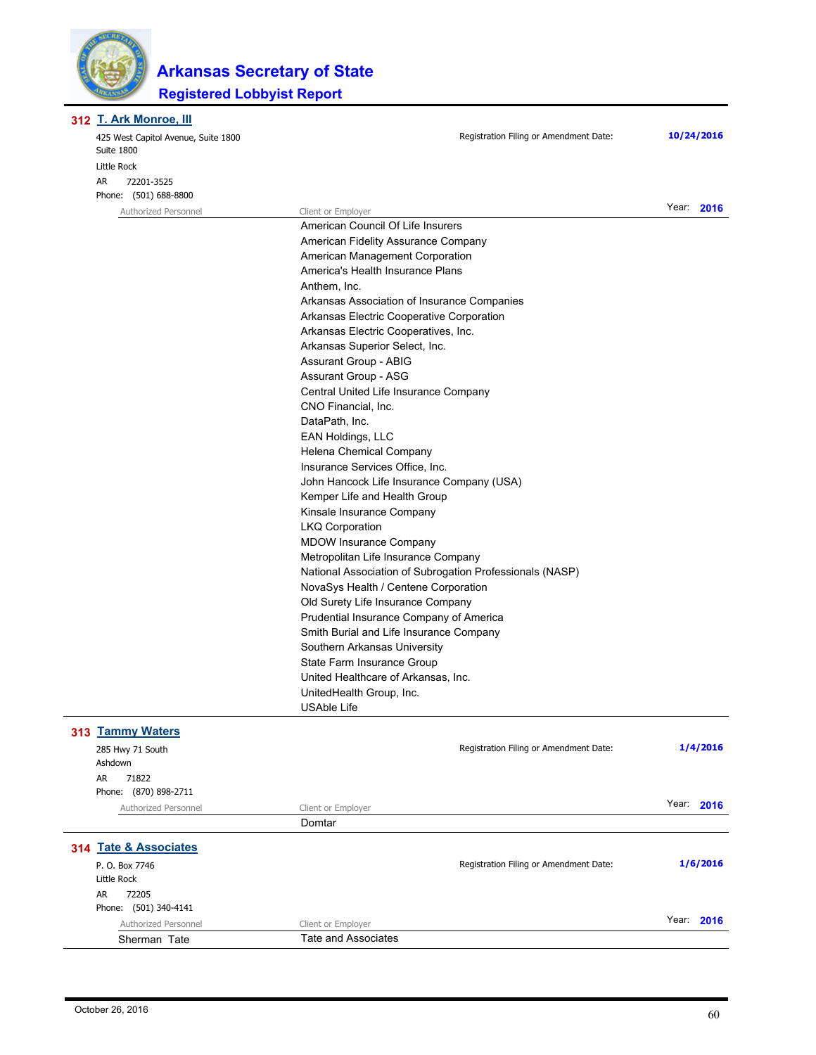# Arkansas Secretary of State
## Registered Lobbyist Report

### 312 T. Ark Monroe, III

425 West Capitol Avenue, Suite 1800
Suite 1800
Little Rock
AR 72201-3525
Phone: (501) 688-8800

Registration Filing or Amendment Date: **10/24/2016**

Year: **2016**

| Authorized Personnel | Client or Employer |
|---|---|
| | American Council Of Life Insurers |
| | American Fidelity Assurance Company |
| | American Management Corporation |
| | America's Health Insurance Plans |
| | Anthem, Inc. |
| | Arkansas Association of Insurance Companies |
| | Arkansas Electric Cooperative Corporation |
| | Arkansas Electric Cooperatives, Inc. |
| | Arkansas Superior Select, Inc. |
| | Assurant Group - ABIG |
| | Assurant Group - ASG |
| | Central United Life Insurance Company |
| | CNO Financial, Inc. |
| | DataPath, Inc. |
| | EAN Holdings, LLC |
| | Helena Chemical Company |
| | Insurance Services Office, Inc. |
| | John Hancock Life Insurance Company (USA) |
| | Kemper Life and Health Group |
| | Kinsale Insurance Company |
| | LKQ Corporation |
| | MDOW Insurance Company |
| | Metropolitan Life Insurance Company |
| | National Association of Subrogation Professionals (NASP) |
| | NovaSys Health / Centene Corporation |
| | Old Surety Life Insurance Company |
| | Prudential Insurance Company of America |
| | Smith Burial and Life Insurance Company |
| | Southern Arkansas University |
| | State Farm Insurance Group |
| | United Healthcare of Arkansas, Inc. |
| | UnitedHealth Group, Inc. |
| | USAble Life |

### 313 Tammy Waters

285 Hwy 71 South
Ashdown
AR 71822
Phone: (870) 898-2711

Registration Filing or Amendment Date: **1/4/2016**

Year: **2016**

| Authorized Personnel | Client or Employer |
|---|---|
| | Domtar |

### 314 Tate & Associates

P. O. Box 7746
Little Rock
AR 72205
Phone: (501) 340-4141

Registration Filing or Amendment Date: **1/6/2016**

Year: **2016**

| Authorized Personnel | Client or Employer |
|---|---|
| Sherman Tate | Tate and Associates |

October 26, 2016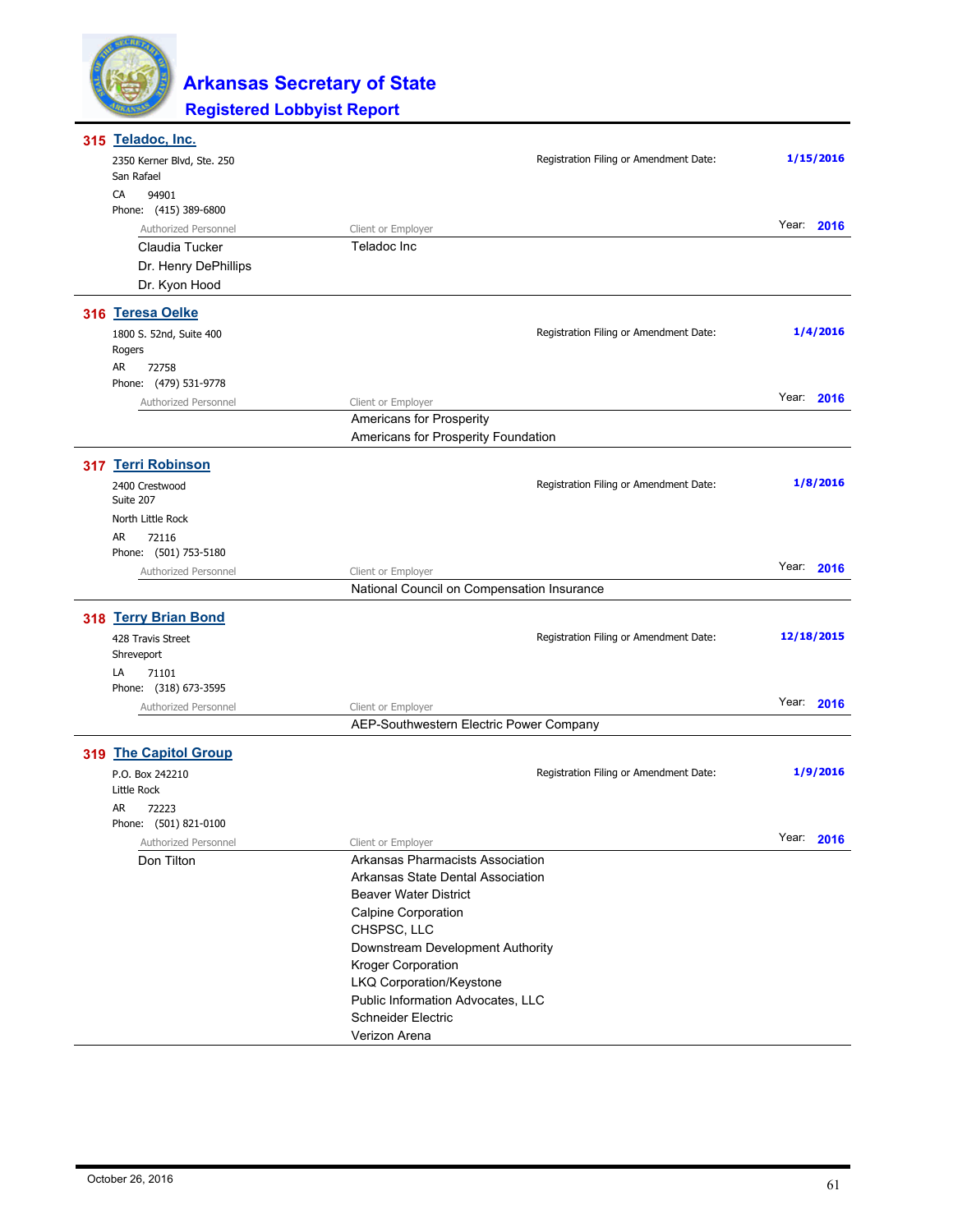## 315 Teladoc, Inc.

2350 Kerner Blvd, Ste. 250
San Rafael
CA 94901
Phone: (415) 389-6800

Registration Filing or Amendment Date: **1/15/2016**

Year: **2016**

| Authorized Personnel | Client or Employer |
|---|---|
| Claudia Tucker | Teladoc Inc |
| Dr. Henry DePhillips | |
| Dr. Kyon Hood | |

## 316 Teresa Oelke

1800 S. 52nd, Suite 400
Rogers
AR 72758
Phone: (479) 531-9778

Registration Filing or Amendment Date: **1/4/2016**

Year: **2016**

| Authorized Personnel | Client or Employer |
|---|---|
| | Americans for Prosperity |
| | Americans for Prosperity Foundation |

## 317 Terri Robinson

2400 Crestwood
Suite 207
North Little Rock
AR 72116
Phone: (501) 753-5180

Registration Filing or Amendment Date: **1/8/2016**

Year: **2016**

| Authorized Personnel | Client or Employer |
|---|---|
| | National Council on Compensation Insurance |

## 318 Terry Brian Bond

428 Travis Street
Shreveport
LA 71101
Phone: (318) 673-3595

Registration Filing or Amendment Date: **12/18/2015**

Year: **2016**

| Authorized Personnel | Client or Employer |
|---|---|
| | AEP-Southwestern Electric Power Company |

## 319 The Capitol Group

P.O. Box 242210
Little Rock
AR 72223
Phone: (501) 821-0100

Registration Filing or Amendment Date: **1/9/2016**

Year: **2016**

| Authorized Personnel | Client or Employer |
|---|---|
| Don Tilton | Arkansas Pharmacists Association |
| | Arkansas State Dental Association |
| | Beaver Water District |
| | Calpine Corporation |
| | CHSPSC, LLC |
| | Downstream Development Authority |
| | Kroger Corporation |
| | LKQ Corporation/Keystone |
| | Public Information Advocates, LLC |
| | Schneider Electric |
| | Verizon Arena |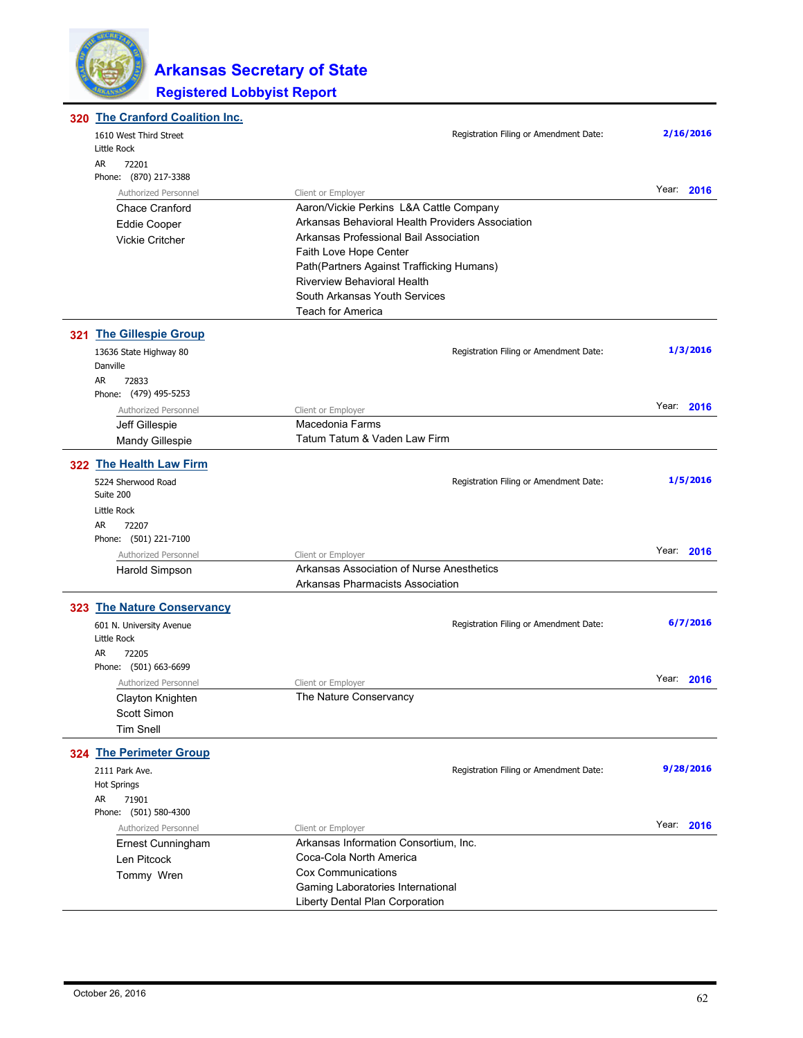# Arkansas Secretary of State
## Registered Lobbyist Report

### 320 The Cranford Coalition Inc.

1610 West Third Street
Little Rock
AR 72201
Phone: (870) 217-3388

Registration Filing or Amendment Date: **2/16/2016**

Year: **2016**

| Authorized Personnel | Client or Employer |
|---|---|
| Chace Cranford | Aaron/Vickie Perkins L&A Cattle Company |
| Eddie Cooper | Arkansas Behavioral Health Providers Association |
| Vickie Critcher | Arkansas Professional Bail Association |
| | Faith Love Hope Center |
| | Path(Partners Against Trafficking Humans) |
| | Riverview Behavioral Health |
| | South Arkansas Youth Services |
| | Teach for America |

### 321 The Gillespie Group

13636 State Highway 80
Danville
AR 72833
Phone: (479) 495-5253

Registration Filing or Amendment Date: **1/3/2016**

Year: **2016**

| Authorized Personnel | Client or Employer |
|---|---|
| Jeff Gillespie | Macedonia Farms |
| Mandy Gillespie | Tatum Tatum & Vaden Law Firm |

### 322 The Health Law Firm

5224 Sherwood Road
Suite 200
Little Rock
AR 72207
Phone: (501) 221-7100

Registration Filing or Amendment Date: **1/5/2016**

Year: **2016**

| Authorized Personnel | Client or Employer |
|---|---|
| Harold Simpson | Arkansas Association of Nurse Anesthetics |
| | Arkansas Pharmacists Association |

### 323 The Nature Conservancy

601 N. University Avenue
Little Rock
AR 72205
Phone: (501) 663-6699

Registration Filing or Amendment Date: **6/7/2016**

Year: **2016**

| Authorized Personnel | Client or Employer |
|---|---|
| Clayton Knighten | The Nature Conservancy |
| Scott Simon | |
| Tim Snell | |

### 324 The Perimeter Group

2111 Park Ave.
Hot Springs
AR 71901
Phone: (501) 580-4300

Registration Filing or Amendment Date: **9/28/2016**

Year: **2016**

| Authorized Personnel | Client or Employer |
|---|---|
| Ernest Cunningham | Arkansas Information Consortium, Inc. |
| Len Pitcock | Coca-Cola North America |
| Tommy Wren | Cox Communications |
| | Gaming Laboratories International |
| | Liberty Dental Plan Corporation |

October 26, 2016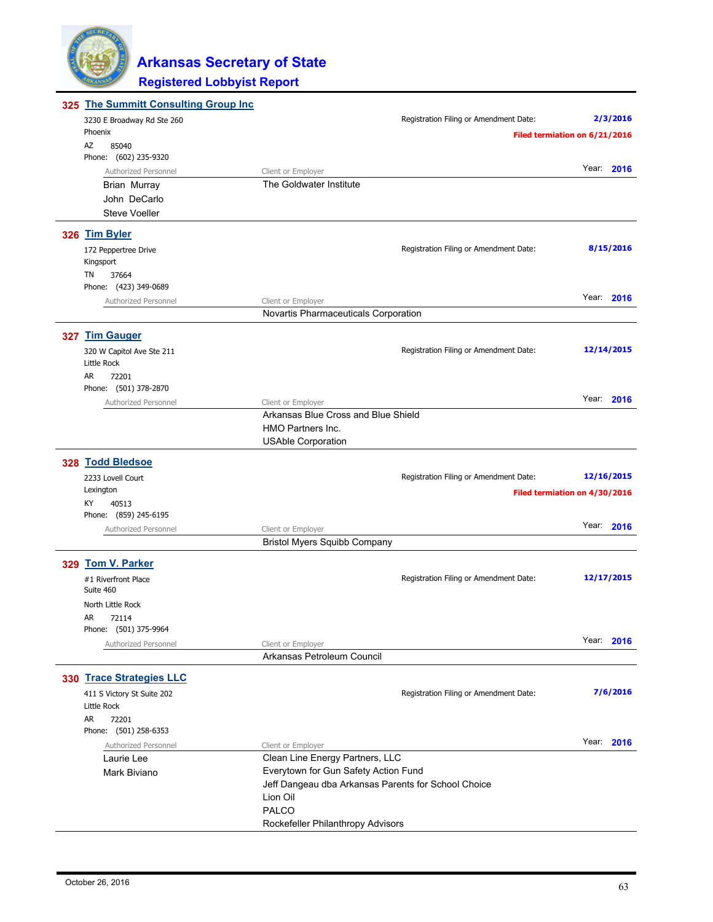# Arkansas Secretary of State

## Registered Lobbyist Report

### 325 The Summitt Consulting Group Inc

3230 E Broadway Rd Ste 260
Phoenix
AZ 85040
Phone: (602) 235-9320

Registration Filing or Amendment Date: **2/3/2016**
**Filed termiation on 6/21/2016**
Year: **2016**

| Authorized Personnel | Client or Employer |
|---|---|
| Brian Murray | The Goldwater Institute |
| John DeCarlo | |
| Steve Voeller | |

### 326 Tim Byler

172 Peppertree Drive
Kingsport
TN 37664
Phone: (423) 349-0689

Registration Filing or Amendment Date: **8/15/2016**
Year: **2016**

| Authorized Personnel | Client or Employer |
|---|---|
| | Novartis Pharmaceuticals Corporation |

### 327 Tim Gauger

320 W Capitol Ave Ste 211
Little Rock
AR 72201
Phone: (501) 378-2870

Registration Filing or Amendment Date: **12/14/2015**
Year: **2016**

| Authorized Personnel | Client or Employer |
|---|---|
| | Arkansas Blue Cross and Blue Shield |
| | HMO Partners Inc. |
| | USAble Corporation |

### 328 Todd Bledsoe

2233 Lovell Court
Lexington
KY 40513
Phone: (859) 245-6195

Registration Filing or Amendment Date: **12/16/2015**
**Filed termiation on 4/30/2016**
Year: **2016**

| Authorized Personnel | Client or Employer |
|---|---|
| | Bristol Myers Squibb Company |

### 329 Tom V. Parker

#1 Riverfront Place
Suite 460
North Little Rock
AR 72114
Phone: (501) 375-9964

Registration Filing or Amendment Date: **12/17/2015**
Year: **2016**

| Authorized Personnel | Client or Employer |
|---|---|
| | Arkansas Petroleum Council |

### 330 Trace Strategies LLC

411 S Victory St Suite 202
Little Rock
AR 72201
Phone: (501) 258-6353

Registration Filing or Amendment Date: **7/6/2016**
Year: **2016**

| Authorized Personnel | Client or Employer |
|---|---|
| Laurie Lee | Clean Line Energy Partners, LLC |
| Mark Biviano | Everytown for Gun Safety Action Fund |
| | Jeff Dangeau dba Arkansas Parents for School Choice |
| | Lion Oil |
| | PALCO |
| | Rockefeller Philanthropy Advisors |

October 26, 2016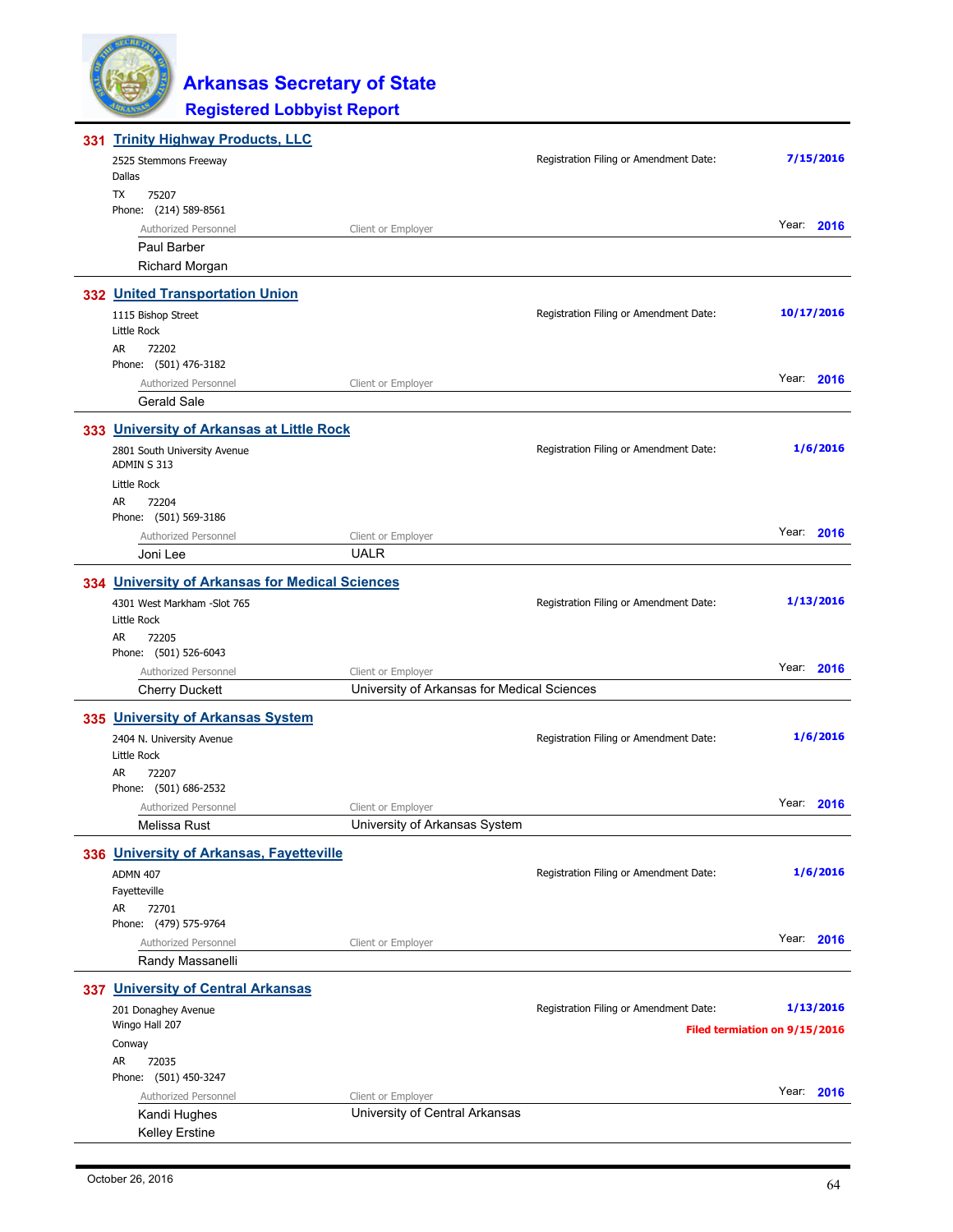## 331 Trinity Highway Products, LLC

2525 Stemmons Freeway
Dallas
TX 75207
Phone: (214) 589-8561

Registration Filing or Amendment Date: **7/15/2016**

Year: **2016**

| Authorized Personnel | Client or Employer |
|---|---|
| Paul Barber | |
| Richard Morgan | |

## 332 United Transportation Union

1115 Bishop Street
Little Rock
AR 72202
Phone: (501) 476-3182

Registration Filing or Amendment Date: **10/17/2016**

Year: **2016**

| Authorized Personnel | Client or Employer |
|---|---|
| Gerald Sale | |

## 333 University of Arkansas at Little Rock

2801 South University Avenue
ADMIN S 313
Little Rock
AR 72204
Phone: (501) 569-3186

Registration Filing or Amendment Date: **1/6/2016**

Year: **2016**

| Authorized Personnel | Client or Employer |
|---|---|
| Joni Lee | UALR |

## 334 University of Arkansas for Medical Sciences

4301 West Markham -Slot 765
Little Rock
AR 72205
Phone: (501) 526-6043

Registration Filing or Amendment Date: **1/13/2016**

Year: **2016**

| Authorized Personnel | Client or Employer |
|---|---|
| Cherry Duckett | University of Arkansas for Medical Sciences |

## 335 University of Arkansas System

2404 N. University Avenue
Little Rock
AR 72207
Phone: (501) 686-2532

Registration Filing or Amendment Date: **1/6/2016**

Year: **2016**

| Authorized Personnel | Client or Employer |
|---|---|
| Melissa Rust | University of Arkansas System |

## 336 University of Arkansas, Fayetteville

ADMN 407
Fayetteville
AR 72701
Phone: (479) 575-9764

Registration Filing or Amendment Date: **1/6/2016**

Year: **2016**

| Authorized Personnel | Client or Employer |
|---|---|
| Randy Massanelli | |

## 337 University of Central Arkansas

201 Donaghey Avenue
Wingo Hall 207
Conway
AR 72035
Phone: (501) 450-3247

Registration Filing or Amendment Date: **1/13/2016**

**Filed termiation on 9/15/2016**

Year: **2016**

| Authorized Personnel | Client or Employer |
|---|---|
| Kandi Hughes | University of Central Arkansas |
| Kelley Erstine | |

October 26, 2016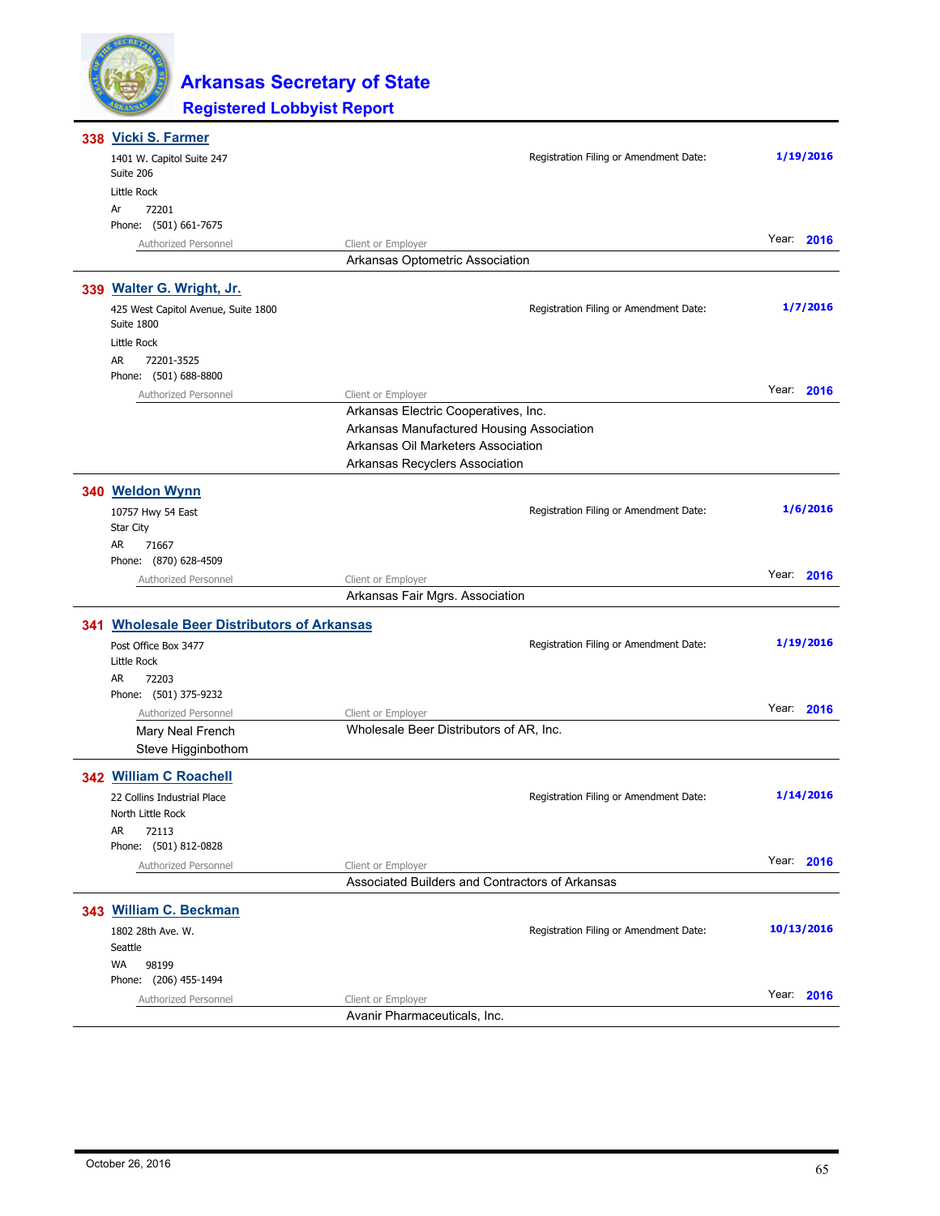# Arkansas Secretary of State

## Registered Lobbyist Report

### 338 Vicki S. Farmer

1401 W. Capitol Suite 247
Suite 206
Little Rock
Ar 72201
Phone: (501) 661-7675

Registration Filing or Amendment Date: **1/19/2016**

Year: **2016**

| Authorized Personnel | Client or Employer |
|---|---|
| | Arkansas Optometric Association |

### 339 Walter G. Wright, Jr.

425 West Capitol Avenue, Suite 1800
Suite 1800
Little Rock
AR 72201-3525
Phone: (501) 688-8800

Registration Filing or Amendment Date: **1/7/2016**

Year: **2016**

| Authorized Personnel | Client or Employer |
|---|---|
| | Arkansas Electric Cooperatives, Inc. |
| | Arkansas Manufactured Housing Association |
| | Arkansas Oil Marketers Association |
| | Arkansas Recyclers Association |

### 340 Weldon Wynn

10757 Hwy 54 East
Star City
AR 71667
Phone: (870) 628-4509

Registration Filing or Amendment Date: **1/6/2016**

Year: **2016**

| Authorized Personnel | Client or Employer |
|---|---|
| | Arkansas Fair Mgrs. Association |

### 341 Wholesale Beer Distributors of Arkansas

Post Office Box 3477
Little Rock
AR 72203
Phone: (501) 375-9232

Registration Filing or Amendment Date: **1/19/2016**

Year: **2016**

| Authorized Personnel | Client or Employer |
|---|---|
| Mary Neal French | Wholesale Beer Distributors of AR, Inc. |
| Steve Higginbothom | |

### 342 William C Roachell

22 Collins Industrial Place
North Little Rock
AR 72113
Phone: (501) 812-0828

Registration Filing or Amendment Date: **1/14/2016**

Year: **2016**

| Authorized Personnel | Client or Employer |
|---|---|
| | Associated Builders and Contractors of Arkansas |

### 343 William C. Beckman

1802 28th Ave. W.
Seattle
WA 98199
Phone: (206) 455-1494

Registration Filing or Amendment Date: **10/13/2016**

Year: **2016**

| Authorized Personnel | Client or Employer |
|---|---|
| | Avanir Pharmaceuticals, Inc. |

October 26, 2016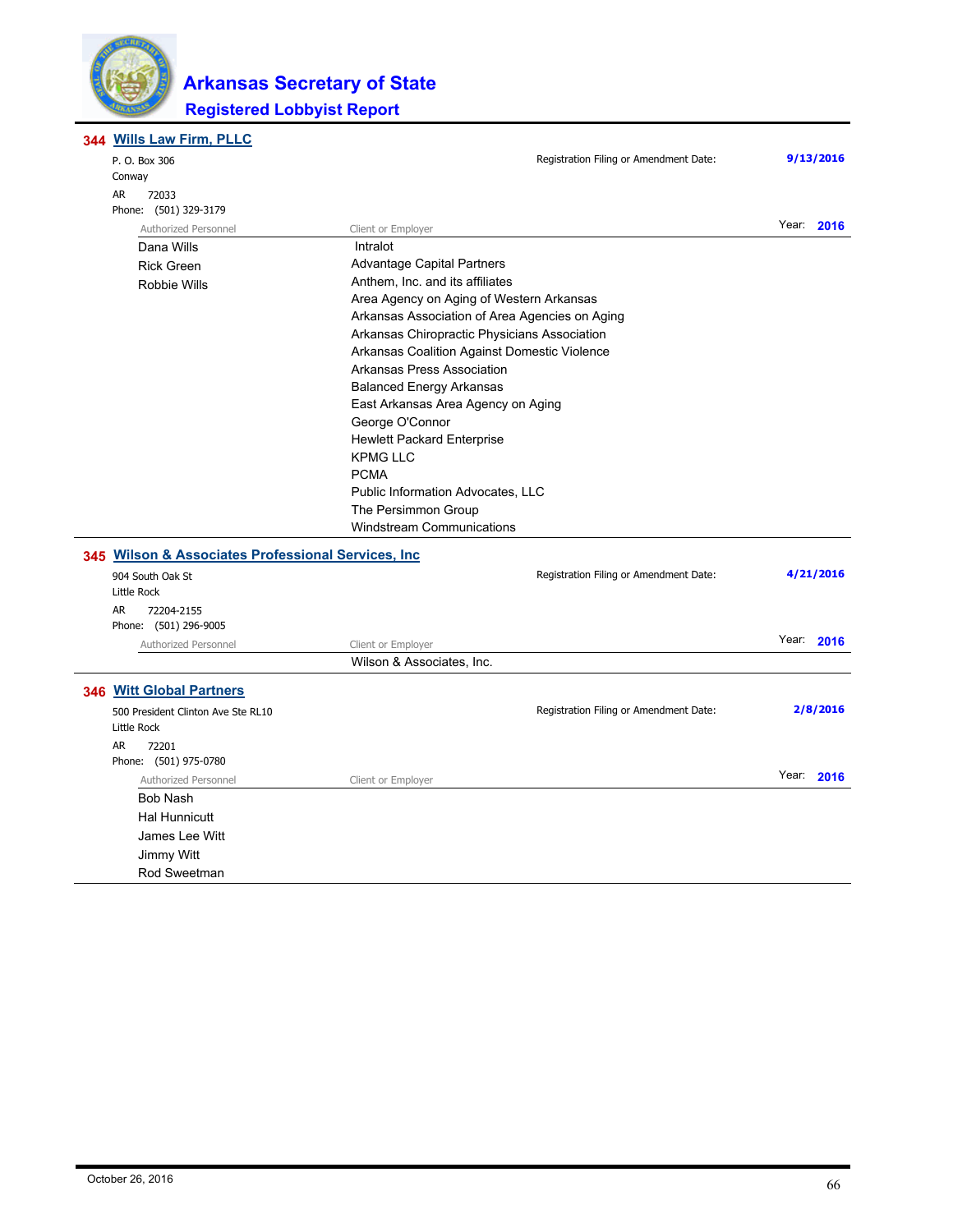# Arkansas Secretary of State

## Registered Lobbyist Report

### 344 Wills Law Firm, PLLC

P. O. Box 306
Conway
AR 72033
Phone: (501) 329-3179

Registration Filing or Amendment Date: **9/13/2016**

Year: **2016**

| Authorized Personnel | Client or Employer |
|---|---|
| Dana Wills | Intralot |
| Rick Green | Advantage Capital Partners |
| Robbie Wills | Anthem, Inc. and its affiliates |
| | Area Agency on Aging of Western Arkansas |
| | Arkansas Association of Area Agencies on Aging |
| | Arkansas Chiropractic Physicians Association |
| | Arkansas Coalition Against Domestic Violence |
| | Arkansas Press Association |
| | Balanced Energy Arkansas |
| | East Arkansas Area Agency on Aging |
| | George O'Connor |
| | Hewlett Packard Enterprise |
| | KPMG LLC |
| | PCMA |
| | Public Information Advocates, LLC |
| | The Persimmon Group |
| | Windstream Communications |

### 345 Wilson & Associates Professional Services, Inc

904 South Oak St
Little Rock
AR 72204-2155
Phone: (501) 296-9005

Registration Filing or Amendment Date: **4/21/2016**

Year: **2016**

| Authorized Personnel | Client or Employer |
|---|---|
| | Wilson & Associates, Inc. |

### 346 Witt Global Partners

500 President Clinton Ave Ste RL10
Little Rock
AR 72201
Phone: (501) 975-0780

Registration Filing or Amendment Date: **2/8/2016**

Year: **2016**

| Authorized Personnel | Client or Employer |
|---|---|
| Bob Nash | |
| Hal Hunnicutt | |
| James Lee Witt | |
| Jimmy Witt | |
| Rod Sweetman | |

October 26, 2016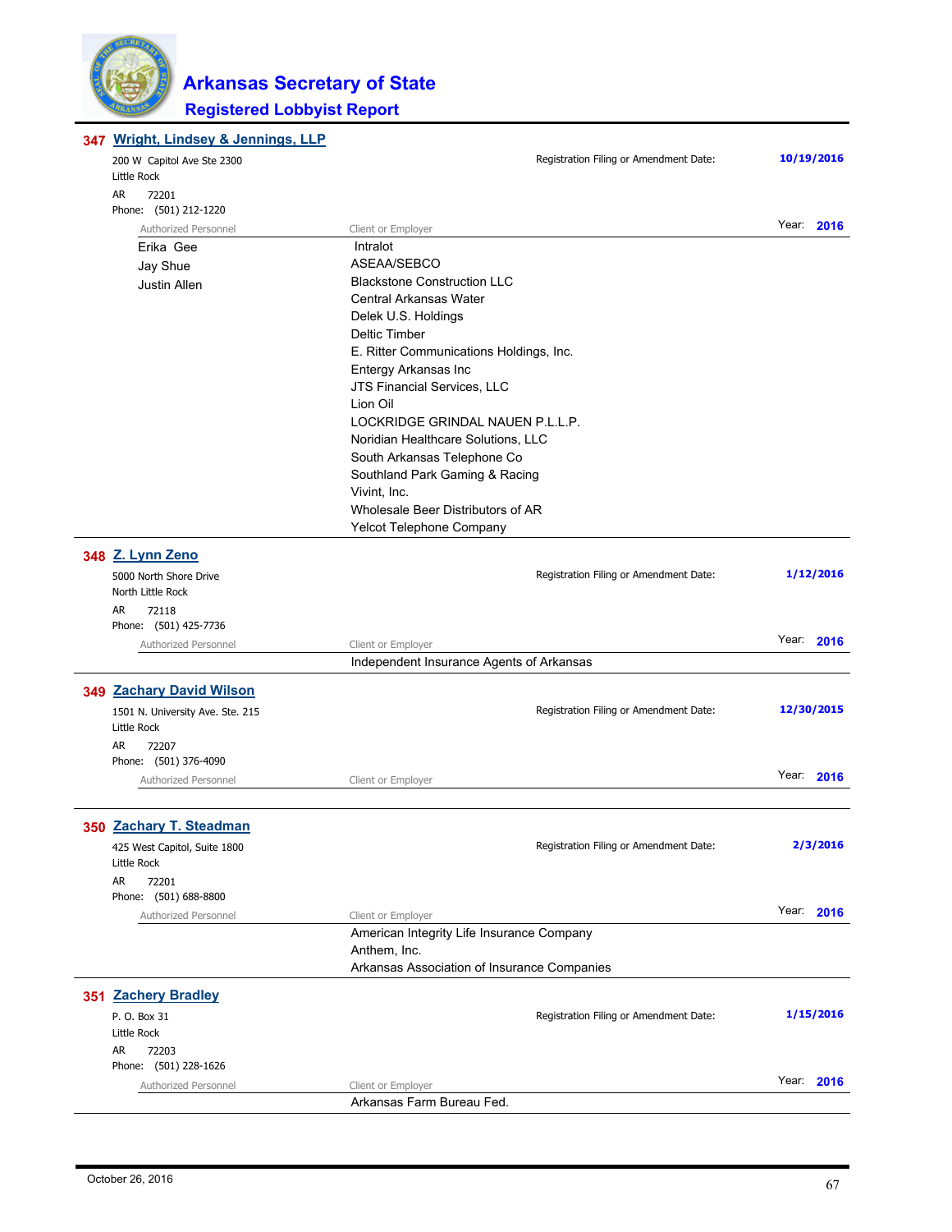# Arkansas Secretary of State
## Registered Lobbyist Report

### 347 Wright, Lindsey & Jennings, LLP

200 W Capitol Ave Ste 2300
Little Rock
AR 72201
Phone: (501) 212-1220

Registration Filing or Amendment Date: **10/19/2016**

Year: **2016**

| Authorized Personnel | Client or Employer |
|---|---|
| Erika Gee | Intralot |
| Jay Shue | ASEAA/SEBCO |
| Justin Allen | Blackstone Construction LLC |
| | Central Arkansas Water |
| | Delek U.S. Holdings |
| | Deltic Timber |
| | E. Ritter Communications Holdings, Inc. |
| | Entergy Arkansas Inc |
| | JTS Financial Services, LLC |
| | Lion Oil |
| | LOCKRIDGE GRINDAL NAUEN P.L.L.P. |
| | Noridian Healthcare Solutions, LLC |
| | South Arkansas Telephone Co |
| | Southland Park Gaming & Racing |
| | Vivint, Inc. |
| | Wholesale Beer Distributors of AR |
| | Yelcot Telephone Company |

### 348 Z. Lynn Zeno

5000 North Shore Drive
North Little Rock
AR 72118
Phone: (501) 425-7736

Registration Filing or Amendment Date: **1/12/2016**

Year: **2016**

| Authorized Personnel | Client or Employer |
|---|---|
| | Independent Insurance Agents of Arkansas |

### 349 Zachary David Wilson

1501 N. University Ave. Ste. 215
Little Rock
AR 72207
Phone: (501) 376-4090

Registration Filing or Amendment Date: **12/30/2015**

Year: **2016**

| Authorized Personnel | Client or Employer |
|---|---|

### 350 Zachary T. Steadman

425 West Capitol, Suite 1800
Little Rock
AR 72201
Phone: (501) 688-8800

Registration Filing or Amendment Date: **2/3/2016**

Year: **2016**

| Authorized Personnel | Client or Employer |
|---|---|
| | American Integrity Life Insurance Company |
| | Anthem, Inc. |
| | Arkansas Association of Insurance Companies |

### 351 Zachery Bradley

P. O. Box 31
Little Rock
AR 72203
Phone: (501) 228-1626

Registration Filing or Amendment Date: **1/15/2016**

Year: **2016**

| Authorized Personnel | Client or Employer |
|---|---|
| | Arkansas Farm Bureau Fed. |

October 26, 2016